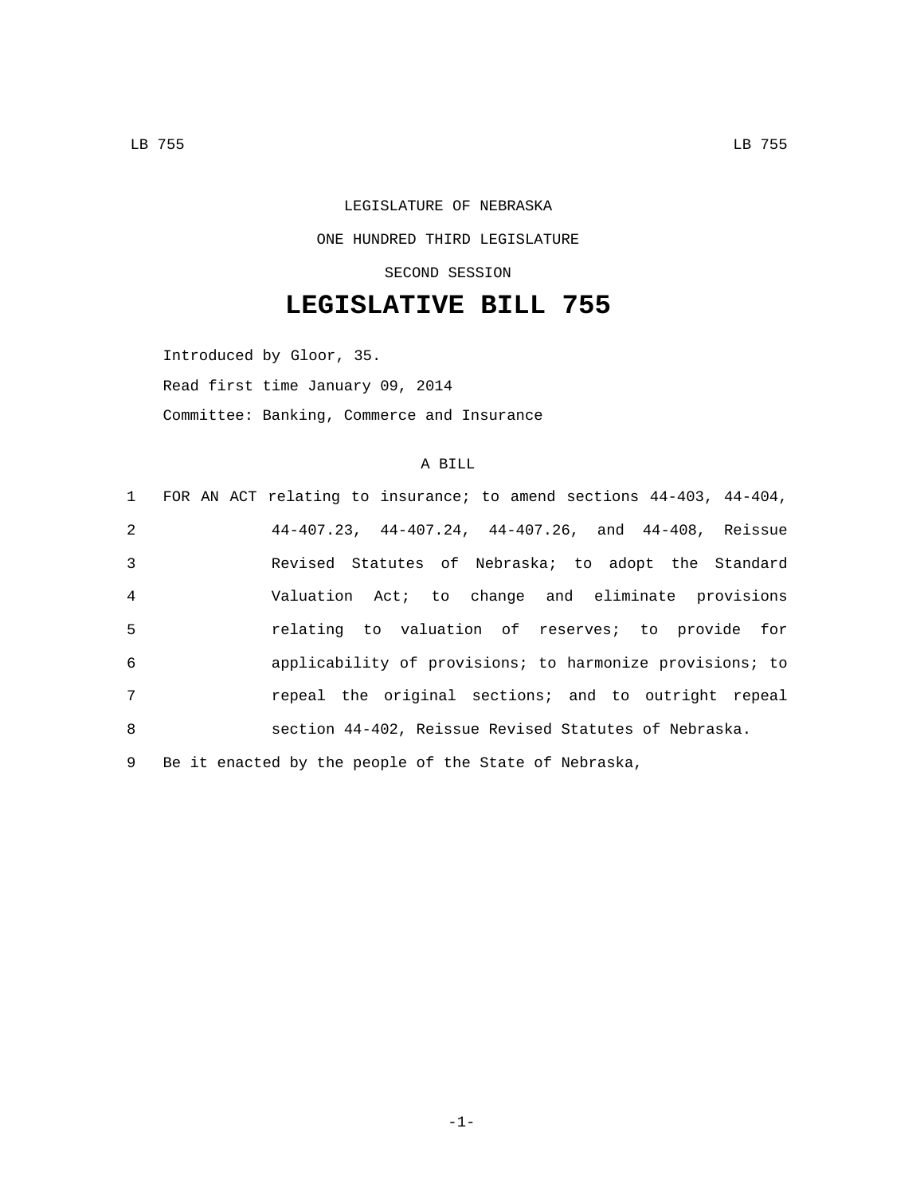LEGISLATURE OF NEBRASKA

ONE HUNDRED THIRD LEGISLATURE

SECOND SESSION

# LEGISLATIVE BILL 755

Introduced by Gloor, 35.

Read first time January 09, 2014

Committee: Banking, Commerce and Insurance

A BILL

1 FOR AN ACT relating to insurance; to amend sections 44-403, 44-404,
2 44-407.23, 44-407.24, 44-407.26, and 44-408, Reissue
3 Revised Statutes of Nebraska; to adopt the Standard
4 Valuation Act; to change and eliminate provisions
5 relating to valuation of reserves; to provide for
6 applicability of provisions; to harmonize provisions; to
7 repeal the original sections; and to outright repeal
8 section 44-402, Reissue Revised Statutes of Nebraska.
9 Be it enacted by the people of the State of Nebraska,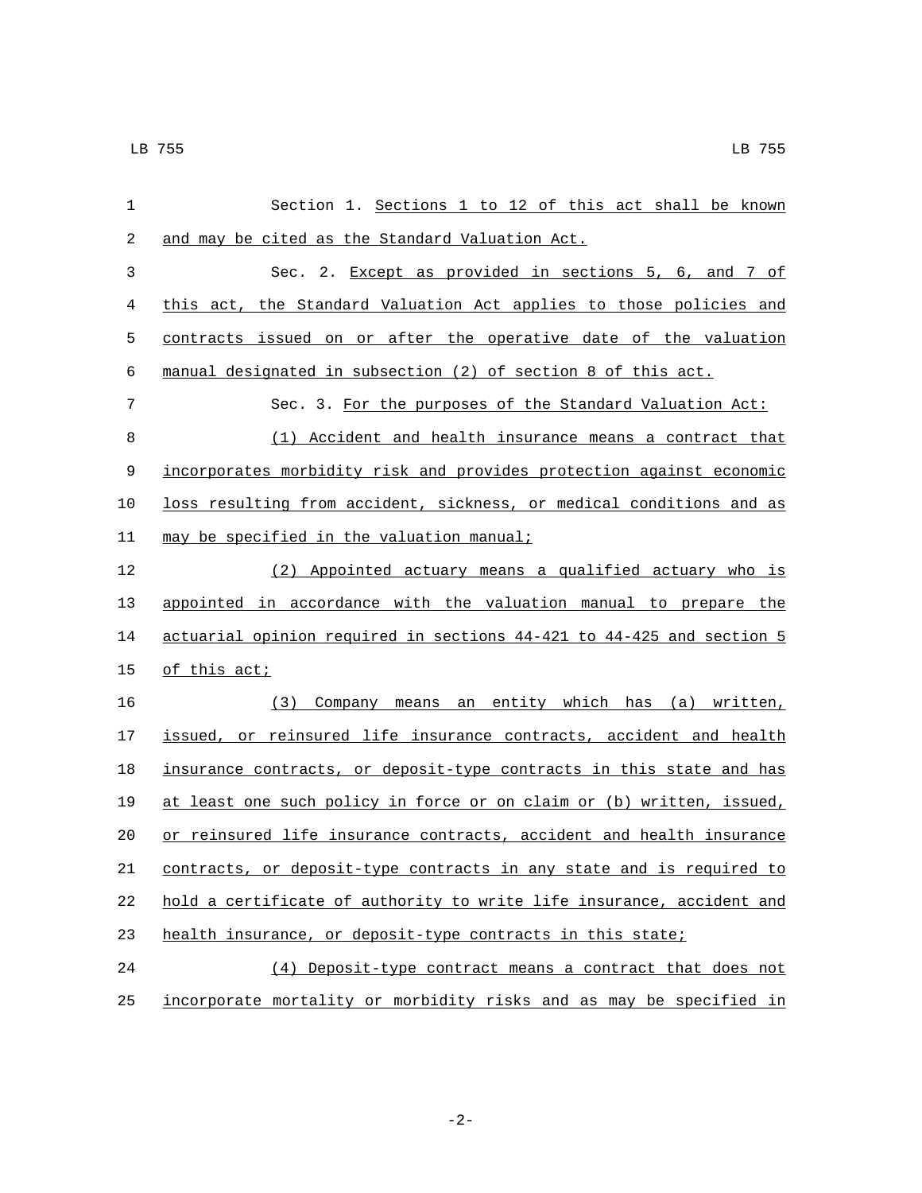Section 1. Sections 1 to 12 of this act shall be known and may be cited as the Standard Valuation Act.

Sec. 2. Except as provided in sections 5, 6, and 7 of this act, the Standard Valuation Act applies to those policies and contracts issued on or after the operative date of the valuation manual designated in subsection (2) of section 8 of this act.

Sec. 3. For the purposes of the Standard Valuation Act:

(1) Accident and health insurance means a contract that incorporates morbidity risk and provides protection against economic loss resulting from accident, sickness, or medical conditions and as may be specified in the valuation manual;

(2) Appointed actuary means a qualified actuary who is appointed in accordance with the valuation manual to prepare the actuarial opinion required in sections 44-421 to 44-425 and section 5 of this act;

(3) Company means an entity which has (a) written, issued, or reinsured life insurance contracts, accident and health insurance contracts, or deposit-type contracts in this state and has at least one such policy in force or on claim or (b) written, issued, or reinsured life insurance contracts, accident and health insurance contracts, or deposit-type contracts in any state and is required to hold a certificate of authority to write life insurance, accident and health insurance, or deposit-type contracts in this state;

(4) Deposit-type contract means a contract that does not incorporate mortality or morbidity risks and as may be specified in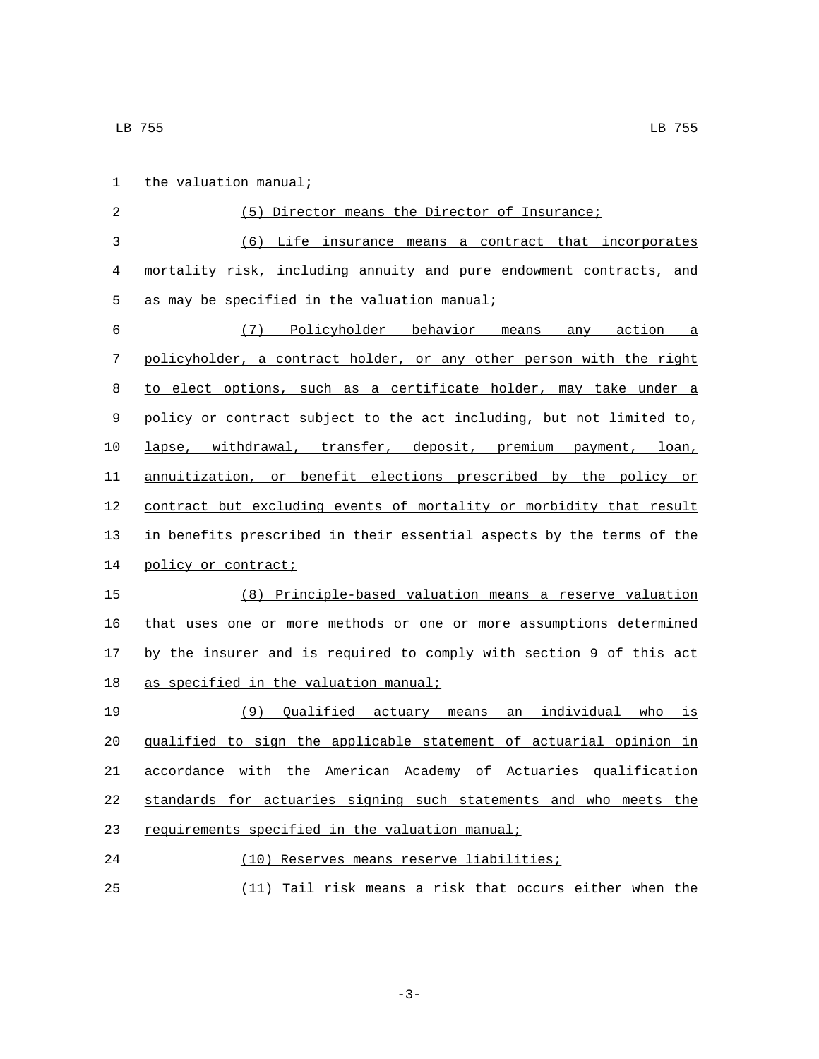the valuation manual;

(5) Director means the Director of Insurance;

(6) Life insurance means a contract that incorporates mortality risk, including annuity and pure endowment contracts, and as may be specified in the valuation manual;

(7) Policyholder behavior means any action a policyholder, a contract holder, or any other person with the right to elect options, such as a certificate holder, may take under a policy or contract subject to the act including, but not limited to, lapse, withdrawal, transfer, deposit, premium payment, loan, annuitization, or benefit elections prescribed by the policy or contract but excluding events of mortality or morbidity that result in benefits prescribed in their essential aspects by the terms of the policy or contract;

(8) Principle-based valuation means a reserve valuation that uses one or more methods or one or more assumptions determined by the insurer and is required to comply with section 9 of this act as specified in the valuation manual;

(9) Qualified actuary means an individual who is qualified to sign the applicable statement of actuarial opinion in accordance with the American Academy of Actuaries qualification standards for actuaries signing such statements and who meets the requirements specified in the valuation manual;

(10) Reserves means reserve liabilities;

(11) Tail risk means a risk that occurs either when the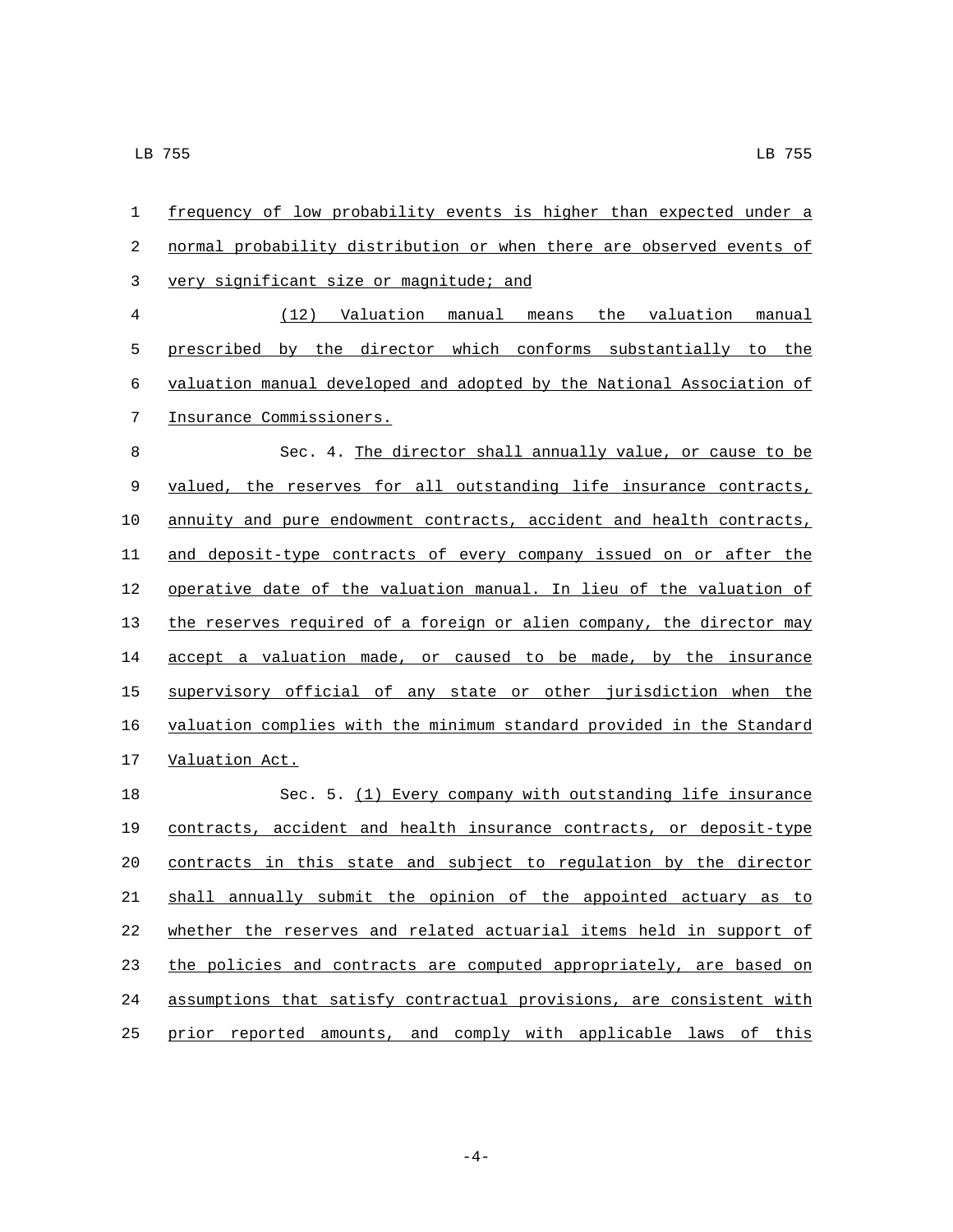frequency of low probability events is higher than expected under a normal probability distribution or when there are observed events of very significant size or magnitude; and

(12) Valuation manual means the valuation manual prescribed by the director which conforms substantially to the valuation manual developed and adopted by the National Association of Insurance Commissioners.

Sec. 4. The director shall annually value, or cause to be valued, the reserves for all outstanding life insurance contracts, annuity and pure endowment contracts, accident and health contracts, and deposit-type contracts of every company issued on or after the operative date of the valuation manual. In lieu of the valuation of the reserves required of a foreign or alien company, the director may accept a valuation made, or caused to be made, by the insurance supervisory official of any state or other jurisdiction when the valuation complies with the minimum standard provided in the Standard Valuation Act.

Sec. 5. (1) Every company with outstanding life insurance contracts, accident and health insurance contracts, or deposit-type contracts in this state and subject to regulation by the director shall annually submit the opinion of the appointed actuary as to whether the reserves and related actuarial items held in support of the policies and contracts are computed appropriately, are based on assumptions that satisfy contractual provisions, are consistent with prior reported amounts, and comply with applicable laws of this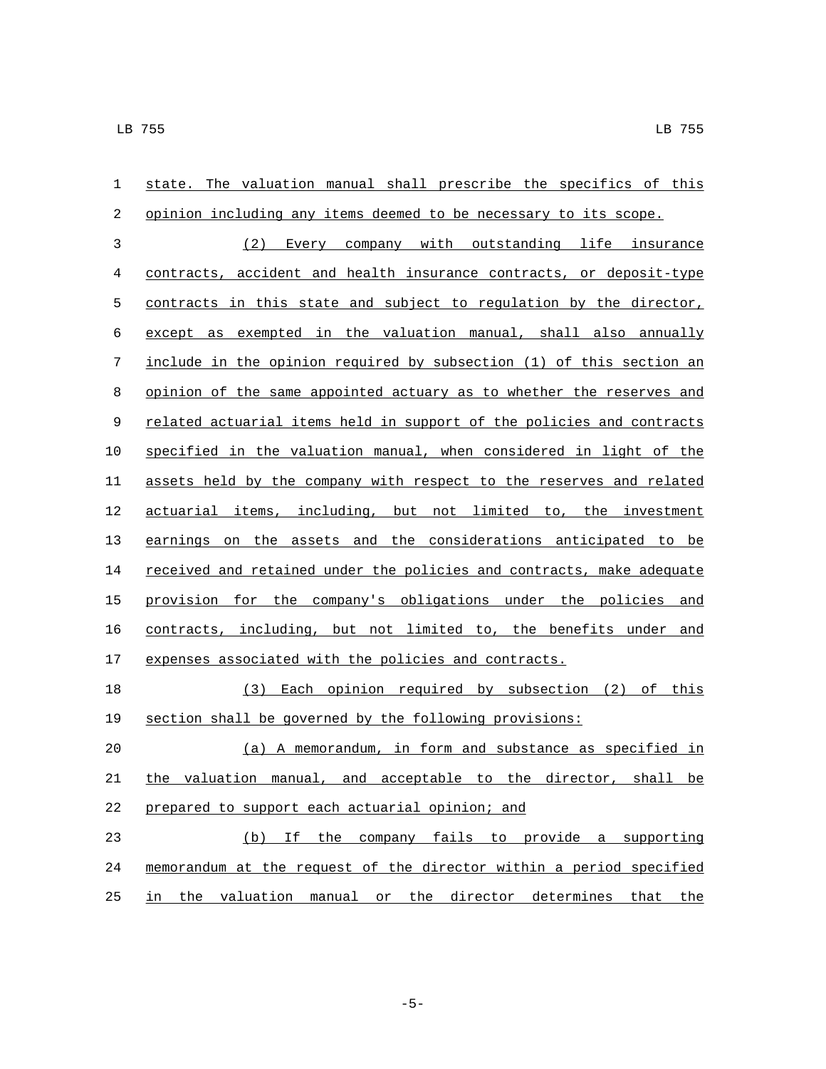state. The valuation manual shall prescribe the specifics of this opinion including any items deemed to be necessary to its scope.

(2) Every company with outstanding life insurance contracts, accident and health insurance contracts, or deposit-type contracts in this state and subject to regulation by the director, except as exempted in the valuation manual, shall also annually include in the opinion required by subsection (1) of this section an opinion of the same appointed actuary as to whether the reserves and related actuarial items held in support of the policies and contracts specified in the valuation manual, when considered in light of the assets held by the company with respect to the reserves and related actuarial items, including, but not limited to, the investment earnings on the assets and the considerations anticipated to be received and retained under the policies and contracts, make adequate provision for the company's obligations under the policies and contracts, including, but not limited to, the benefits under and expenses associated with the policies and contracts.

(3) Each opinion required by subsection (2) of this section shall be governed by the following provisions:

(a) A memorandum, in form and substance as specified in the valuation manual, and acceptable to the director, shall be prepared to support each actuarial opinion; and

(b) If the company fails to provide a supporting memorandum at the request of the director within a period specified in the valuation manual or the director determines that the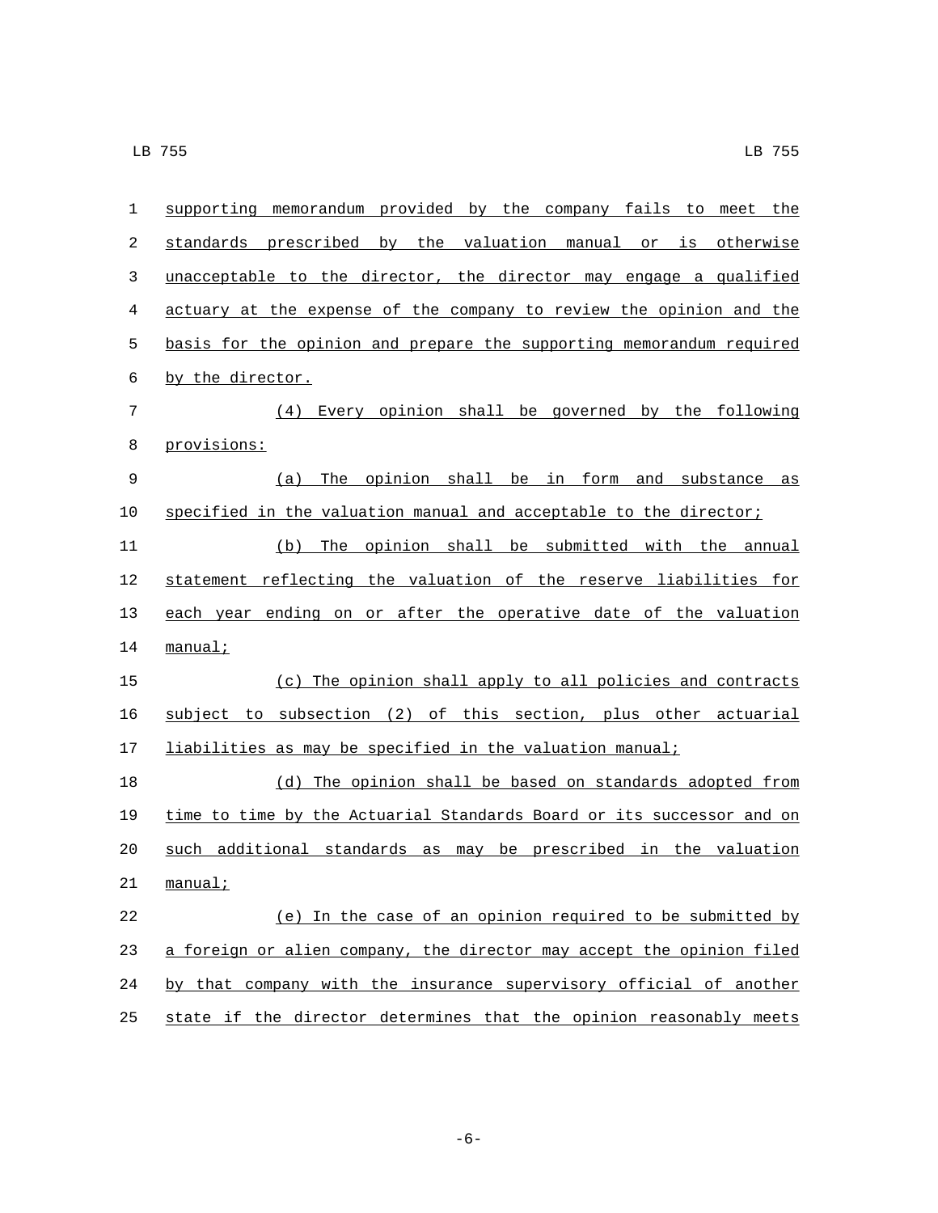supporting memorandum provided by the company fails to meet the standards prescribed by the valuation manual or is otherwise unacceptable to the director, the director may engage a qualified actuary at the expense of the company to review the opinion and the basis for the opinion and prepare the supporting memorandum required by the director.

(4) Every opinion shall be governed by the following provisions:

(a) The opinion shall be in form and substance as specified in the valuation manual and acceptable to the director;

(b) The opinion shall be submitted with the annual statement reflecting the valuation of the reserve liabilities for each year ending on or after the operative date of the valuation manual;

(c) The opinion shall apply to all policies and contracts subject to subsection (2) of this section, plus other actuarial liabilities as may be specified in the valuation manual;

(d) The opinion shall be based on standards adopted from time to time by the Actuarial Standards Board or its successor and on such additional standards as may be prescribed in the valuation manual;

(e) In the case of an opinion required to be submitted by a foreign or alien company, the director may accept the opinion filed by that company with the insurance supervisory official of another state if the director determines that the opinion reasonably meets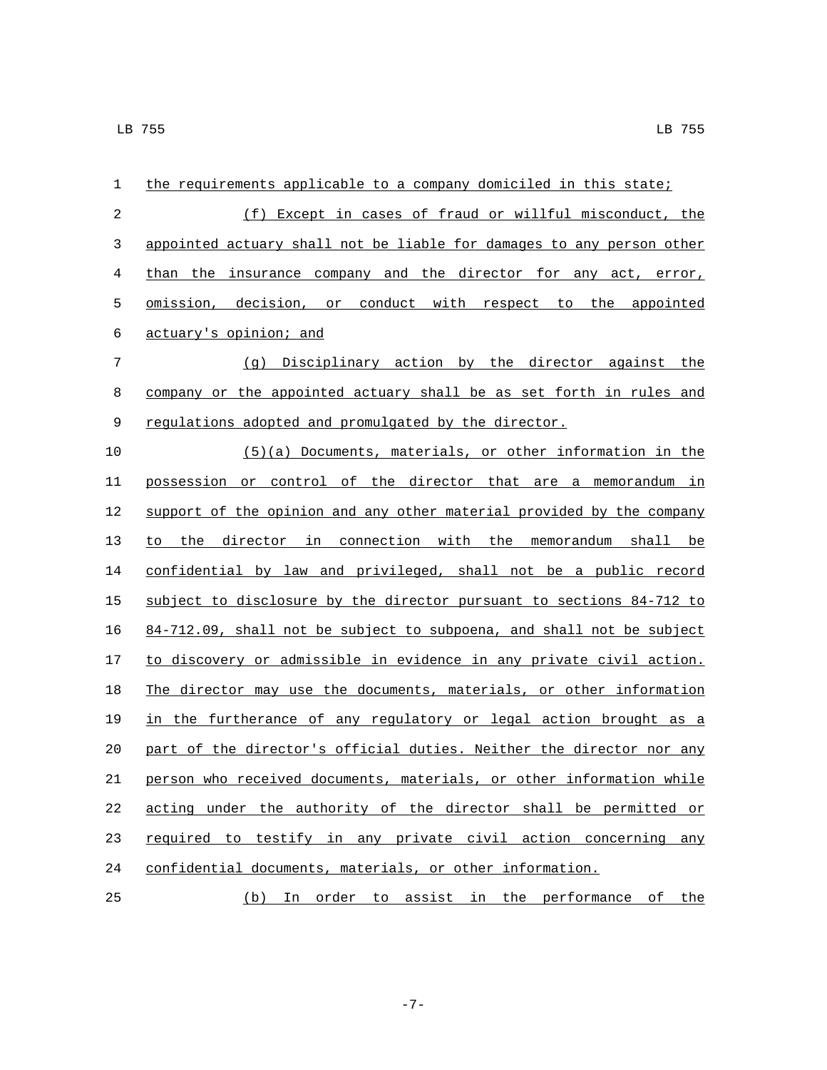the requirements applicable to a company domiciled in this state;

(f) Except in cases of fraud or willful misconduct, the appointed actuary shall not be liable for damages to any person other than the insurance company and the director for any act, error, omission, decision, or conduct with respect to the appointed actuary's opinion; and

(g) Disciplinary action by the director against the company or the appointed actuary shall be as set forth in rules and regulations adopted and promulgated by the director.

(5)(a) Documents, materials, or other information in the possession or control of the director that are a memorandum in support of the opinion and any other material provided by the company to the director in connection with the memorandum shall be confidential by law and privileged, shall not be a public record subject to disclosure by the director pursuant to sections 84-712 to 84-712.09, shall not be subject to subpoena, and shall not be subject to discovery or admissible in evidence in any private civil action. The director may use the documents, materials, or other information in the furtherance of any regulatory or legal action brought as a part of the director's official duties. Neither the director nor any person who received documents, materials, or other information while acting under the authority of the director shall be permitted or required to testify in any private civil action concerning any confidential documents, materials, or other information.

(b) In order to assist in the performance of the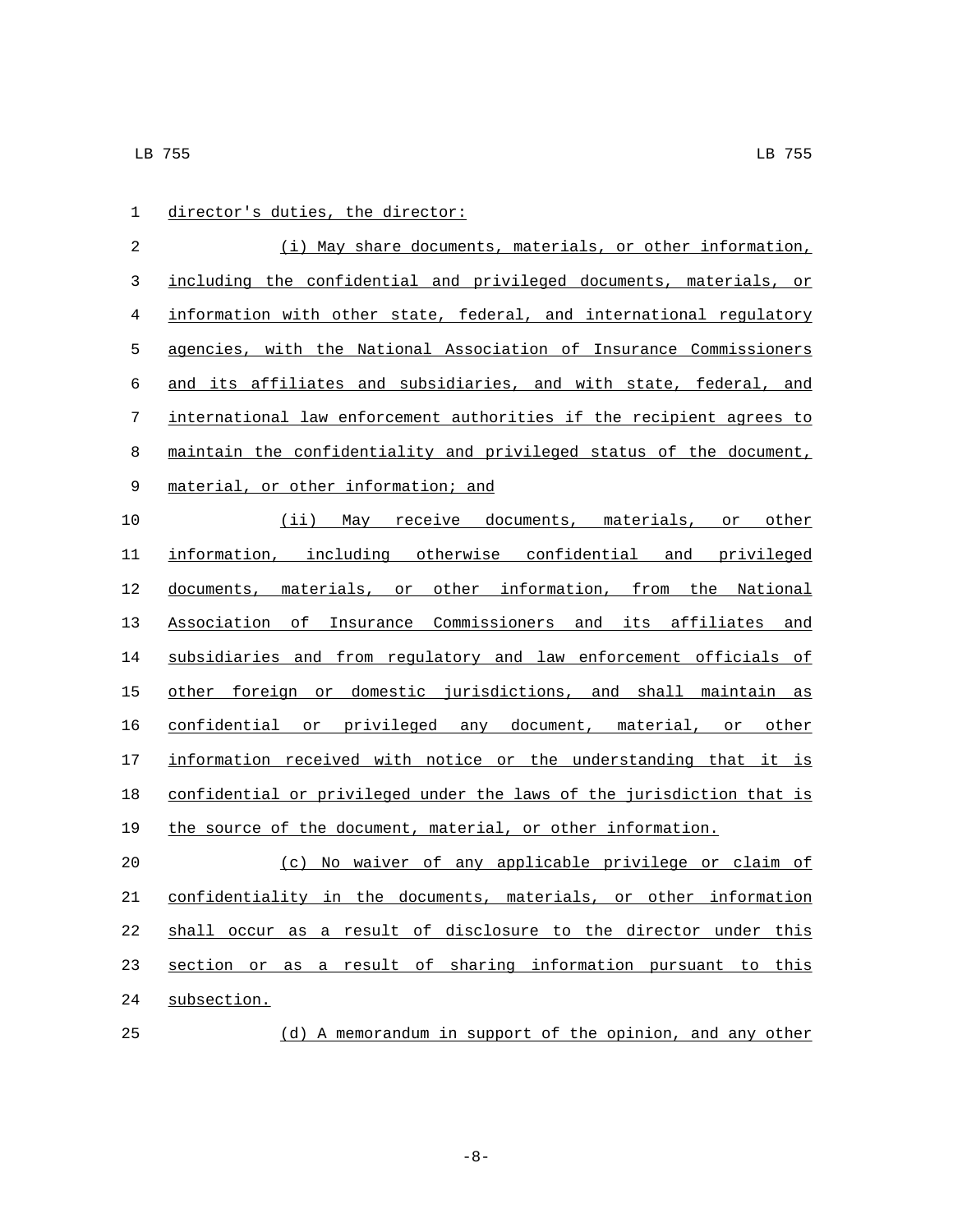director's duties, the director:

(i) May share documents, materials, or other information, including the confidential and privileged documents, materials, or information with other state, federal, and international regulatory agencies, with the National Association of Insurance Commissioners and its affiliates and subsidiaries, and with state, federal, and international law enforcement authorities if the recipient agrees to maintain the confidentiality and privileged status of the document, material, or other information; and

(ii) May receive documents, materials, or other information, including otherwise confidential and privileged documents, materials, or other information, from the National Association of Insurance Commissioners and its affiliates and subsidiaries and from regulatory and law enforcement officials of other foreign or domestic jurisdictions, and shall maintain as confidential or privileged any document, material, or other information received with notice or the understanding that it is confidential or privileged under the laws of the jurisdiction that is the source of the document, material, or other information.

(c) No waiver of any applicable privilege or claim of confidentiality in the documents, materials, or other information shall occur as a result of disclosure to the director under this section or as a result of sharing information pursuant to this subsection.

(d) A memorandum in support of the opinion, and any other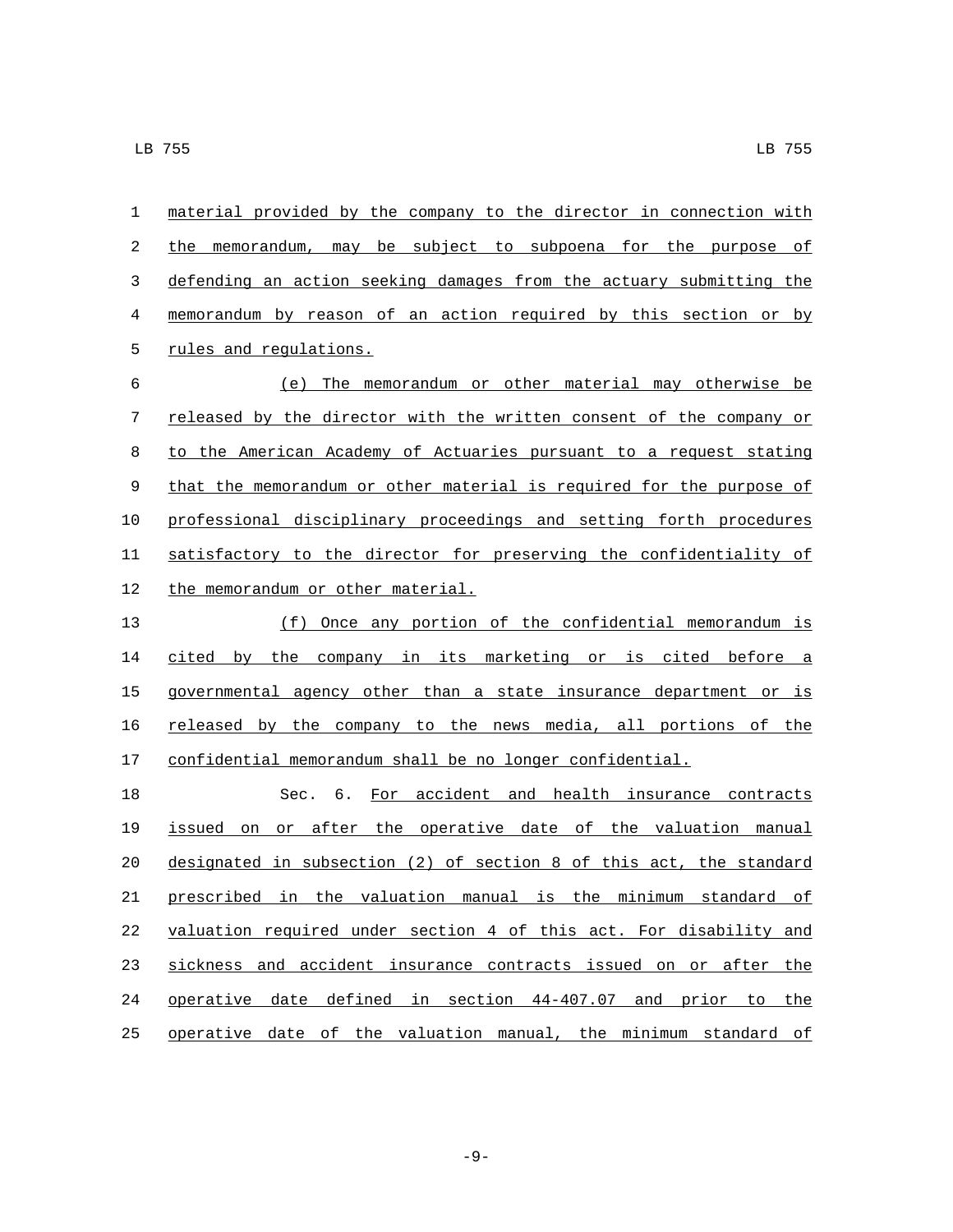material provided by the company to the director in connection with the memorandum, may be subject to subpoena for the purpose of defending an action seeking damages from the actuary submitting the memorandum by reason of an action required by this section or by rules and regulations.

(e) The memorandum or other material may otherwise be released by the director with the written consent of the company or to the American Academy of Actuaries pursuant to a request stating that the memorandum or other material is required for the purpose of professional disciplinary proceedings and setting forth procedures satisfactory to the director for preserving the confidentiality of the memorandum or other material.

(f) Once any portion of the confidential memorandum is cited by the company in its marketing or is cited before a governmental agency other than a state insurance department or is released by the company to the news media, all portions of the confidential memorandum shall be no longer confidential.

Sec. 6. For accident and health insurance contracts issued on or after the operative date of the valuation manual designated in subsection (2) of section 8 of this act, the standard prescribed in the valuation manual is the minimum standard of valuation required under section 4 of this act. For disability and sickness and accident insurance contracts issued on or after the operative date defined in section 44-407.07 and prior to the operative date of the valuation manual, the minimum standard of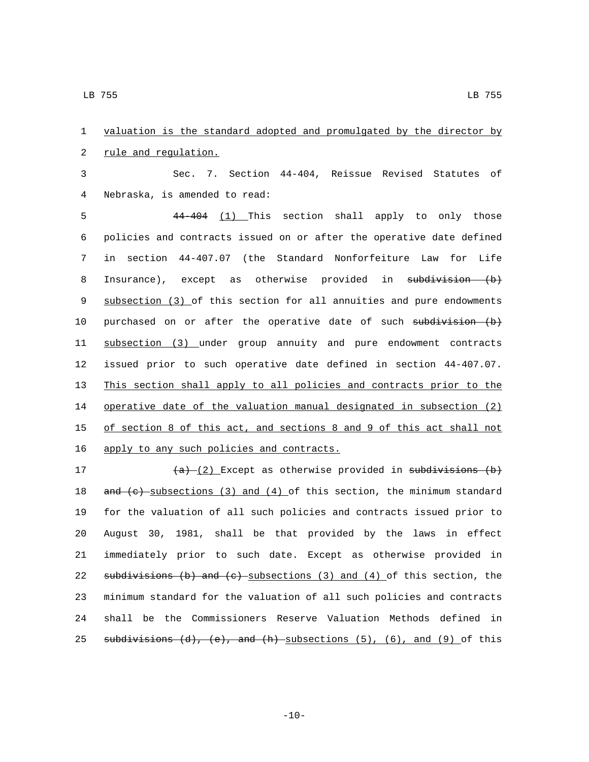valuation is the standard adopted and promulgated by the director by rule and regulation.

Sec. 7. Section 44-404, Reissue Revised Statutes of Nebraska, is amended to read:

~~44-404~~ (1) This section shall apply to only those policies and contracts issued on or after the operative date defined in section 44-407.07 (the Standard Nonforfeiture Law for Life Insurance), except as otherwise provided in ~~subdivision (b)~~ subsection (3) of this section for all annuities and pure endowments purchased on or after the operative date of such ~~subdivision (b)~~ subsection (3) under group annuity and pure endowment contracts issued prior to such operative date defined in section 44-407.07. This section shall apply to all policies and contracts prior to the operative date of the valuation manual designated in subsection (2) of section 8 of this act, and sections 8 and 9 of this act shall not apply to any such policies and contracts.

~~(a)~~ (2) Except as otherwise provided in ~~subdivisions (b) and (c)~~ subsections (3) and (4) of this section, the minimum standard for the valuation of all such policies and contracts issued prior to August 30, 1981, shall be that provided by the laws in effect immediately prior to such date. Except as otherwise provided in ~~subdivisions (b) and (c)~~ subsections (3) and (4) of this section, the minimum standard for the valuation of all such policies and contracts shall be the Commissioners Reserve Valuation Methods defined in ~~subdivisions (d), (e), and (h)~~ subsections (5), (6), and (9) of this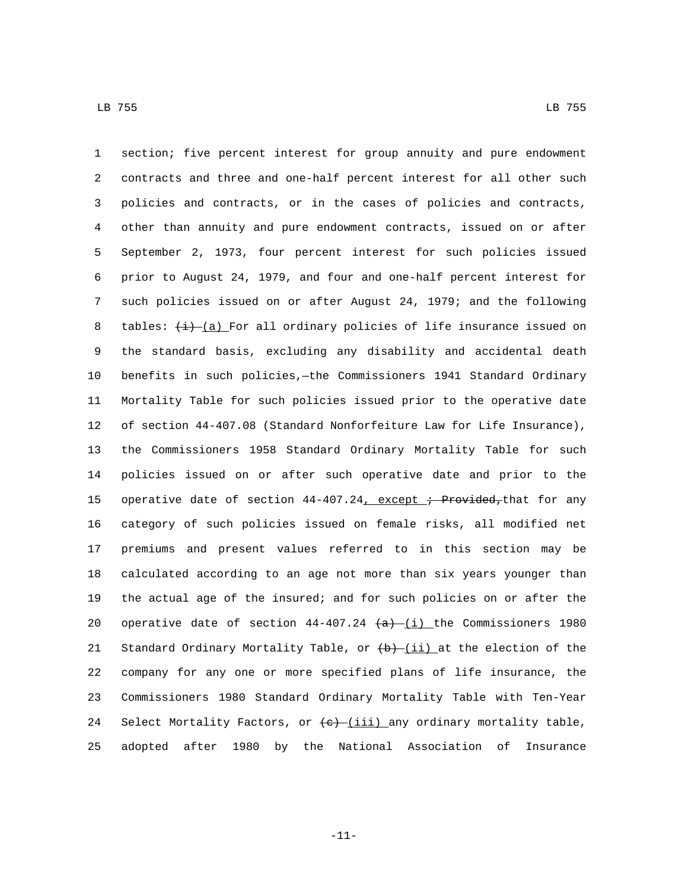section; five percent interest for group annuity and pure endowment contracts and three and one-half percent interest for all other such policies and contracts, or in the cases of policies and contracts, other than annuity and pure endowment contracts, issued on or after September 2, 1973, four percent interest for such policies issued prior to August 24, 1979, and four and one-half percent interest for such policies issued on or after August 24, 1979; and the following tables: ~~(i)~~ (a) For all ordinary policies of life insurance issued on the standard basis, excluding any disability and accidental death benefits in such policies,—the Commissioners 1941 Standard Ordinary Mortality Table for such policies issued prior to the operative date of section 44-407.08 (Standard Nonforfeiture Law for Life Insurance), the Commissioners 1958 Standard Ordinary Mortality Table for such policies issued on or after such operative date and prior to the operative date of section 44-407.24, except ~~; Provided,~~ that for any category of such policies issued on female risks, all modified net premiums and present values referred to in this section may be calculated according to an age not more than six years younger than the actual age of the insured; and for such policies on or after the operative date of section 44-407.24 ~~(a)~~ (i) the Commissioners 1980 Standard Ordinary Mortality Table, or ~~(b)~~ (ii) at the election of the company for any one or more specified plans of life insurance, the Commissioners 1980 Standard Ordinary Mortality Table with Ten-Year Select Mortality Factors, or ~~(c)~~ (iii) any ordinary mortality table, adopted after 1980 by the National Association of Insurance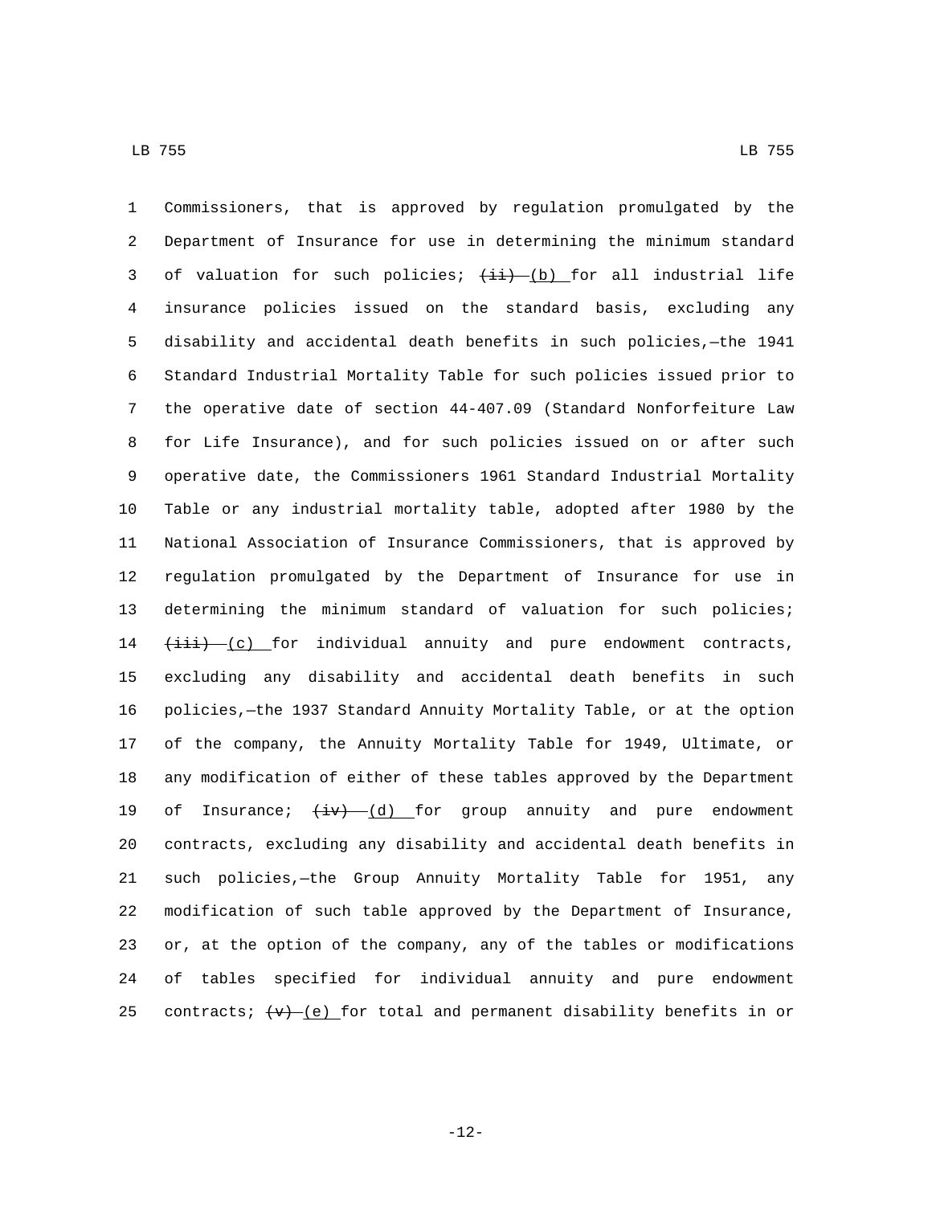Commissioners, that is approved by regulation promulgated by the Department of Insurance for use in determining the minimum standard of valuation for such policies; ~~(ii)~~ (b) for all industrial life insurance policies issued on the standard basis, excluding any disability and accidental death benefits in such policies,—the 1941 Standard Industrial Mortality Table for such policies issued prior to the operative date of section 44-407.09 (Standard Nonforfeiture Law for Life Insurance), and for such policies issued on or after such operative date, the Commissioners 1961 Standard Industrial Mortality Table or any industrial mortality table, adopted after 1980 by the National Association of Insurance Commissioners, that is approved by regulation promulgated by the Department of Insurance for use in determining the minimum standard of valuation for such policies; ~~(iii)~~ (c) for individual annuity and pure endowment contracts, excluding any disability and accidental death benefits in such policies,—the 1937 Standard Annuity Mortality Table, or at the option of the company, the Annuity Mortality Table for 1949, Ultimate, or any modification of either of these tables approved by the Department of Insurance; ~~(iv)~~ (d) for group annuity and pure endowment contracts, excluding any disability and accidental death benefits in such policies,—the Group Annuity Mortality Table for 1951, any modification of such table approved by the Department of Insurance, or, at the option of the company, any of the tables or modifications of tables specified for individual annuity and pure endowment contracts; ~~(v)~~ (e) for total and permanent disability benefits in or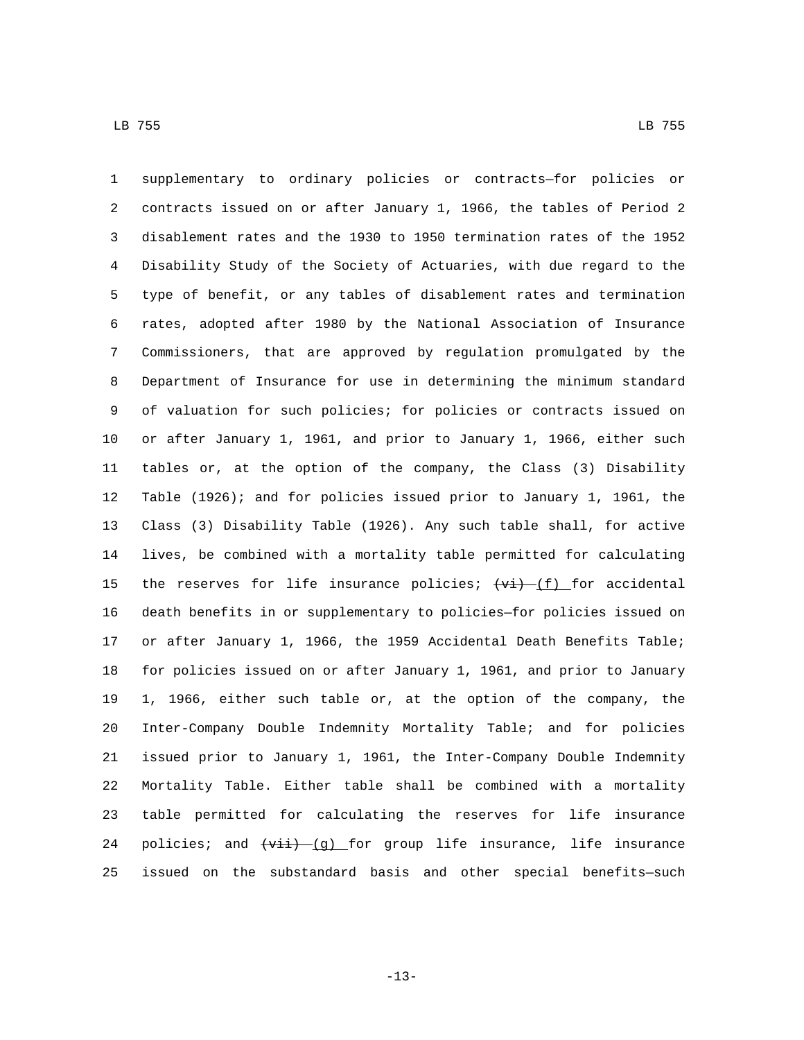supplementary to ordinary policies or contracts—for policies or contracts issued on or after January 1, 1966, the tables of Period 2 disablement rates and the 1930 to 1950 termination rates of the 1952 Disability Study of the Society of Actuaries, with due regard to the type of benefit, or any tables of disablement rates and termination rates, adopted after 1980 by the National Association of Insurance Commissioners, that are approved by regulation promulgated by the Department of Insurance for use in determining the minimum standard of valuation for such policies; for policies or contracts issued on or after January 1, 1961, and prior to January 1, 1966, either such tables or, at the option of the company, the Class (3) Disability Table (1926); and for policies issued prior to January 1, 1961, the Class (3) Disability Table (1926). Any such table shall, for active lives, be combined with a mortality table permitted for calculating the reserves for life insurance policies; ~~(vi)~~ (f) for accidental death benefits in or supplementary to policies—for policies issued on or after January 1, 1966, the 1959 Accidental Death Benefits Table; for policies issued on or after January 1, 1961, and prior to January 1, 1966, either such table or, at the option of the company, the Inter-Company Double Indemnity Mortality Table; and for policies issued prior to January 1, 1961, the Inter-Company Double Indemnity Mortality Table. Either table shall be combined with a mortality table permitted for calculating the reserves for life insurance policies; and ~~(vii)~~ (g) for group life insurance, life insurance issued on the substandard basis and other special benefits—such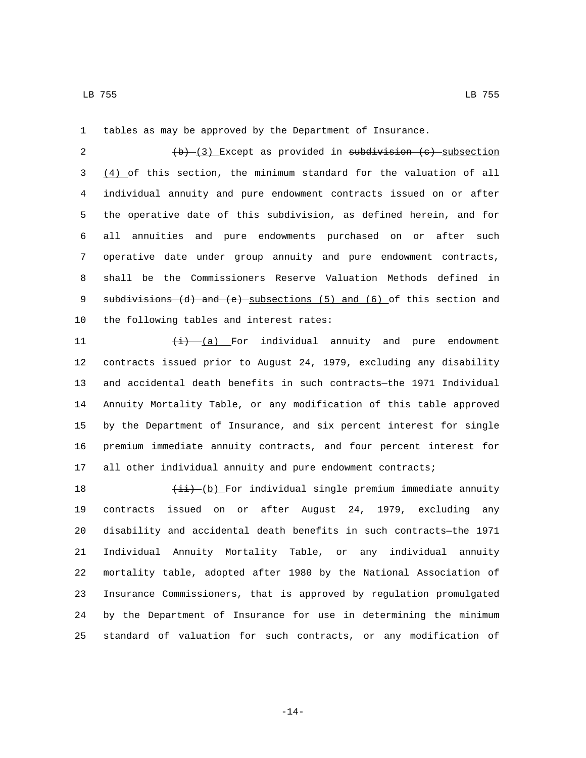tables as may be approved by the Department of Insurance.

~~(b)~~ <u>(3)</u> Except as provided in ~~subdivision (c)~~ <u>subsection (4)</u> of this section, the minimum standard for the valuation of all individual annuity and pure endowment contracts issued on or after the operative date of this subdivision, as defined herein, and for all annuities and pure endowments purchased on or after such operative date under group annuity and pure endowment contracts, shall be the Commissioners Reserve Valuation Methods defined in ~~subdivisions (d) and (e)~~ <u>subsections (5) and (6)</u> of this section and the following tables and interest rates:

~~(i)~~ <u>(a)</u> For individual annuity and pure endowment contracts issued prior to August 24, 1979, excluding any disability and accidental death benefits in such contracts—the 1971 Individual Annuity Mortality Table, or any modification of this table approved by the Department of Insurance, and six percent interest for single premium immediate annuity contracts, and four percent interest for all other individual annuity and pure endowment contracts;

~~(ii)~~ <u>(b)</u> For individual single premium immediate annuity contracts issued on or after August 24, 1979, excluding any disability and accidental death benefits in such contracts—the 1971 Individual Annuity Mortality Table, or any individual annuity mortality table, adopted after 1980 by the National Association of Insurance Commissioners, that is approved by regulation promulgated by the Department of Insurance for use in determining the minimum standard of valuation for such contracts, or any modification of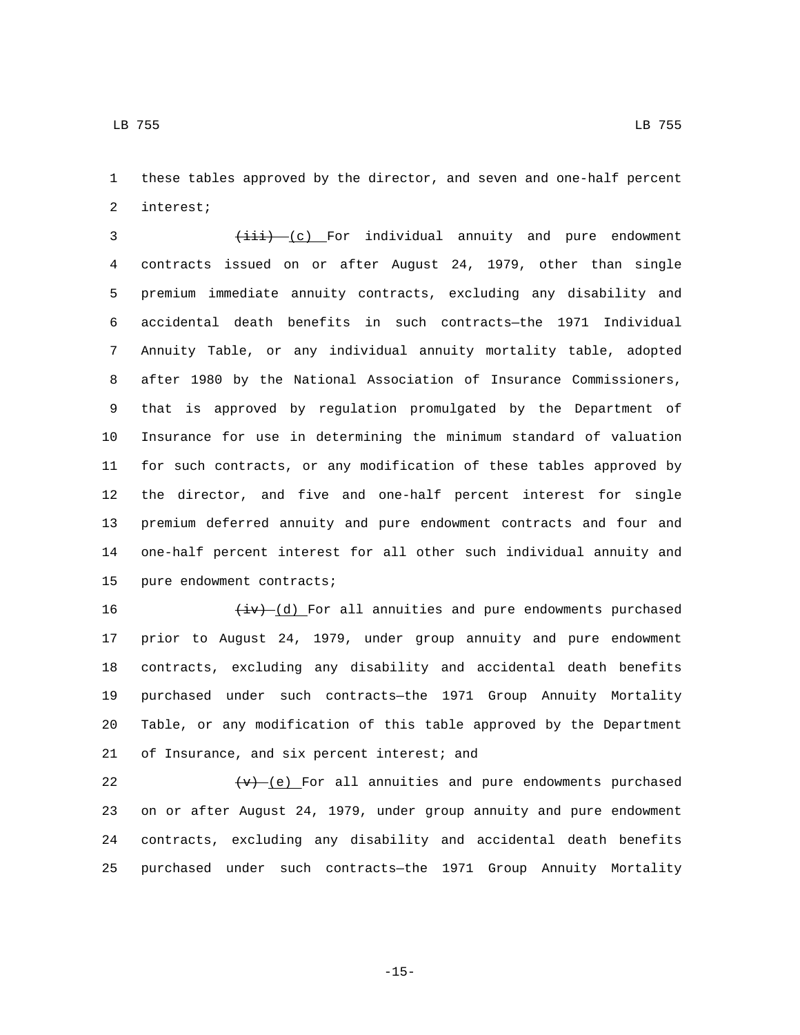these tables approved by the director, and seven and one-half percent interest;

~~(iii)~~ (c) For individual annuity and pure endowment contracts issued on or after August 24, 1979, other than single premium immediate annuity contracts, excluding any disability and accidental death benefits in such contracts—the 1971 Individual Annuity Table, or any individual annuity mortality table, adopted after 1980 by the National Association of Insurance Commissioners, that is approved by regulation promulgated by the Department of Insurance for use in determining the minimum standard of valuation for such contracts, or any modification of these tables approved by the director, and five and one-half percent interest for single premium deferred annuity and pure endowment contracts and four and one-half percent interest for all other such individual annuity and pure endowment contracts;

~~(iv)~~ (d) For all annuities and pure endowments purchased prior to August 24, 1979, under group annuity and pure endowment contracts, excluding any disability and accidental death benefits purchased under such contracts—the 1971 Group Annuity Mortality Table, or any modification of this table approved by the Department of Insurance, and six percent interest; and

~~(v)~~ (e) For all annuities and pure endowments purchased on or after August 24, 1979, under group annuity and pure endowment contracts, excluding any disability and accidental death benefits purchased under such contracts—the 1971 Group Annuity Mortality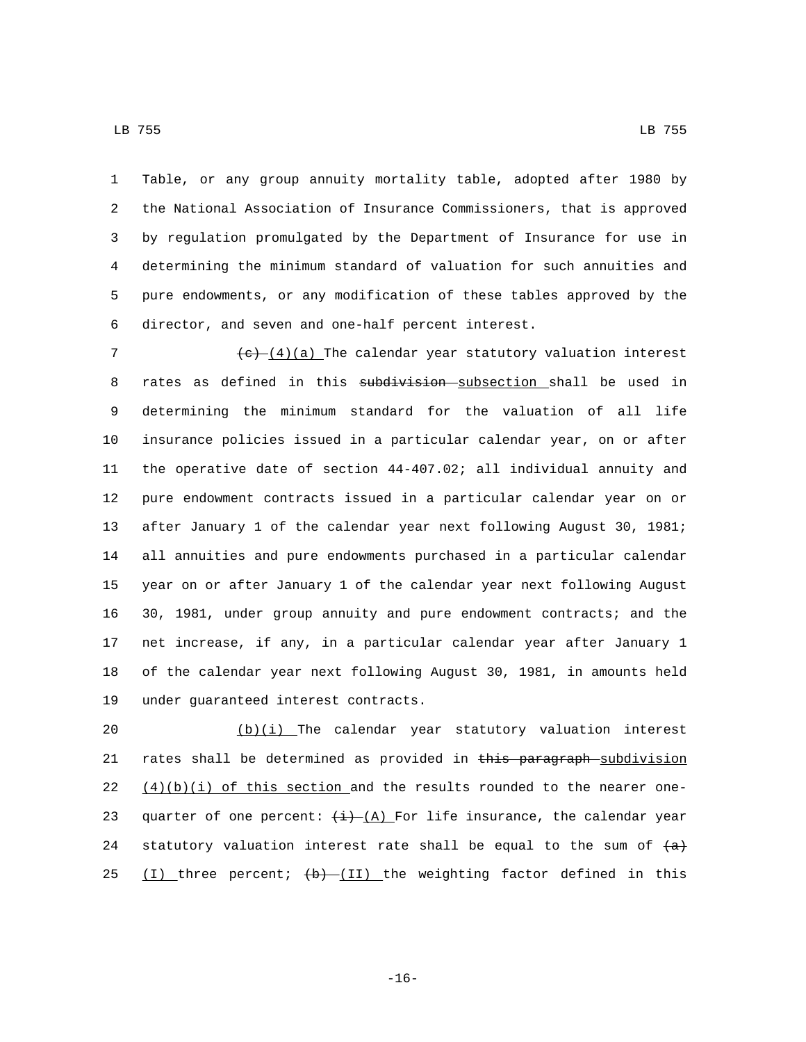Table, or any group annuity mortality table, adopted after 1980 by the National Association of Insurance Commissioners, that is approved by regulation promulgated by the Department of Insurance for use in determining the minimum standard of valuation for such annuities and pure endowments, or any modification of these tables approved by the director, and seven and one-half percent interest.

~~(c)~~ (4)(a) The calendar year statutory valuation interest rates as defined in this ~~subdivision~~ subsection shall be used in determining the minimum standard for the valuation of all life insurance policies issued in a particular calendar year, on or after the operative date of section 44-407.02; all individual annuity and pure endowment contracts issued in a particular calendar year on or after January 1 of the calendar year next following August 30, 1981; all annuities and pure endowments purchased in a particular calendar year on or after January 1 of the calendar year next following August 30, 1981, under group annuity and pure endowment contracts; and the net increase, if any, in a particular calendar year after January 1 of the calendar year next following August 30, 1981, in amounts held under guaranteed interest contracts.

(b)(i) The calendar year statutory valuation interest rates shall be determined as provided in ~~this paragraph~~ subdivision (4)(b)(i) of this section and the results rounded to the nearer one-quarter of one percent: ~~(i)~~ (A) For life insurance, the calendar year statutory valuation interest rate shall be equal to the sum of ~~(a)~~ (I) three percent; ~~(b)~~ (II) the weighting factor defined in this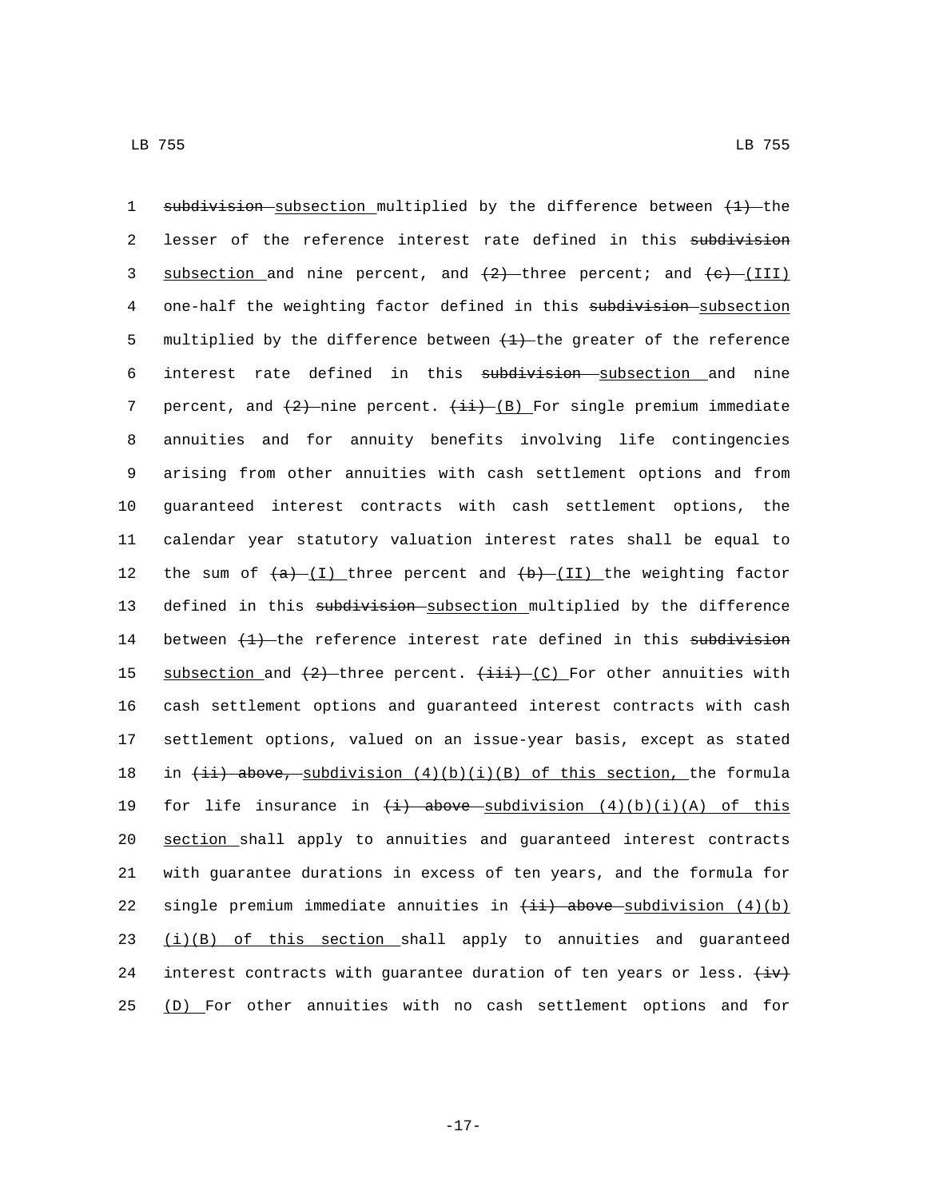~~subdivision~~ subsection multiplied by the difference between ~~(1)~~ the lesser of the reference interest rate defined in this ~~subdivision~~ subsection and nine percent, and ~~(2)~~ three percent; and ~~(c)~~ (III) one-half the weighting factor defined in this ~~subdivision~~ subsection multiplied by the difference between ~~(1)~~ the greater of the reference interest rate defined in this ~~subdivision~~ subsection and nine percent, and ~~(2)~~ nine percent. ~~(ii)~~ (B) For single premium immediate annuities and for annuity benefits involving life contingencies arising from other annuities with cash settlement options and from guaranteed interest contracts with cash settlement options, the calendar year statutory valuation interest rates shall be equal to the sum of ~~(a)~~ (I) three percent and ~~(b)~~ (II) the weighting factor defined in this ~~subdivision~~ subsection multiplied by the difference between ~~(1)~~ the reference interest rate defined in this ~~subdivision~~ subsection and ~~(2)~~ three percent. ~~(iii)~~ (C) For other annuities with cash settlement options and guaranteed interest contracts with cash settlement options, valued on an issue-year basis, except as stated in ~~(ii) above,~~ subdivision (4)(b)(i)(B) of this section, the formula for life insurance in ~~(i) above~~ subdivision (4)(b)(i)(A) of this section shall apply to annuities and guaranteed interest contracts with guarantee durations in excess of ten years, and the formula for single premium immediate annuities in ~~(ii) above~~ subdivision (4)(b)(i)(B) of this section shall apply to annuities and guaranteed interest contracts with guarantee duration of ten years or less. ~~(iv)~~ (D) For other annuities with no cash settlement options and for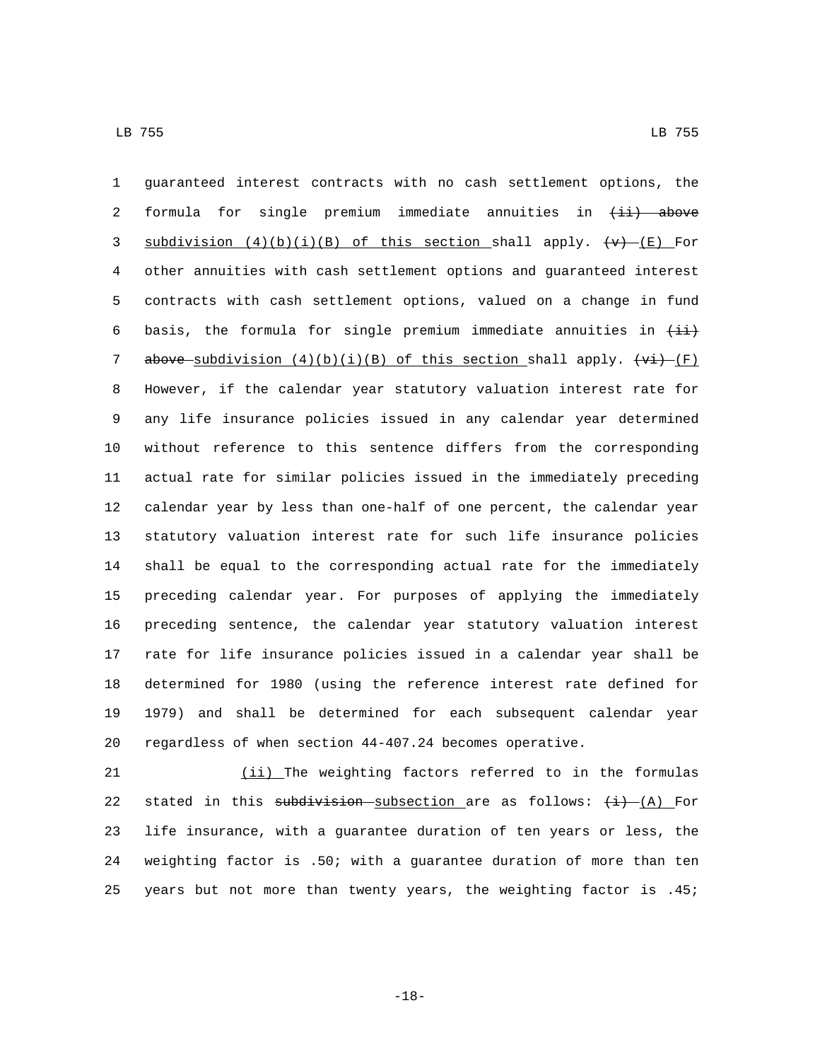guaranteed interest contracts with no cash settlement options, the formula for single premium immediate annuities in ~~(ii) above~~ subdivision (4)(b)(i)(B) of this section shall apply. ~~(v)~~ (E) For other annuities with cash settlement options and guaranteed interest contracts with cash settlement options, valued on a change in fund basis, the formula for single premium immediate annuities in ~~(ii) above~~ subdivision (4)(b)(i)(B) of this section shall apply. ~~(vi)~~ (F) However, if the calendar year statutory valuation interest rate for any life insurance policies issued in any calendar year determined without reference to this sentence differs from the corresponding actual rate for similar policies issued in the immediately preceding calendar year by less than one-half of one percent, the calendar year statutory valuation interest rate for such life insurance policies shall be equal to the corresponding actual rate for the immediately preceding calendar year. For purposes of applying the immediately preceding sentence, the calendar year statutory valuation interest rate for life insurance policies issued in a calendar year shall be determined for 1980 (using the reference interest rate defined for 1979) and shall be determined for each subsequent calendar year regardless of when section 44-407.24 becomes operative.

(ii) The weighting factors referred to in the formulas stated in this ~~subdivision~~ subsection are as follows: ~~(i)~~ (A) For life insurance, with a guarantee duration of ten years or less, the weighting factor is .50; with a guarantee duration of more than ten years but not more than twenty years, the weighting factor is .45;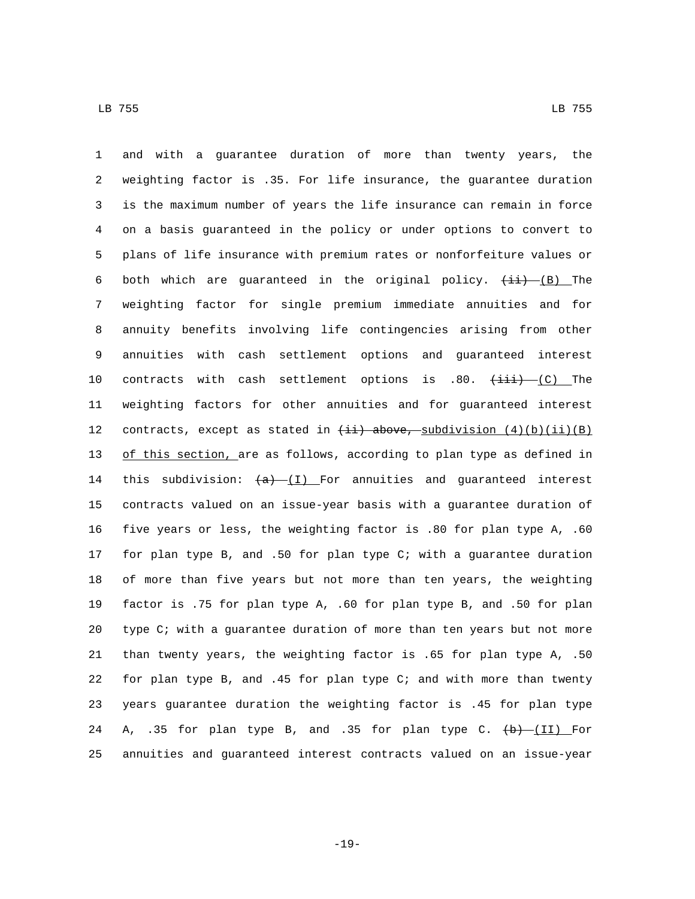and with a guarantee duration of more than twenty years, the weighting factor is .35. For life insurance, the guarantee duration is the maximum number of years the life insurance can remain in force on a basis guaranteed in the policy or under options to convert to plans of life insurance with premium rates or nonforfeiture values or both which are guaranteed in the original policy. ~~(ii)~~ (B) The weighting factor for single premium immediate annuities and for annuity benefits involving life contingencies arising from other annuities with cash settlement options and guaranteed interest contracts with cash settlement options is .80. ~~(iii)~~ (C) The weighting factors for other annuities and for guaranteed interest contracts, except as stated in ~~(ii) above,~~ subdivision (4)(b)(ii)(B) of this section, are as follows, according to plan type as defined in this subdivision: ~~(a)~~ (I) For annuities and guaranteed interest contracts valued on an issue-year basis with a guarantee duration of five years or less, the weighting factor is .80 for plan type A, .60 for plan type B, and .50 for plan type C; with a guarantee duration of more than five years but not more than ten years, the weighting factor is .75 for plan type A, .60 for plan type B, and .50 for plan type C; with a guarantee duration of more than ten years but not more than twenty years, the weighting factor is .65 for plan type A, .50 for plan type B, and .45 for plan type C; and with more than twenty years guarantee duration the weighting factor is .45 for plan type A, .35 for plan type B, and .35 for plan type C. ~~(b)~~ (II) For annuities and guaranteed interest contracts valued on an issue-year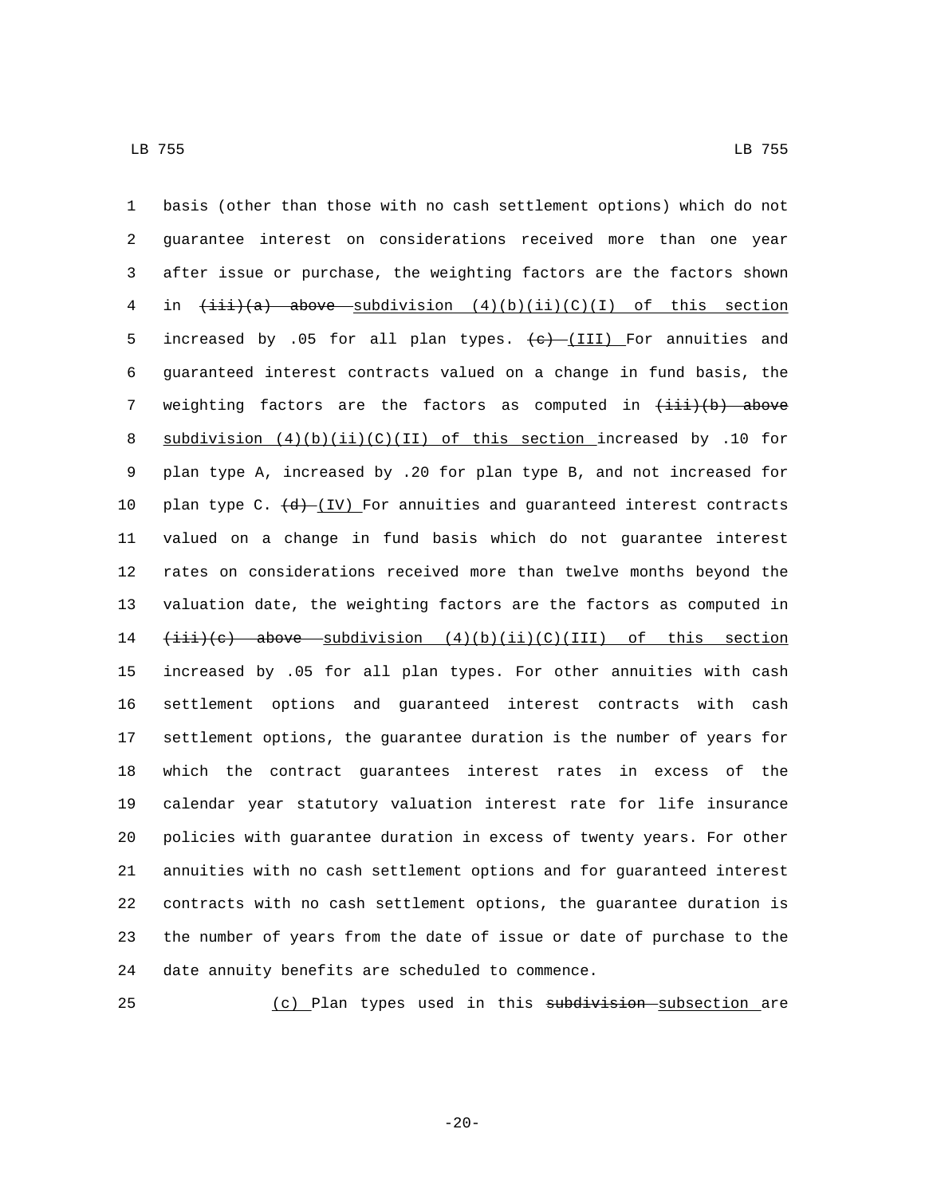basis (other than those with no cash settlement options) which do not guarantee interest on considerations received more than one year after issue or purchase, the weighting factors are the factors shown in ~~(iii)(a) above~~ subdivision (4)(b)(ii)(C)(I) of this section increased by .05 for all plan types. ~~(c)~~ (III) For annuities and guaranteed interest contracts valued on a change in fund basis, the weighting factors are the factors as computed in ~~(iii)(b) above~~ subdivision (4)(b)(ii)(C)(II) of this section increased by .10 for plan type A, increased by .20 for plan type B, and not increased for plan type C. ~~(d)~~ (IV) For annuities and guaranteed interest contracts valued on a change in fund basis which do not guarantee interest rates on considerations received more than twelve months beyond the valuation date, the weighting factors are the factors as computed in ~~(iii)(c) above~~ subdivision (4)(b)(ii)(C)(III) of this section increased by .05 for all plan types. For other annuities with cash settlement options and guaranteed interest contracts with cash settlement options, the guarantee duration is the number of years for which the contract guarantees interest rates in excess of the calendar year statutory valuation interest rate for life insurance policies with guarantee duration in excess of twenty years. For other annuities with no cash settlement options and for guaranteed interest contracts with no cash settlement options, the guarantee duration is the number of years from the date of issue or date of purchase to the date annuity benefits are scheduled to commence.

(c) Plan types used in this ~~subdivision~~ subsection are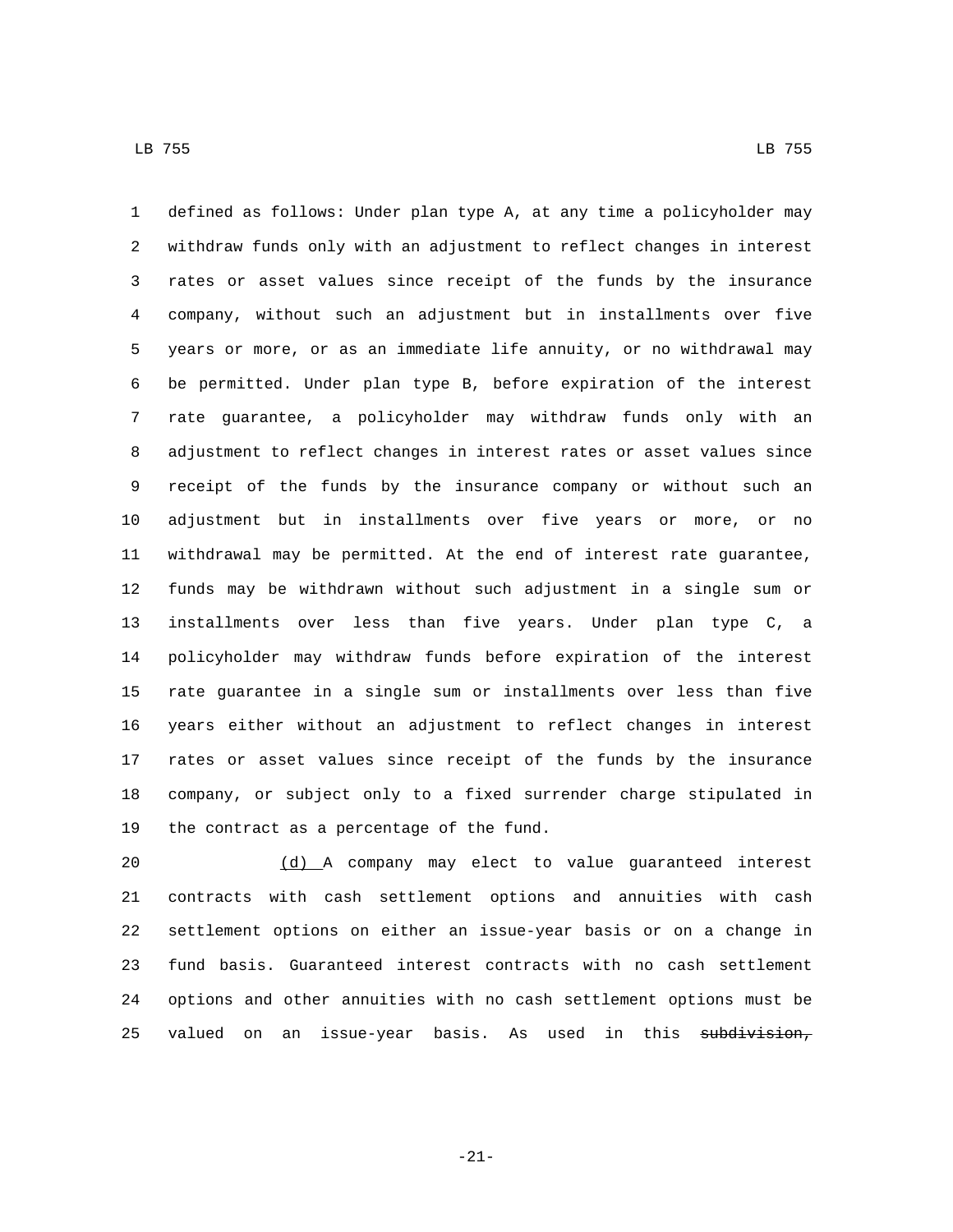defined as follows: Under plan type A, at any time a policyholder may withdraw funds only with an adjustment to reflect changes in interest rates or asset values since receipt of the funds by the insurance company, without such an adjustment but in installments over five years or more, or as an immediate life annuity, or no withdrawal may be permitted. Under plan type B, before expiration of the interest rate guarantee, a policyholder may withdraw funds only with an adjustment to reflect changes in interest rates or asset values since receipt of the funds by the insurance company or without such an adjustment but in installments over five years or more, or no withdrawal may be permitted. At the end of interest rate guarantee, funds may be withdrawn without such adjustment in a single sum or installments over less than five years. Under plan type C, a policyholder may withdraw funds before expiration of the interest rate guarantee in a single sum or installments over less than five years either without an adjustment to reflect changes in interest rates or asset values since receipt of the funds by the insurance company, or subject only to a fixed surrender charge stipulated in the contract as a percentage of the fund.

(d) A company may elect to value guaranteed interest contracts with cash settlement options and annuities with cash settlement options on either an issue-year basis or on a change in fund basis. Guaranteed interest contracts with no cash settlement options and other annuities with no cash settlement options must be valued on an issue-year basis. As used in this ~~subdivision,~~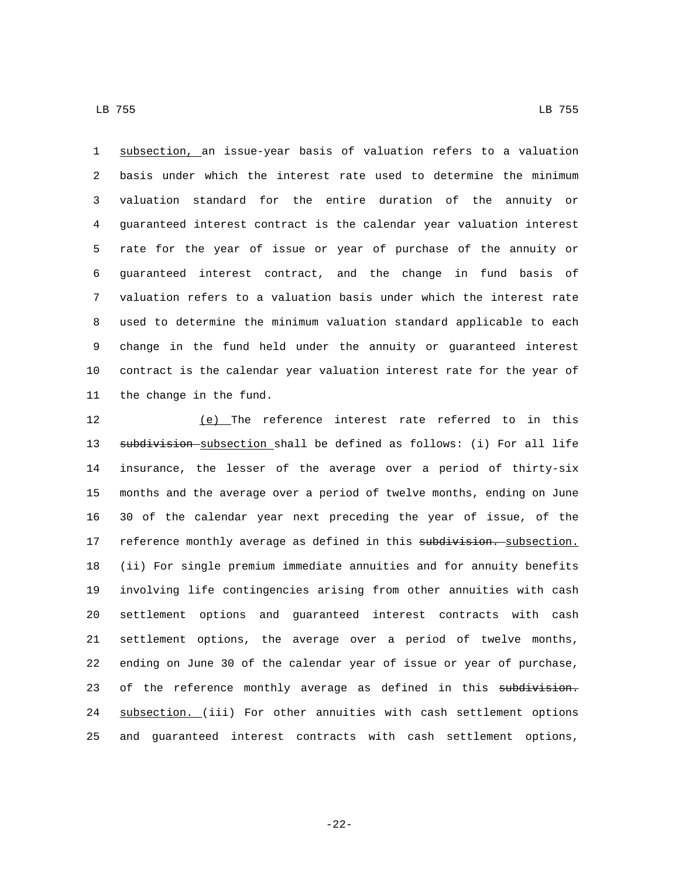subsection, an issue-year basis of valuation refers to a valuation basis under which the interest rate used to determine the minimum valuation standard for the entire duration of the annuity or guaranteed interest contract is the calendar year valuation interest rate for the year of issue or year of purchase of the annuity or guaranteed interest contract, and the change in fund basis of valuation refers to a valuation basis under which the interest rate used to determine the minimum valuation standard applicable to each change in the fund held under the annuity or guaranteed interest contract is the calendar year valuation interest rate for the year of the change in the fund.

(e) The reference interest rate referred to in this ~~subdivision~~ subsection shall be defined as follows: (i) For all life insurance, the lesser of the average over a period of thirty-six months and the average over a period of twelve months, ending on June 30 of the calendar year next preceding the year of issue, of the reference monthly average as defined in this ~~subdivision.~~ subsection. (ii) For single premium immediate annuities and for annuity benefits involving life contingencies arising from other annuities with cash settlement options and guaranteed interest contracts with cash settlement options, the average over a period of twelve months, ending on June 30 of the calendar year of issue or year of purchase, of the reference monthly average as defined in this ~~subdivision.~~ subsection. (iii) For other annuities with cash settlement options and guaranteed interest contracts with cash settlement options,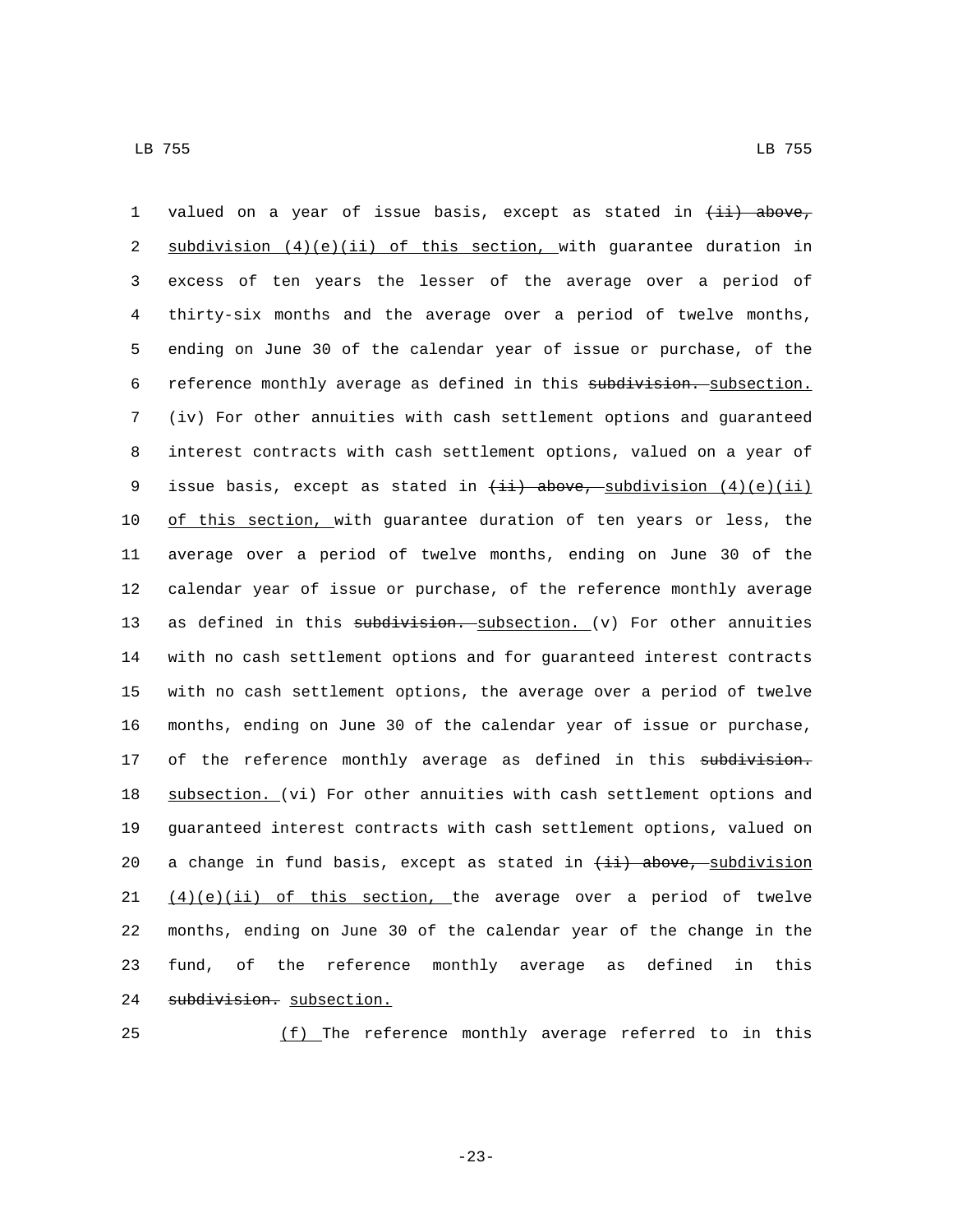valued on a year of issue basis, except as stated in ~~(ii) above,~~ <u>subdivision (4)(e)(ii) of this section,</u> with guarantee duration in excess of ten years the lesser of the average over a period of thirty-six months and the average over a period of twelve months, ending on June 30 of the calendar year of issue or purchase, of the reference monthly average as defined in this ~~subdivision.~~ <u>subsection.</u> (iv) For other annuities with cash settlement options and guaranteed interest contracts with cash settlement options, valued on a year of issue basis, except as stated in ~~(ii) above,~~ <u>subdivision (4)(e)(ii) of this section,</u> with guarantee duration of ten years or less, the average over a period of twelve months, ending on June 30 of the calendar year of issue or purchase, of the reference monthly average as defined in this ~~subdivision.~~ <u>subsection.</u> (v) For other annuities with no cash settlement options and for guaranteed interest contracts with no cash settlement options, the average over a period of twelve months, ending on June 30 of the calendar year of issue or purchase, of the reference monthly average as defined in this ~~subdivision.~~ <u>subsection.</u> (vi) For other annuities with cash settlement options and guaranteed interest contracts with cash settlement options, valued on a change in fund basis, except as stated in ~~(ii) above,~~ <u>subdivision (4)(e)(ii) of this section,</u> the average over a period of twelve months, ending on June 30 of the calendar year of the change in the fund, of the reference monthly average as defined in this ~~subdivision.~~ <u>subsection.</u>

<u>(f)</u> The reference monthly average referred to in this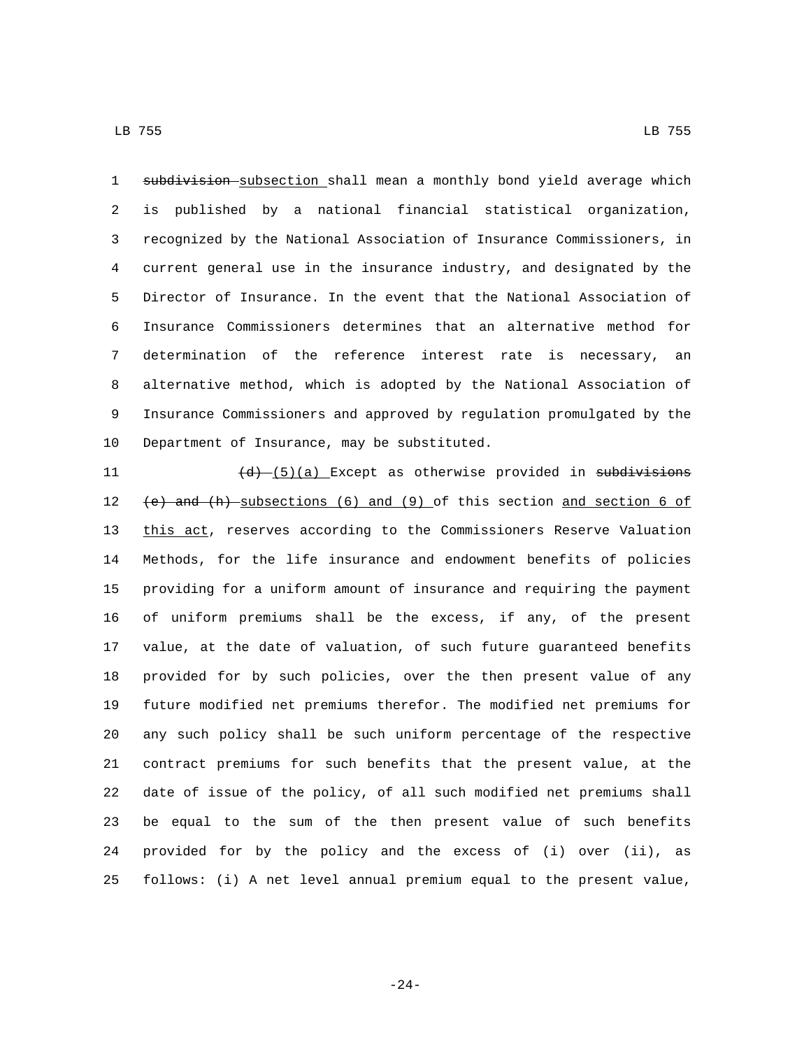~~subdivision~~ <u>subsection</u> shall mean a monthly bond yield average which is published by a national financial statistical organization, recognized by the National Association of Insurance Commissioners, in current general use in the insurance industry, and designated by the Director of Insurance. In the event that the National Association of Insurance Commissioners determines that an alternative method for determination of the reference interest rate is necessary, an alternative method, which is adopted by the National Association of Insurance Commissioners and approved by regulation promulgated by the Department of Insurance, may be substituted.

~~(d)~~ <u>(5)(a)</u> Except as otherwise provided in ~~subdivisions (e) and (h)~~ <u>subsections (6) and (9)</u> of this section <u>and section 6 of this act</u>, reserves according to the Commissioners Reserve Valuation Methods, for the life insurance and endowment benefits of policies providing for a uniform amount of insurance and requiring the payment of uniform premiums shall be the excess, if any, of the present value, at the date of valuation, of such future guaranteed benefits provided for by such policies, over the then present value of any future modified net premiums therefor. The modified net premiums for any such policy shall be such uniform percentage of the respective contract premiums for such benefits that the present value, at the date of issue of the policy, of all such modified net premiums shall be equal to the sum of the then present value of such benefits provided for by the policy and the excess of (i) over (ii), as follows: (i) A net level annual premium equal to the present value,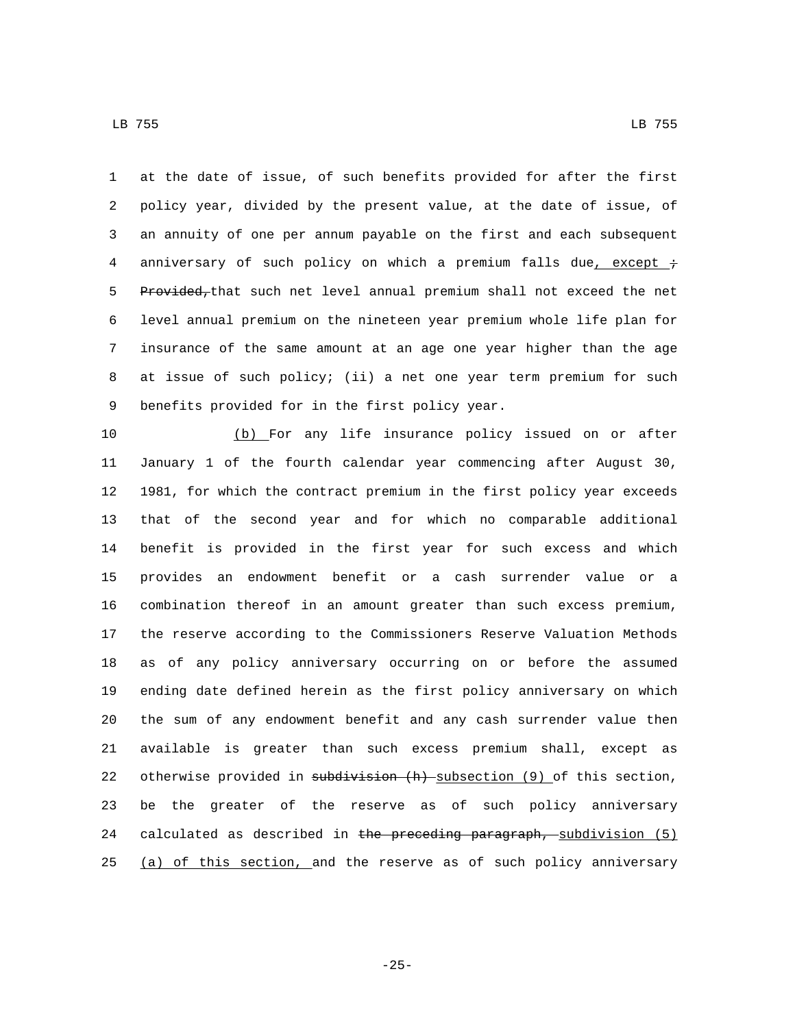at the date of issue, of such benefits provided for after the first policy year, divided by the present value, at the date of issue, of an annuity of one per annum payable on the first and each subsequent anniversary of such policy on which a premium falls due, except ; Provided, that such net level annual premium shall not exceed the net level annual premium on the nineteen year premium whole life plan for insurance of the same amount at an age one year higher than the age at issue of such policy; (ii) a net one year term premium for such benefits provided for in the first policy year.

(b) For any life insurance policy issued on or after January 1 of the fourth calendar year commencing after August 30, 1981, for which the contract premium in the first policy year exceeds that of the second year and for which no comparable additional benefit is provided in the first year for such excess and which provides an endowment benefit or a cash surrender value or a combination thereof in an amount greater than such excess premium, the reserve according to the Commissioners Reserve Valuation Methods as of any policy anniversary occurring on or before the assumed ending date defined herein as the first policy anniversary on which the sum of any endowment benefit and any cash surrender value then available is greater than such excess premium shall, except as otherwise provided in subdivision (h) subsection (9) of this section, be the greater of the reserve as of such policy anniversary calculated as described in the preceding paragraph, subdivision (5)(a) of this section, and the reserve as of such policy anniversary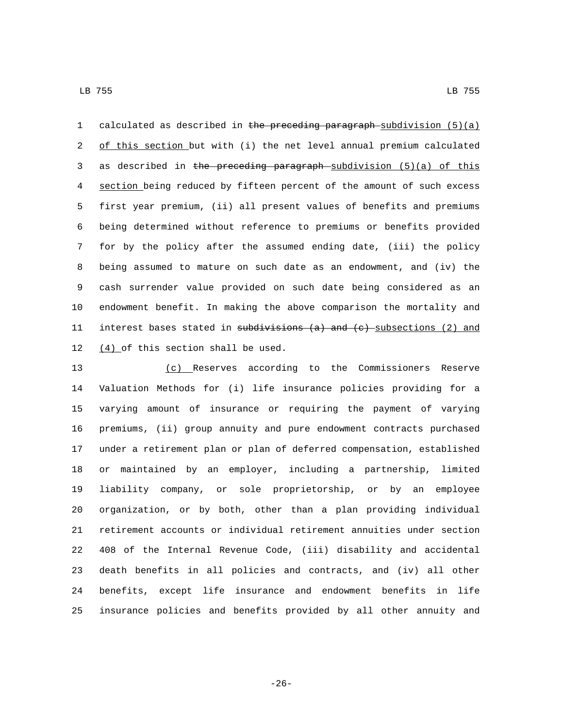calculated as described in ~~the preceding paragraph~~ <u>subdivision (5)(a) of this section</u> but with (i) the net level annual premium calculated as described in ~~the preceding paragraph~~ <u>subdivision (5)(a) of this section</u> being reduced by fifteen percent of the amount of such excess first year premium, (ii) all present values of benefits and premiums being determined without reference to premiums or benefits provided for by the policy after the assumed ending date, (iii) the policy being assumed to mature on such date as an endowment, and (iv) the cash surrender value provided on such date being considered as an endowment benefit. In making the above comparison the mortality and interest bases stated in ~~subdivisions (a) and (c)~~ <u>subsections (2) and (4)</u> of this section shall be used.

<u>(c)</u> Reserves according to the Commissioners Reserve Valuation Methods for (i) life insurance policies providing for a varying amount of insurance or requiring the payment of varying premiums, (ii) group annuity and pure endowment contracts purchased under a retirement plan or plan of deferred compensation, established or maintained by an employer, including a partnership, limited liability company, or sole proprietorship, or by an employee organization, or by both, other than a plan providing individual retirement accounts or individual retirement annuities under section 408 of the Internal Revenue Code, (iii) disability and accidental death benefits in all policies and contracts, and (iv) all other benefits, except life insurance and endowment benefits in life insurance policies and benefits provided by all other annuity and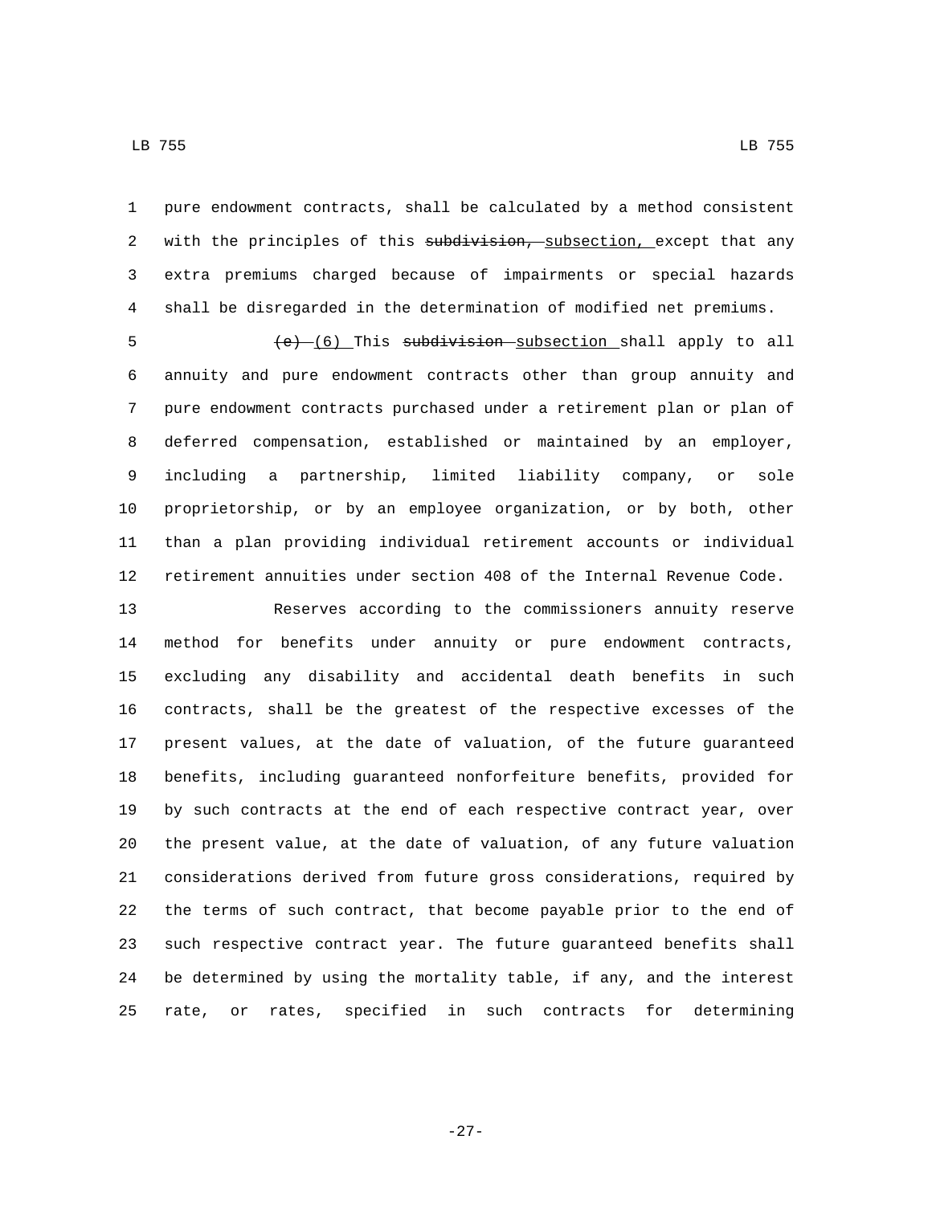pure endowment contracts, shall be calculated by a method consistent with the principles of this ~~subdivision,~~ subsection, except that any extra premiums charged because of impairments or special hazards shall be disregarded in the determination of modified net premiums.

~~(e)~~ (6) This ~~subdivision~~ subsection shall apply to all annuity and pure endowment contracts other than group annuity and pure endowment contracts purchased under a retirement plan or plan of deferred compensation, established or maintained by an employer, including a partnership, limited liability company, or sole proprietorship, or by an employee organization, or by both, other than a plan providing individual retirement accounts or individual retirement annuities under section 408 of the Internal Revenue Code.

Reserves according to the commissioners annuity reserve method for benefits under annuity or pure endowment contracts, excluding any disability and accidental death benefits in such contracts, shall be the greatest of the respective excesses of the present values, at the date of valuation, of the future guaranteed benefits, including guaranteed nonforfeiture benefits, provided for by such contracts at the end of each respective contract year, over the present value, at the date of valuation, of any future valuation considerations derived from future gross considerations, required by the terms of such contract, that become payable prior to the end of such respective contract year. The future guaranteed benefits shall be determined by using the mortality table, if any, and the interest rate, or rates, specified in such contracts for determining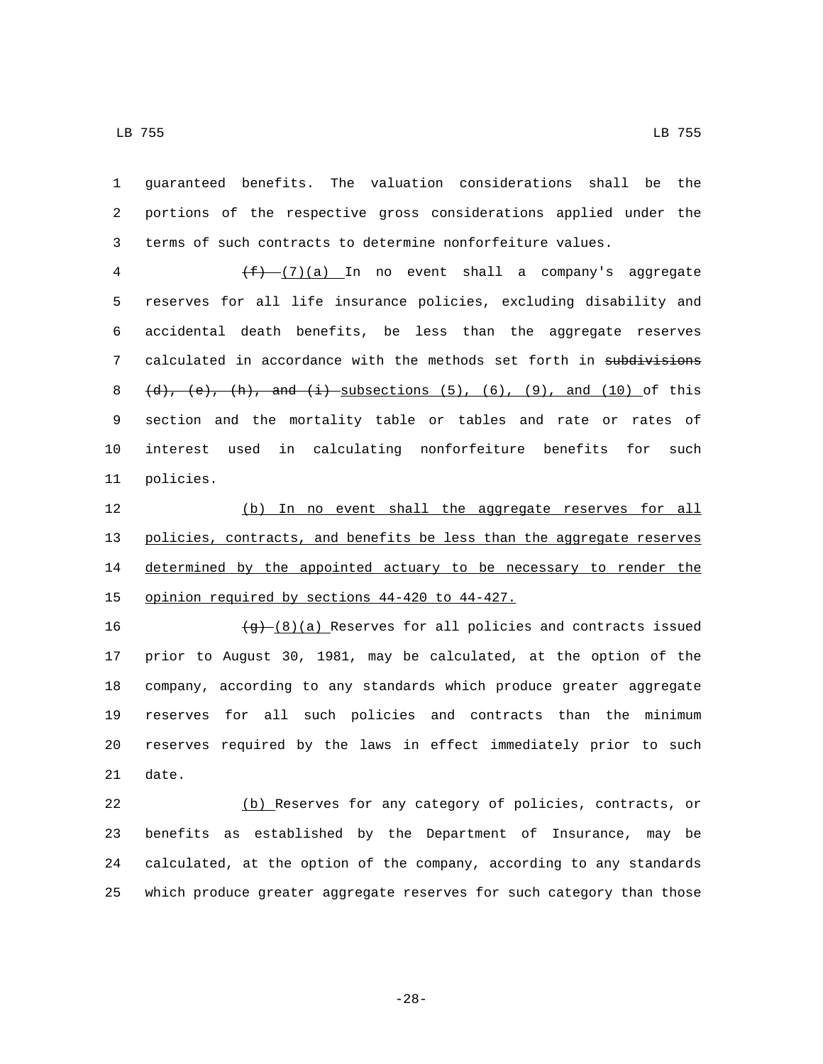guaranteed benefits. The valuation considerations shall be the portions of the respective gross considerations applied under the terms of such contracts to determine nonforfeiture values.

~~(f)~~ (7)(a) In no event shall a company's aggregate reserves for all life insurance policies, excluding disability and accidental death benefits, be less than the aggregate reserves calculated in accordance with the methods set forth in ~~subdivisions (d), (e), (h), and (i)~~ subsections (5), (6), (9), and (10) of this section and the mortality table or tables and rate or rates of interest used in calculating nonforfeiture benefits for such policies.

(b) In no event shall the aggregate reserves for all policies, contracts, and benefits be less than the aggregate reserves determined by the appointed actuary to be necessary to render the opinion required by sections 44-420 to 44-427.

~~(g)~~ (8)(a) Reserves for all policies and contracts issued prior to August 30, 1981, may be calculated, at the option of the company, according to any standards which produce greater aggregate reserves for all such policies and contracts than the minimum reserves required by the laws in effect immediately prior to such date.

(b) Reserves for any category of policies, contracts, or benefits as established by the Department of Insurance, may be calculated, at the option of the company, according to any standards which produce greater aggregate reserves for such category than those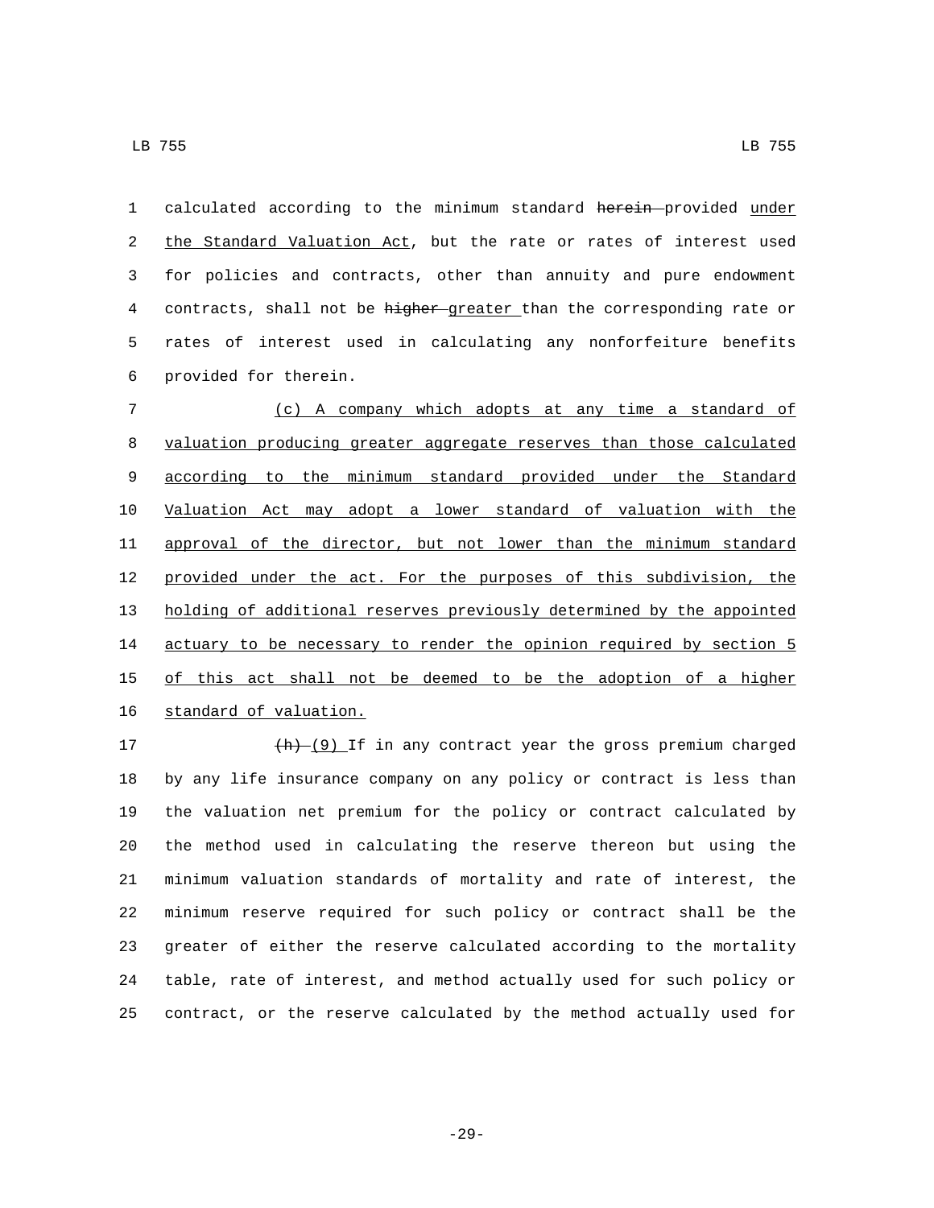calculated according to the minimum standard ~~herein~~ provided <u>under the Standard Valuation Act</u>, but the rate or rates of interest used for policies and contracts, other than annuity and pure endowment contracts, shall not be ~~higher~~ <u>greater</u> than the corresponding rate or rates of interest used in calculating any nonforfeiture benefits provided for therein.

<u>(c) A company which adopts at any time a standard of valuation producing greater aggregate reserves than those calculated according to the minimum standard provided under the Standard Valuation Act may adopt a lower standard of valuation with the approval of the director, but not lower than the minimum standard provided under the act. For the purposes of this subdivision, the holding of additional reserves previously determined by the appointed actuary to be necessary to render the opinion required by section 5 of this act shall not be deemed to be the adoption of a higher standard of valuation.</u>

~~(h)~~ <u>(9)</u> If in any contract year the gross premium charged by any life insurance company on any policy or contract is less than the valuation net premium for the policy or contract calculated by the method used in calculating the reserve thereon but using the minimum valuation standards of mortality and rate of interest, the minimum reserve required for such policy or contract shall be the greater of either the reserve calculated according to the mortality table, rate of interest, and method actually used for such policy or contract, or the reserve calculated by the method actually used for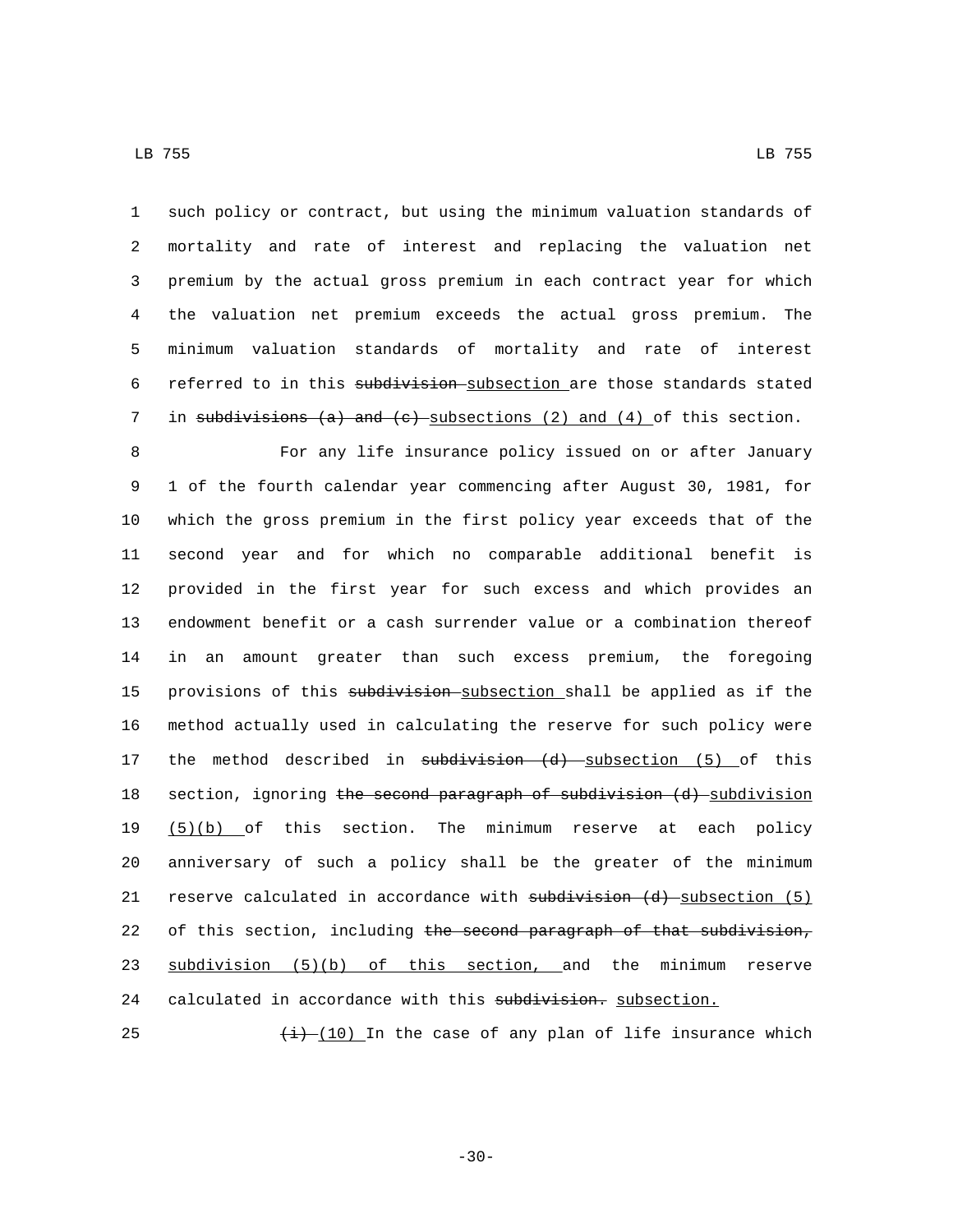such policy or contract, but using the minimum valuation standards of mortality and rate of interest and replacing the valuation net premium by the actual gross premium in each contract year for which the valuation net premium exceeds the actual gross premium. The minimum valuation standards of mortality and rate of interest referred to in this ~~subdivision~~ subsection are those standards stated in ~~subdivisions (a) and (c)~~ subsections (2) and (4) of this section.

For any life insurance policy issued on or after January 1 of the fourth calendar year commencing after August 30, 1981, for which the gross premium in the first policy year exceeds that of the second year and for which no comparable additional benefit is provided in the first year for such excess and which provides an endowment benefit or a cash surrender value or a combination thereof in an amount greater than such excess premium, the foregoing provisions of this ~~subdivision~~ subsection shall be applied as if the method actually used in calculating the reserve for such policy were the method described in ~~subdivision (d)~~ subsection (5) of this section, ignoring ~~the second paragraph of subdivision (d)~~ subdivision (5)(b) of this section. The minimum reserve at each policy anniversary of such a policy shall be the greater of the minimum reserve calculated in accordance with ~~subdivision (d)~~ subsection (5) of this section, including ~~the second paragraph of that subdivision,~~ subdivision (5)(b) of this section, and the minimum reserve calculated in accordance with this ~~subdivision.~~ subsection.

~~(i)~~ (10) In the case of any plan of life insurance which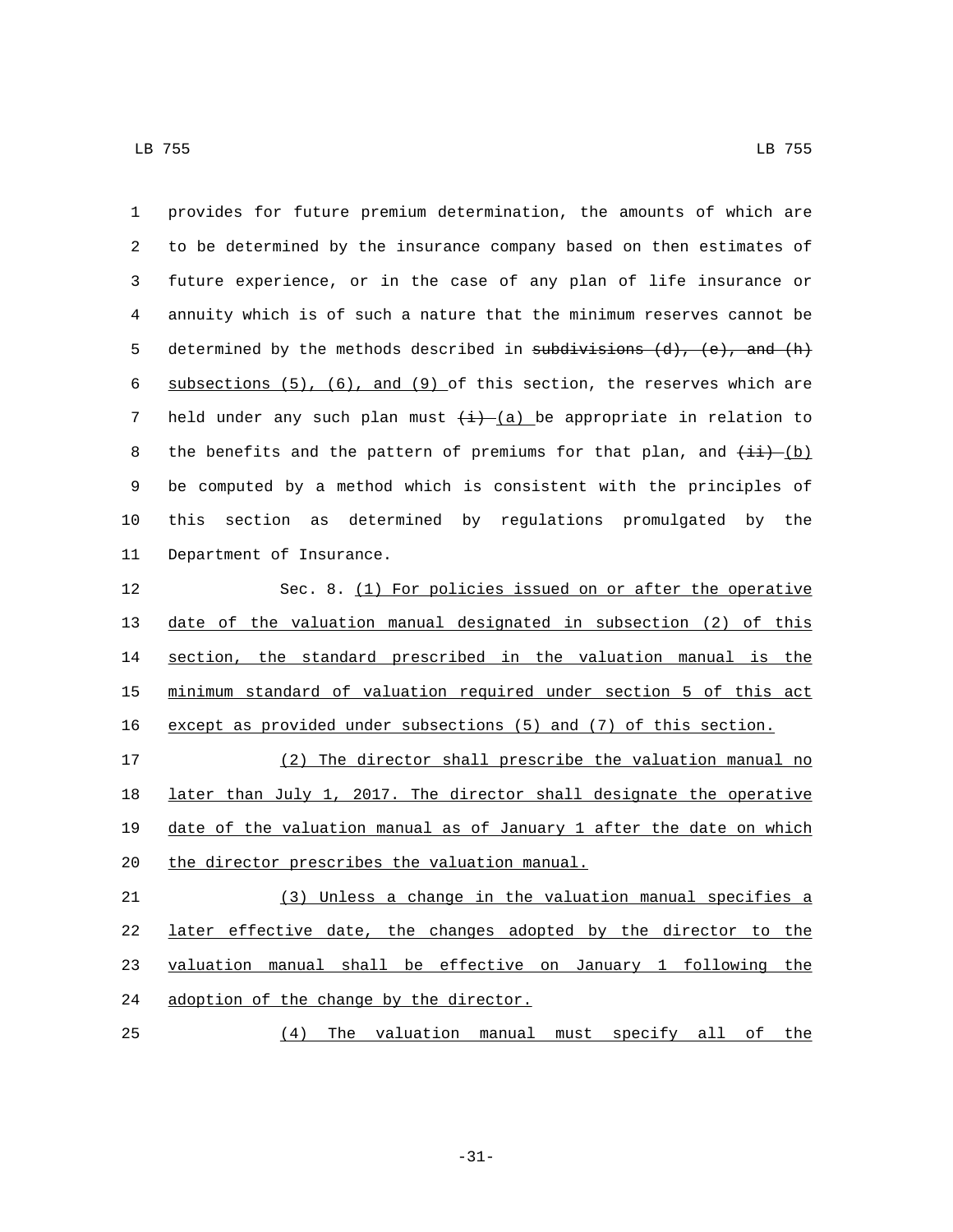provides for future premium determination, the amounts of which are to be determined by the insurance company based on then estimates of future experience, or in the case of any plan of life insurance or annuity which is of such a nature that the minimum reserves cannot be determined by the methods described in ~~subdivisions (d), (e), and (h)~~ subsections (5), (6), and (9) of this section, the reserves which are held under any such plan must ~~(i)~~ (a) be appropriate in relation to the benefits and the pattern of premiums for that plan, and ~~(ii)~~ (b) be computed by a method which is consistent with the principles of this section as determined by regulations promulgated by the Department of Insurance.

Sec. 8. (1) For policies issued on or after the operative date of the valuation manual designated in subsection (2) of this section, the standard prescribed in the valuation manual is the minimum standard of valuation required under section 5 of this act except as provided under subsections (5) and (7) of this section.

(2) The director shall prescribe the valuation manual no later than July 1, 2017. The director shall designate the operative date of the valuation manual as of January 1 after the date on which the director prescribes the valuation manual.

(3) Unless a change in the valuation manual specifies a later effective date, the changes adopted by the director to the valuation manual shall be effective on January 1 following the adoption of the change by the director.

(4) The valuation manual must specify all of the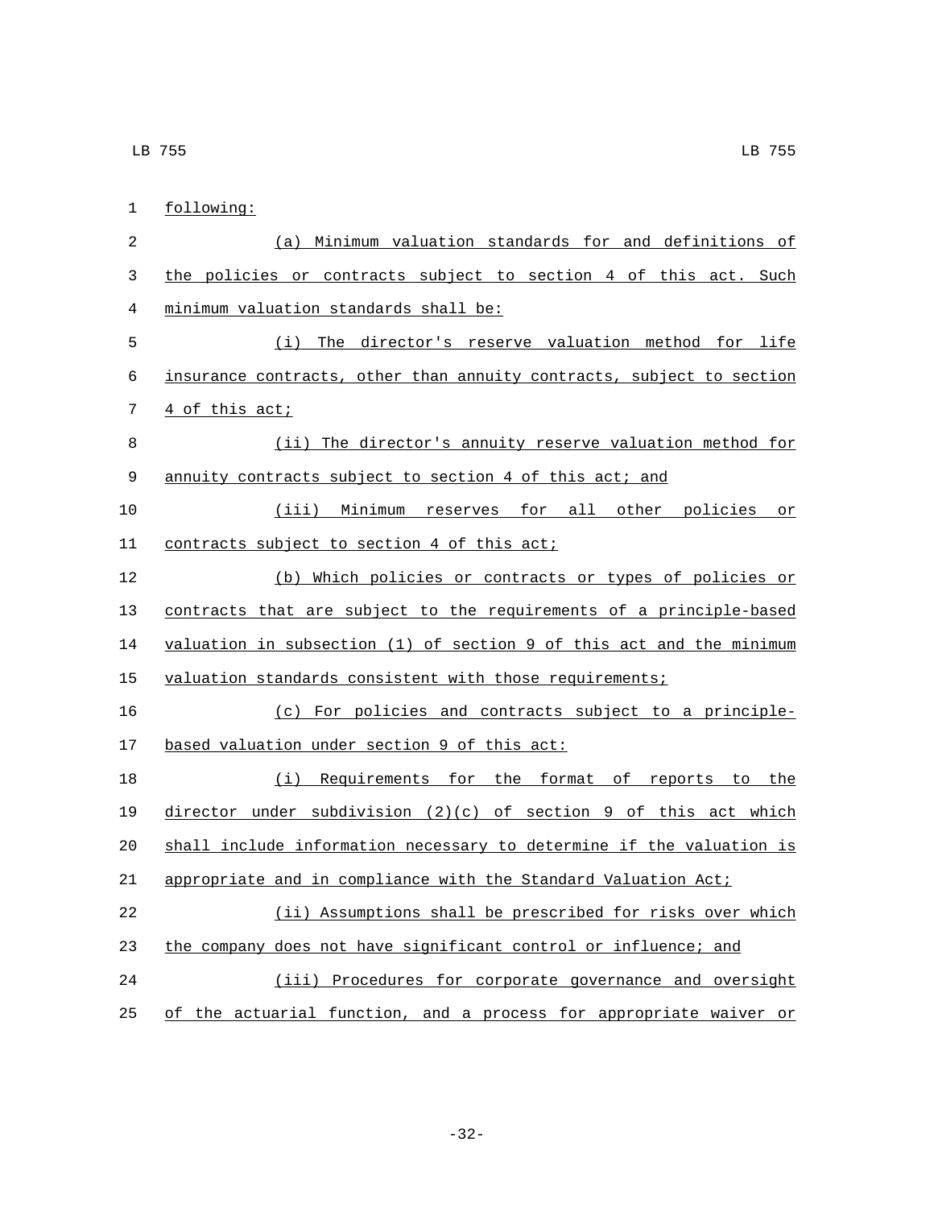following:

(a) Minimum valuation standards for and definitions of the policies or contracts subject to section 4 of this act. Such minimum valuation standards shall be:

(i) The director's reserve valuation method for life insurance contracts, other than annuity contracts, subject to section 4 of this act;

(ii) The director's annuity reserve valuation method for annuity contracts subject to section 4 of this act; and

(iii) Minimum reserves for all other policies or contracts subject to section 4 of this act;

(b) Which policies or contracts or types of policies or contracts that are subject to the requirements of a principle-based valuation in subsection (1) of section 9 of this act and the minimum valuation standards consistent with those requirements;

(c) For policies and contracts subject to a principle-based valuation under section 9 of this act:

(i) Requirements for the format of reports to the director under subdivision (2)(c) of section 9 of this act which shall include information necessary to determine if the valuation is appropriate and in compliance with the Standard Valuation Act;

(ii) Assumptions shall be prescribed for risks over which the company does not have significant control or influence; and

(iii) Procedures for corporate governance and oversight of the actuarial function, and a process for appropriate waiver or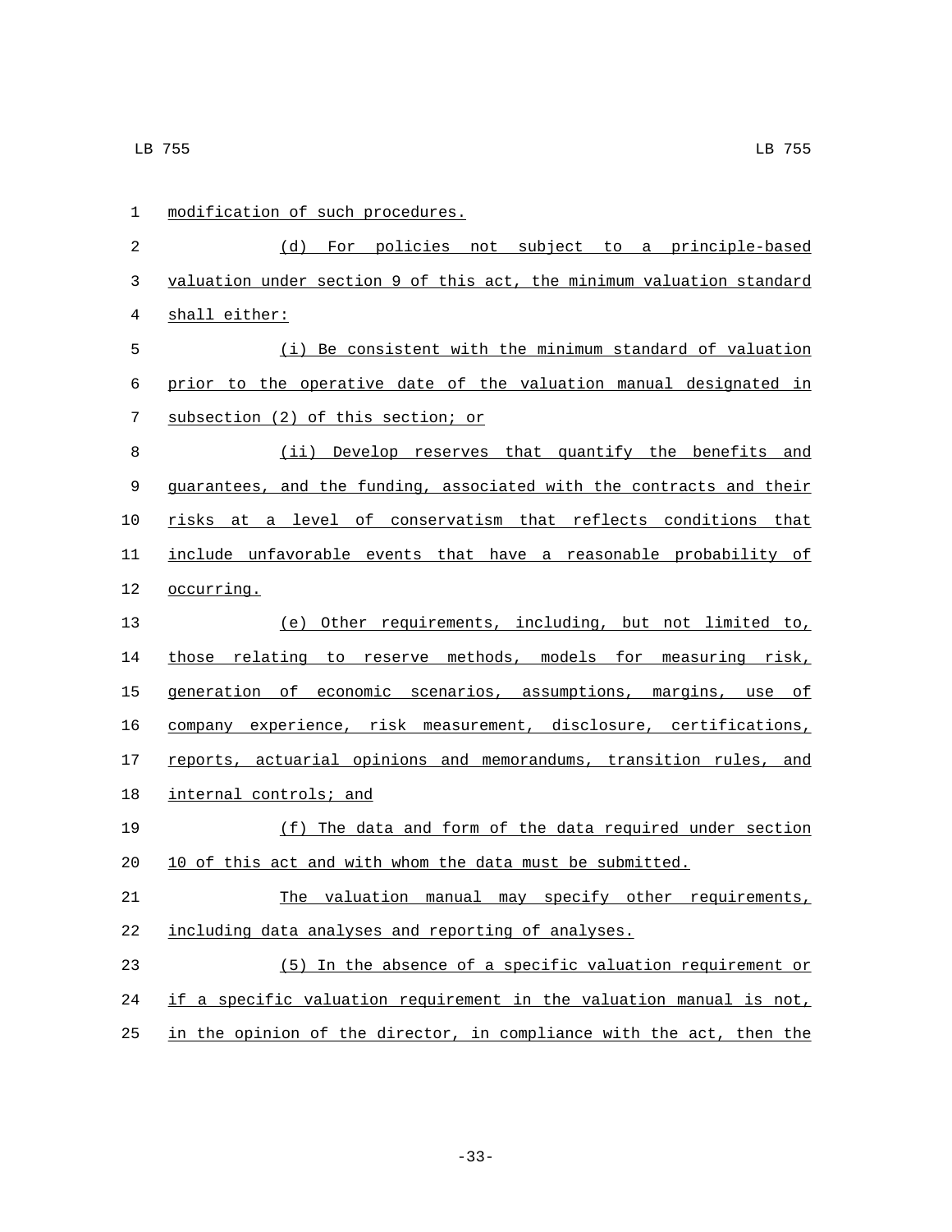modification of such procedures.

(d) For policies not subject to a principle-based valuation under section 9 of this act, the minimum valuation standard shall either:

(i) Be consistent with the minimum standard of valuation prior to the operative date of the valuation manual designated in subsection (2) of this section; or

(ii) Develop reserves that quantify the benefits and guarantees, and the funding, associated with the contracts and their risks at a level of conservatism that reflects conditions that include unfavorable events that have a reasonable probability of occurring.

(e) Other requirements, including, but not limited to, those relating to reserve methods, models for measuring risk, generation of economic scenarios, assumptions, margins, use of company experience, risk measurement, disclosure, certifications, reports, actuarial opinions and memorandums, transition rules, and internal controls; and

(f) The data and form of the data required under section 10 of this act and with whom the data must be submitted.

The valuation manual may specify other requirements, including data analyses and reporting of analyses.

(5) In the absence of a specific valuation requirement or if a specific valuation requirement in the valuation manual is not, in the opinion of the director, in compliance with the act, then the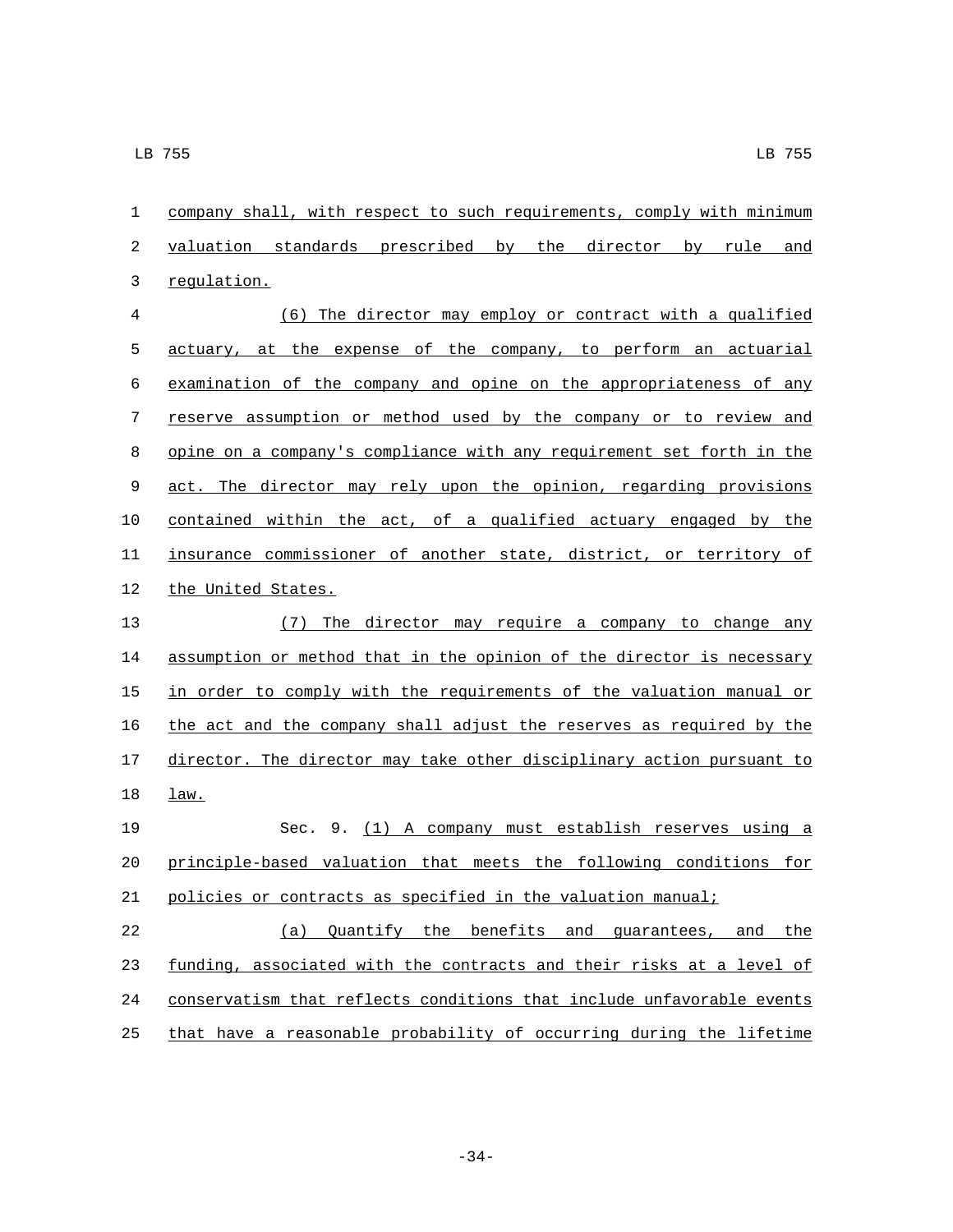company shall, with respect to such requirements, comply with minimum valuation standards prescribed by the director by rule and regulation.

(6) The director may employ or contract with a qualified actuary, at the expense of the company, to perform an actuarial examination of the company and opine on the appropriateness of any reserve assumption or method used by the company or to review and opine on a company's compliance with any requirement set forth in the act. The director may rely upon the opinion, regarding provisions contained within the act, of a qualified actuary engaged by the insurance commissioner of another state, district, or territory of the United States.

(7) The director may require a company to change any assumption or method that in the opinion of the director is necessary in order to comply with the requirements of the valuation manual or the act and the company shall adjust the reserves as required by the director. The director may take other disciplinary action pursuant to law.

Sec. 9. (1) A company must establish reserves using a principle-based valuation that meets the following conditions for policies or contracts as specified in the valuation manual;

(a) Quantify the benefits and guarantees, and the funding, associated with the contracts and their risks at a level of conservatism that reflects conditions that include unfavorable events that have a reasonable probability of occurring during the lifetime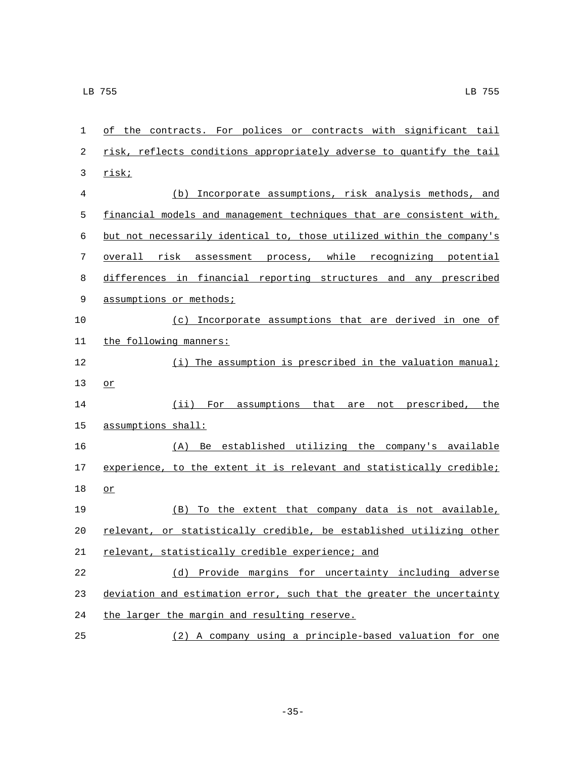of the contracts. For polices or contracts with significant tail risk, reflects conditions appropriately adverse to quantify the tail risk;

(b) Incorporate assumptions, risk analysis methods, and financial models and management techniques that are consistent with, but not necessarily identical to, those utilized within the company's overall risk assessment process, while recognizing potential differences in financial reporting structures and any prescribed assumptions or methods;

(c) Incorporate assumptions that are derived in one of the following manners:

(i) The assumption is prescribed in the valuation manual; or

(ii) For assumptions that are not prescribed, the assumptions shall:

(A) Be established utilizing the company's available experience, to the extent it is relevant and statistically credible; or

(B) To the extent that company data is not available, relevant, or statistically credible, be established utilizing other relevant, statistically credible experience; and

(d) Provide margins for uncertainty including adverse deviation and estimation error, such that the greater the uncertainty the larger the margin and resulting reserve.

(2) A company using a principle-based valuation for one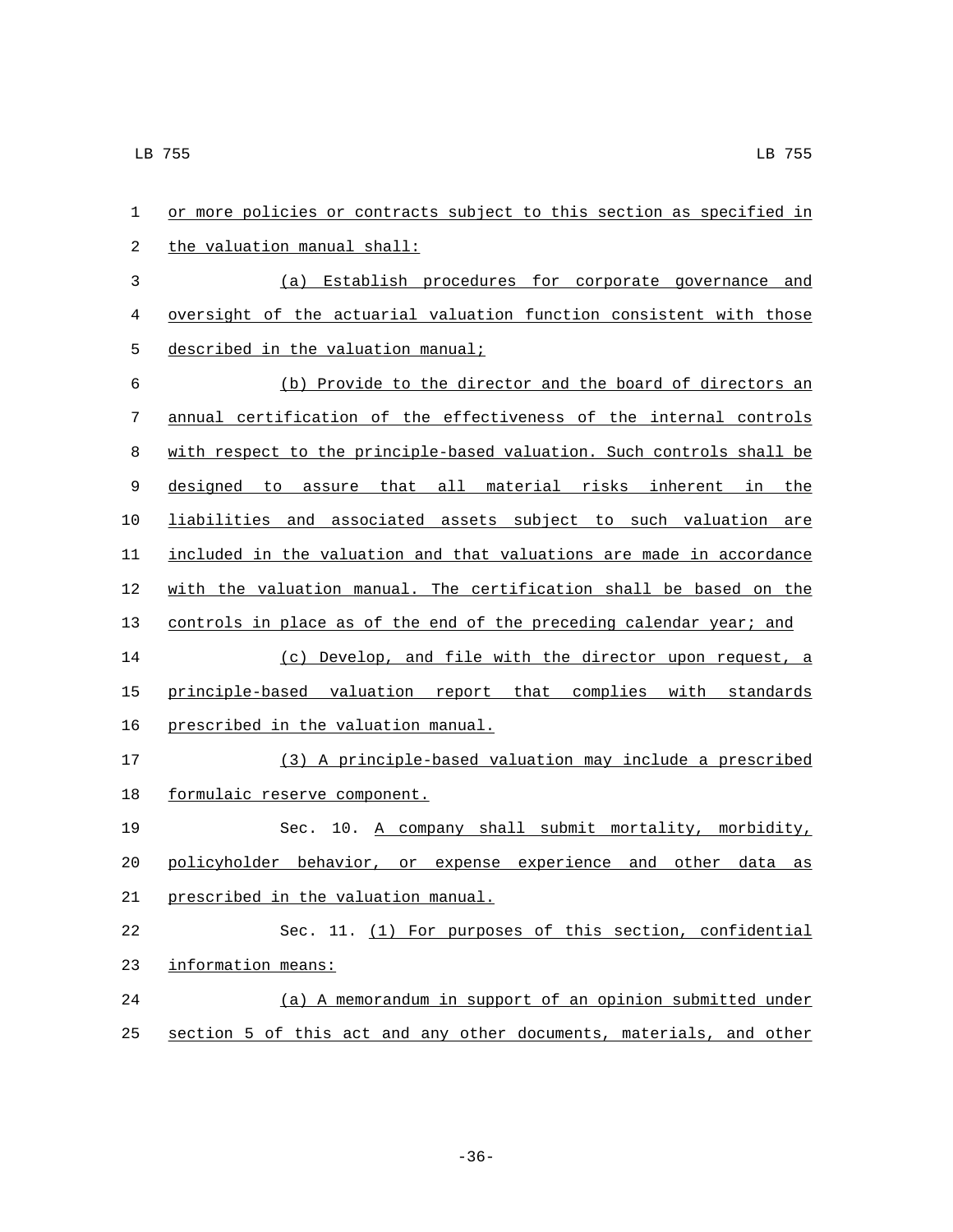or more policies or contracts subject to this section as specified in the valuation manual shall:

(a) Establish procedures for corporate governance and oversight of the actuarial valuation function consistent with those described in the valuation manual;

(b) Provide to the director and the board of directors an annual certification of the effectiveness of the internal controls with respect to the principle-based valuation. Such controls shall be designed to assure that all material risks inherent in the liabilities and associated assets subject to such valuation are included in the valuation and that valuations are made in accordance with the valuation manual. The certification shall be based on the controls in place as of the end of the preceding calendar year; and

(c) Develop, and file with the director upon request, a principle-based valuation report that complies with standards prescribed in the valuation manual.

(3) A principle-based valuation may include a prescribed formulaic reserve component.

Sec. 10. A company shall submit mortality, morbidity, policyholder behavior, or expense experience and other data as prescribed in the valuation manual.

Sec. 11. (1) For purposes of this section, confidential information means:

(a) A memorandum in support of an opinion submitted under section 5 of this act and any other documents, materials, and other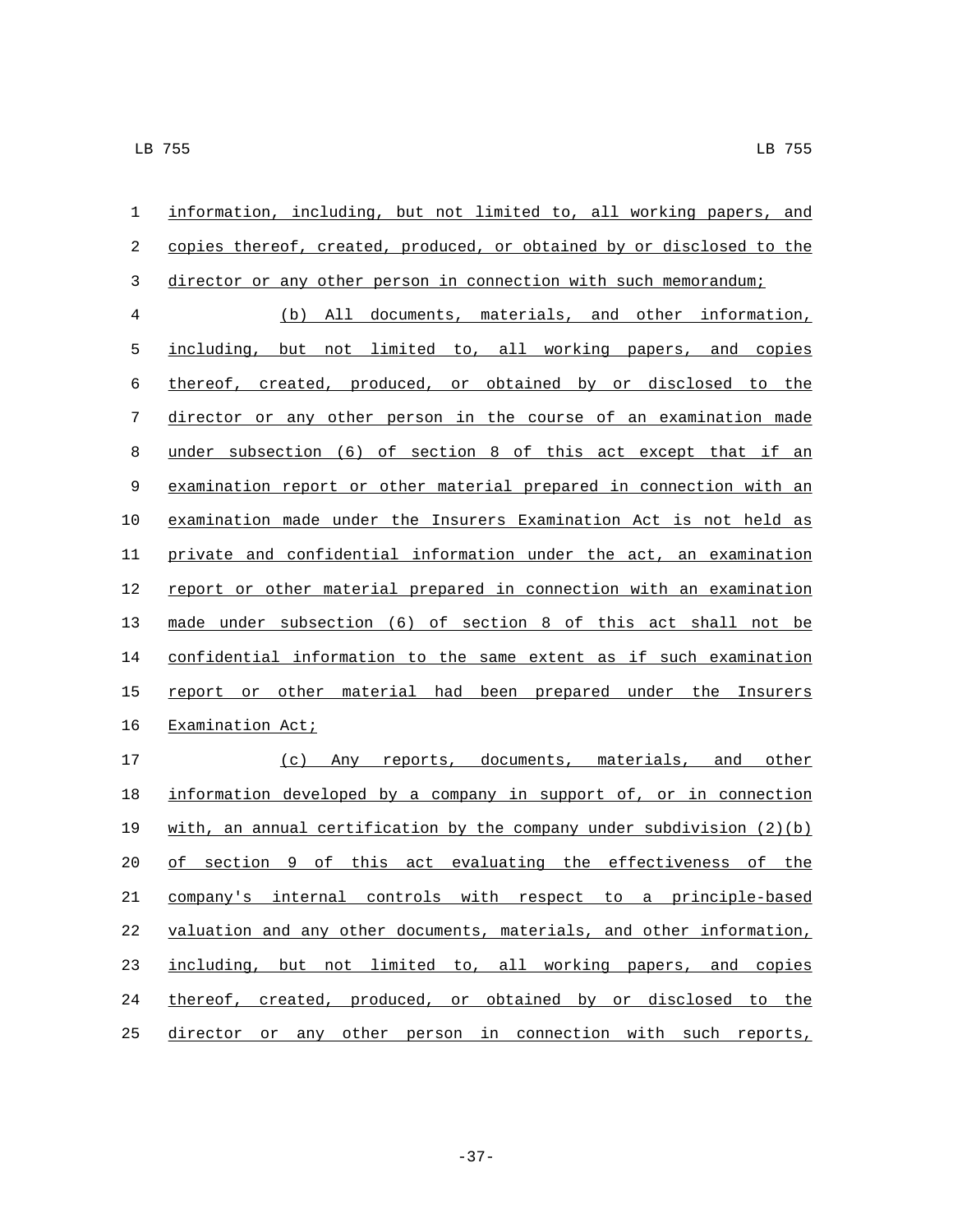information, including, but not limited to, all working papers, and copies thereof, created, produced, or obtained by or disclosed to the director or any other person in connection with such memorandum;

(b) All documents, materials, and other information, including, but not limited to, all working papers, and copies thereof, created, produced, or obtained by or disclosed to the director or any other person in the course of an examination made under subsection (6) of section 8 of this act except that if an examination report or other material prepared in connection with an examination made under the Insurers Examination Act is not held as private and confidential information under the act, an examination report or other material prepared in connection with an examination made under subsection (6) of section 8 of this act shall not be confidential information to the same extent as if such examination report or other material had been prepared under the Insurers Examination Act;

(c) Any reports, documents, materials, and other information developed by a company in support of, or in connection with, an annual certification by the company under subdivision (2)(b) of section 9 of this act evaluating the effectiveness of the company's internal controls with respect to a principle-based valuation and any other documents, materials, and other information, including, but not limited to, all working papers, and copies thereof, created, produced, or obtained by or disclosed to the director or any other person in connection with such reports,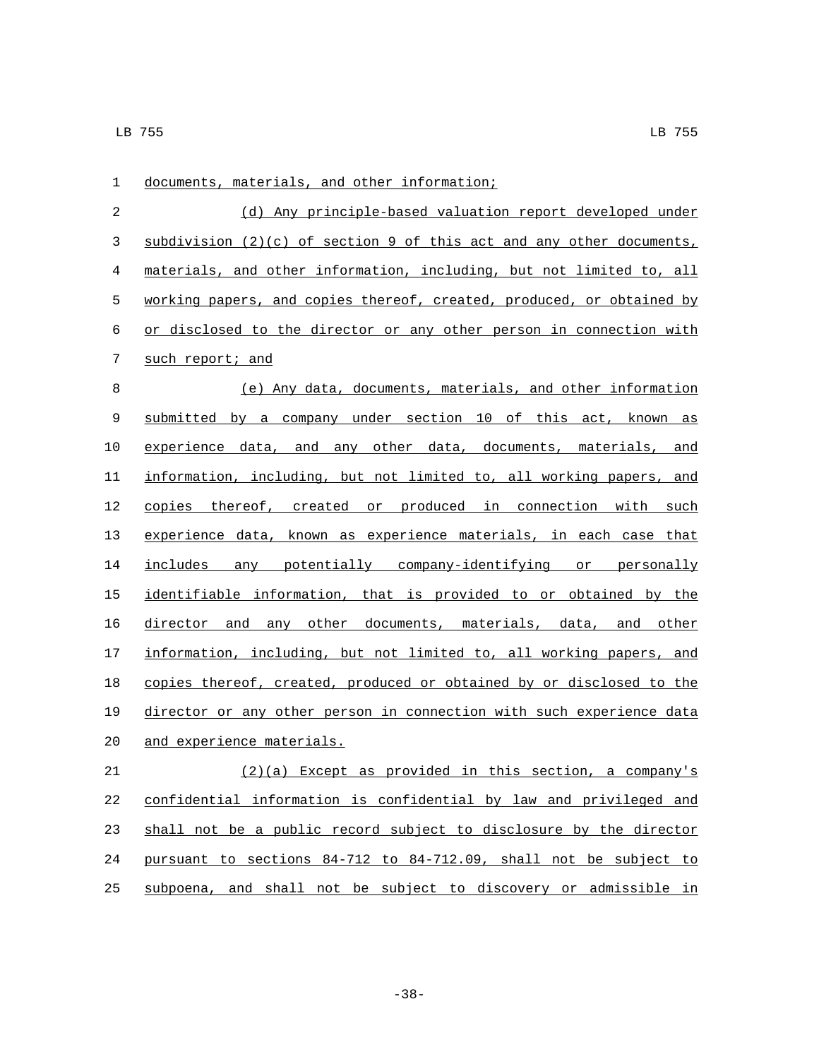documents, materials, and other information;

(d) Any principle-based valuation report developed under subdivision (2)(c) of section 9 of this act and any other documents, materials, and other information, including, but not limited to, all working papers, and copies thereof, created, produced, or obtained by or disclosed to the director or any other person in connection with such report; and

(e) Any data, documents, materials, and other information submitted by a company under section 10 of this act, known as experience data, and any other data, documents, materials, and information, including, but not limited to, all working papers, and copies thereof, created or produced in connection with such experience data, known as experience materials, in each case that includes any potentially company-identifying or personally identifiable information, that is provided to or obtained by the director and any other documents, materials, data, and other information, including, but not limited to, all working papers, and copies thereof, created, produced or obtained by or disclosed to the director or any other person in connection with such experience data and experience materials.

(2)(a) Except as provided in this section, a company's confidential information is confidential by law and privileged and shall not be a public record subject to disclosure by the director pursuant to sections 84-712 to 84-712.09, shall not be subject to subpoena, and shall not be subject to discovery or admissible in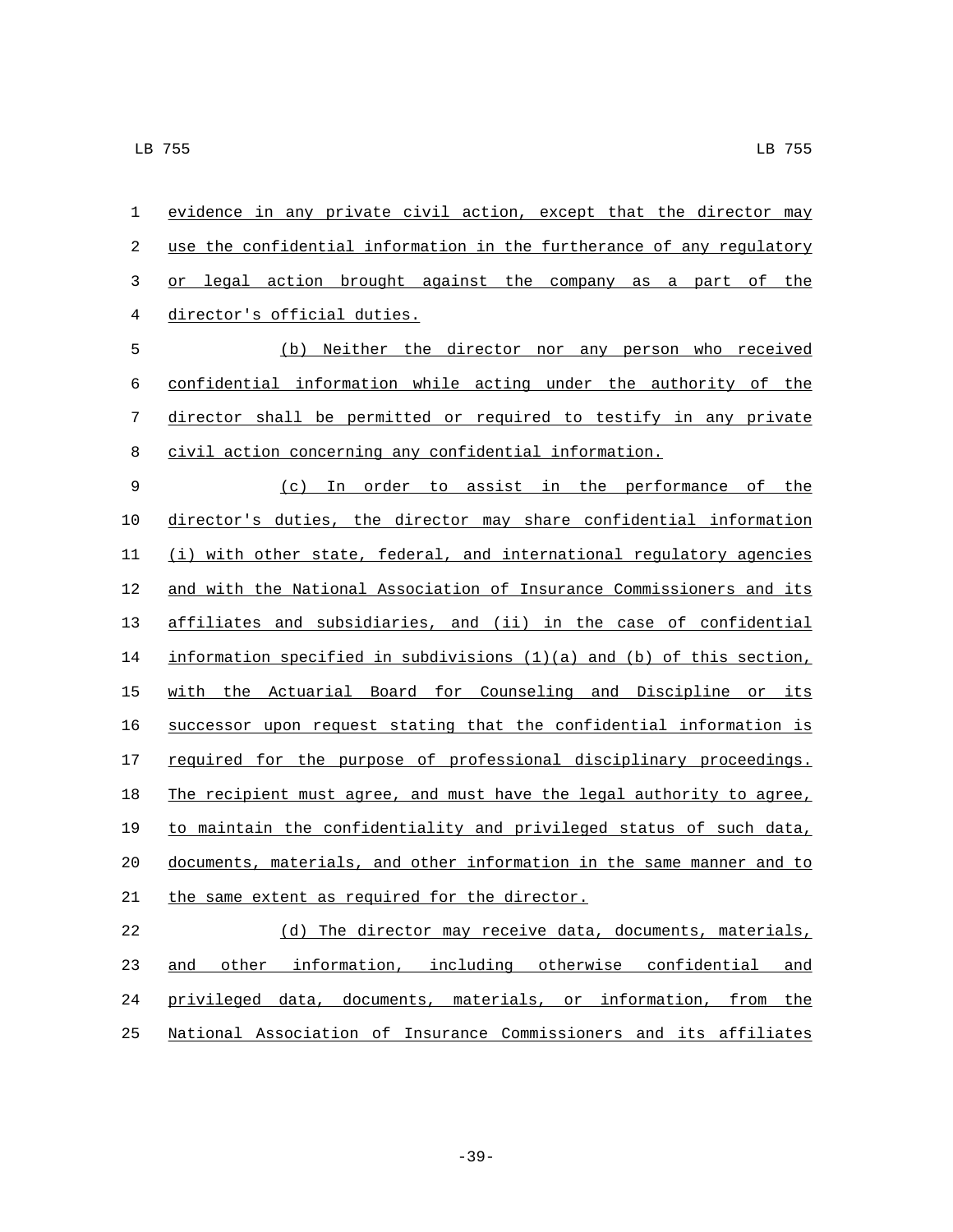evidence in any private civil action, except that the director may use the confidential information in the furtherance of any regulatory or legal action brought against the company as a part of the director's official duties.

(b) Neither the director nor any person who received confidential information while acting under the authority of the director shall be permitted or required to testify in any private civil action concerning any confidential information.

(c) In order to assist in the performance of the director's duties, the director may share confidential information (i) with other state, federal, and international regulatory agencies and with the National Association of Insurance Commissioners and its affiliates and subsidiaries, and (ii) in the case of confidential information specified in subdivisions (1)(a) and (b) of this section, with the Actuarial Board for Counseling and Discipline or its successor upon request stating that the confidential information is required for the purpose of professional disciplinary proceedings. The recipient must agree, and must have the legal authority to agree, to maintain the confidentiality and privileged status of such data, documents, materials, and other information in the same manner and to the same extent as required for the director.

(d) The director may receive data, documents, materials, and other information, including otherwise confidential and privileged data, documents, materials, or information, from the National Association of Insurance Commissioners and its affiliates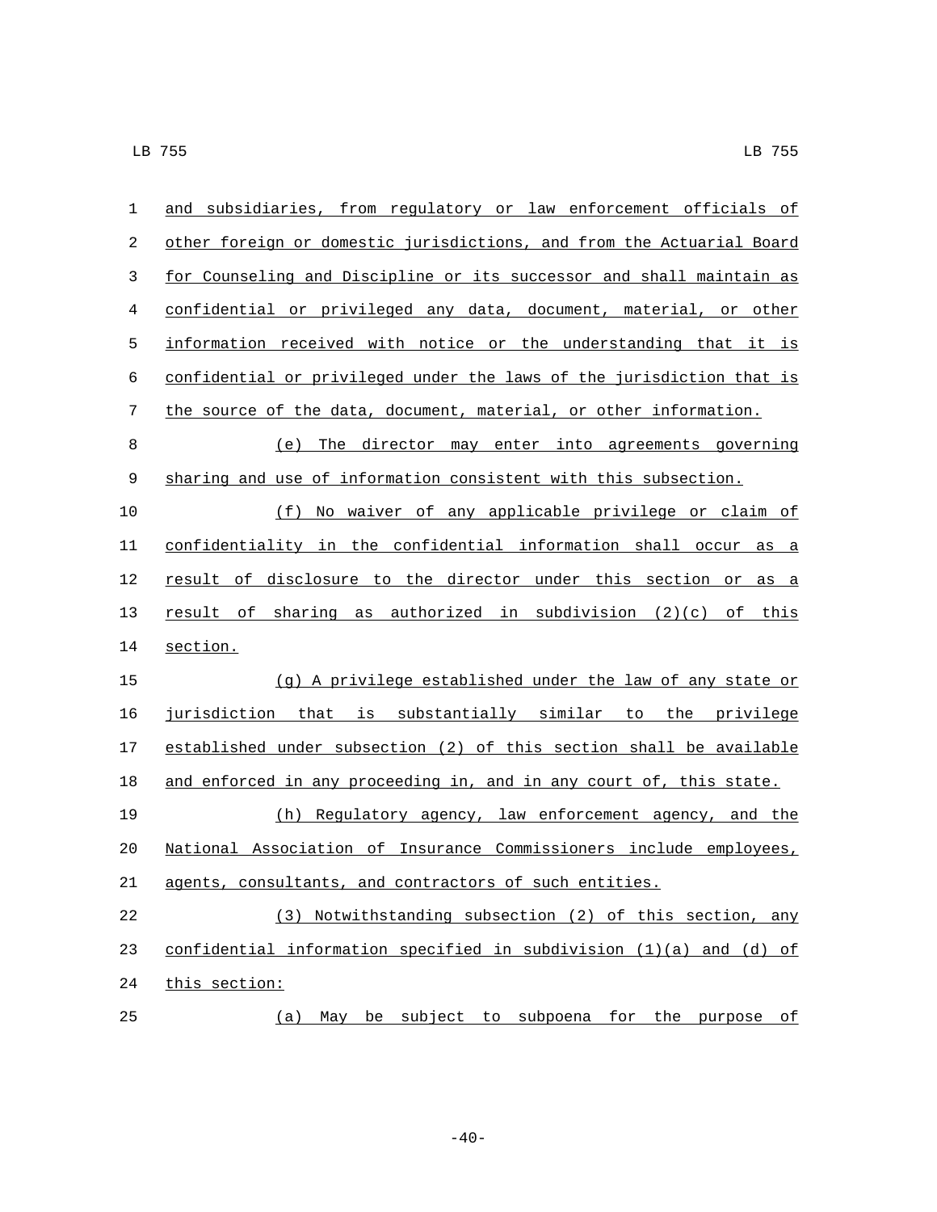and subsidiaries, from regulatory or law enforcement officials of other foreign or domestic jurisdictions, and from the Actuarial Board for Counseling and Discipline or its successor and shall maintain as confidential or privileged any data, document, material, or other information received with notice or the understanding that it is confidential or privileged under the laws of the jurisdiction that is the source of the data, document, material, or other information.

(e) The director may enter into agreements governing sharing and use of information consistent with this subsection.

(f) No waiver of any applicable privilege or claim of confidentiality in the confidential information shall occur as a result of disclosure to the director under this section or as a result of sharing as authorized in subdivision (2)(c) of this section.

(g) A privilege established under the law of any state or jurisdiction that is substantially similar to the privilege established under subsection (2) of this section shall be available and enforced in any proceeding in, and in any court of, this state.

(h) Regulatory agency, law enforcement agency, and the National Association of Insurance Commissioners include employees, agents, consultants, and contractors of such entities.

(3) Notwithstanding subsection (2) of this section, any confidential information specified in subdivision (1)(a) and (d) of this section:

(a) May be subject to subpoena for the purpose of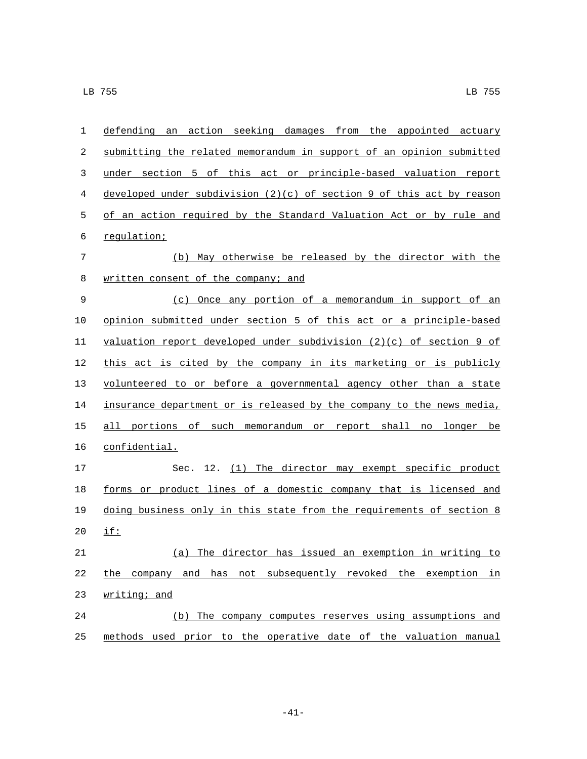defending an action seeking damages from the appointed actuary submitting the related memorandum in support of an opinion submitted under section 5 of this act or principle-based valuation report developed under subdivision (2)(c) of section 9 of this act by reason of an action required by the Standard Valuation Act or by rule and regulation;

(b) May otherwise be released by the director with the written consent of the company; and

(c) Once any portion of a memorandum in support of an opinion submitted under section 5 of this act or a principle-based valuation report developed under subdivision (2)(c) of section 9 of this act is cited by the company in its marketing or is publicly volunteered to or before a governmental agency other than a state insurance department or is released by the company to the news media, all portions of such memorandum or report shall no longer be confidential.

Sec. 12. (1) The director may exempt specific product forms or product lines of a domestic company that is licensed and doing business only in this state from the requirements of section 8 if:

(a) The director has issued an exemption in writing to the company and has not subsequently revoked the exemption in writing; and

(b) The company computes reserves using assumptions and methods used prior to the operative date of the valuation manual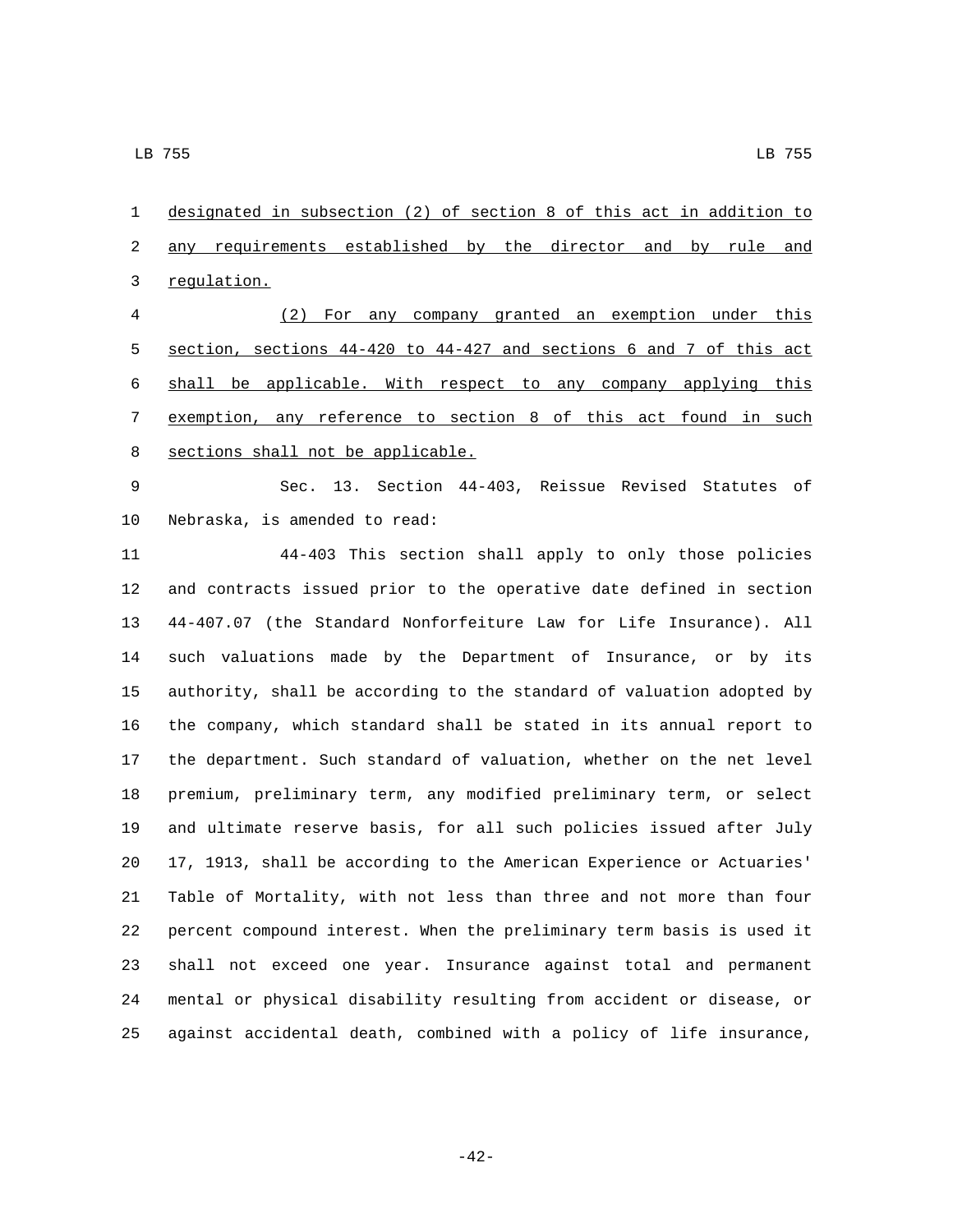designated in subsection (2) of section 8 of this act in addition to any requirements established by the director and by rule and regulation.

(2) For any company granted an exemption under this section, sections 44-420 to 44-427 and sections 6 and 7 of this act shall be applicable. With respect to any company applying this exemption, any reference to section 8 of this act found in such sections shall not be applicable.

Sec. 13. Section 44-403, Reissue Revised Statutes of Nebraska, is amended to read:

44-403 This section shall apply to only those policies and contracts issued prior to the operative date defined in section 44-407.07 (the Standard Nonforfeiture Law for Life Insurance). All such valuations made by the Department of Insurance, or by its authority, shall be according to the standard of valuation adopted by the company, which standard shall be stated in its annual report to the department. Such standard of valuation, whether on the net level premium, preliminary term, any modified preliminary term, or select and ultimate reserve basis, for all such policies issued after July 17, 1913, shall be according to the American Experience or Actuaries' Table of Mortality, with not less than three and not more than four percent compound interest. When the preliminary term basis is used it shall not exceed one year. Insurance against total and permanent mental or physical disability resulting from accident or disease, or against accidental death, combined with a policy of life insurance,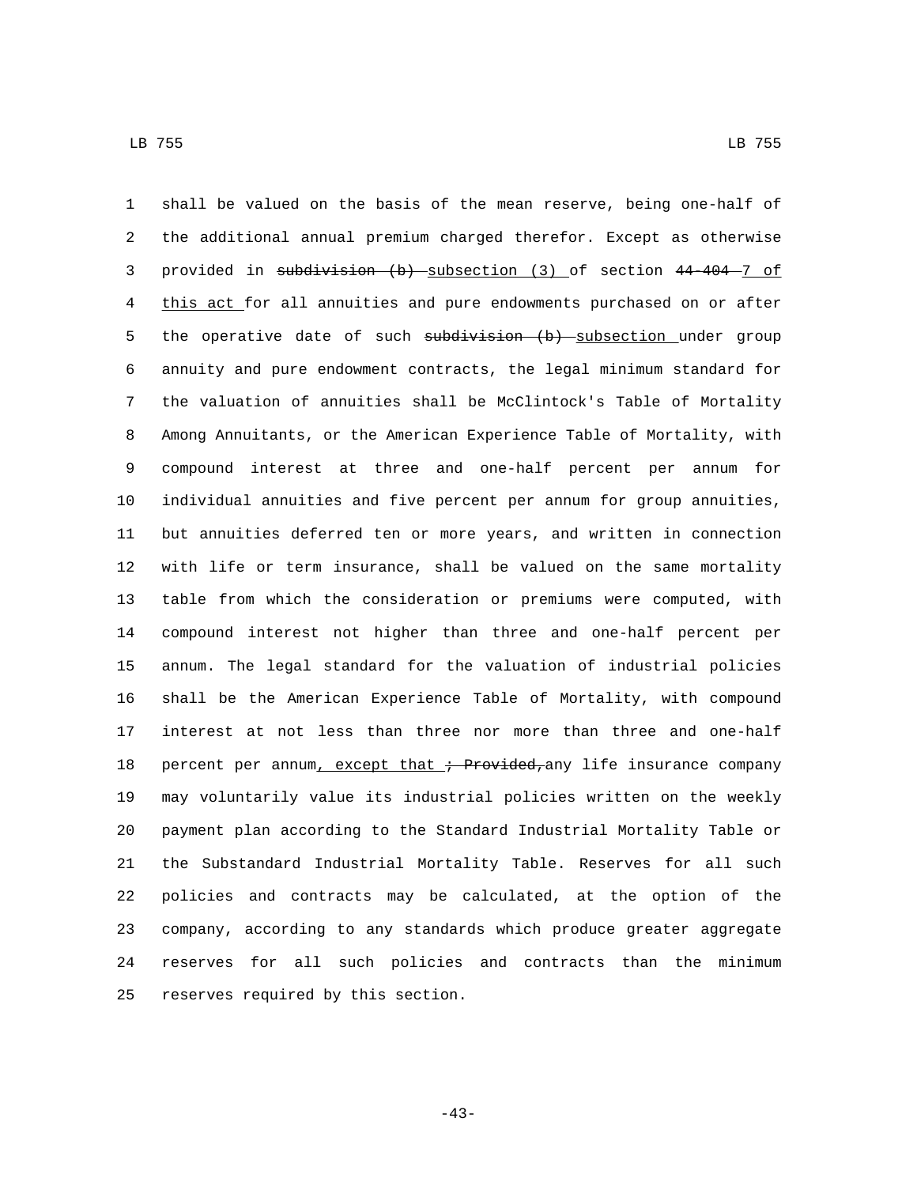shall be valued on the basis of the mean reserve, being one-half of the additional annual premium charged therefor. Except as otherwise provided in ~~subdivision (b)~~ subsection (3) of section ~~44-404~~ 7 of this act for all annuities and pure endowments purchased on or after the operative date of such ~~subdivision (b)~~ subsection under group annuity and pure endowment contracts, the legal minimum standard for the valuation of annuities shall be McClintock's Table of Mortality Among Annuitants, or the American Experience Table of Mortality, with compound interest at three and one-half percent per annum for individual annuities and five percent per annum for group annuities, but annuities deferred ten or more years, and written in connection with life or term insurance, shall be valued on the same mortality table from which the consideration or premiums were computed, with compound interest not higher than three and one-half percent per annum. The legal standard for the valuation of industrial policies shall be the American Experience Table of Mortality, with compound interest at not less than three nor more than three and one-half percent per annum, except that ~~; Provided,~~ any life insurance company may voluntarily value its industrial policies written on the weekly payment plan according to the Standard Industrial Mortality Table or the Substandard Industrial Mortality Table. Reserves for all such policies and contracts may be calculated, at the option of the company, according to any standards which produce greater aggregate reserves for all such policies and contracts than the minimum reserves required by this section.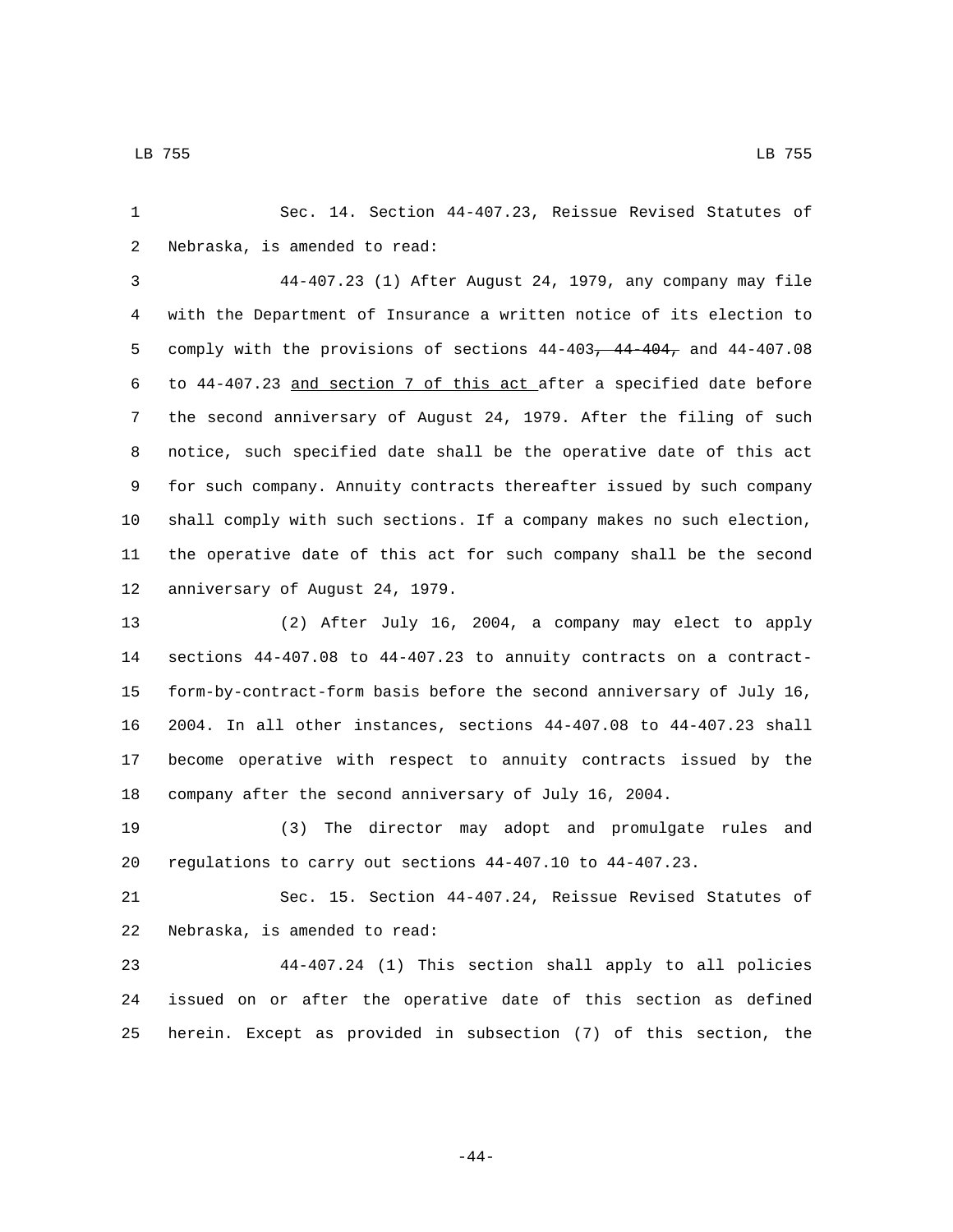Sec. 14. Section 44-407.23, Reissue Revised Statutes of Nebraska, is amended to read:

44-407.23 (1) After August 24, 1979, any company may file with the Department of Insurance a written notice of its election to comply with the provisions of sections 44-403~~, 44-404,~~ and 44-407.08 to 44-407.23 <u>and section 7 of this act</u> after a specified date before the second anniversary of August 24, 1979. After the filing of such notice, such specified date shall be the operative date of this act for such company. Annuity contracts thereafter issued by such company shall comply with such sections. If a company makes no such election, the operative date of this act for such company shall be the second anniversary of August 24, 1979.

(2) After July 16, 2004, a company may elect to apply sections 44-407.08 to 44-407.23 to annuity contracts on a contract-form-by-contract-form basis before the second anniversary of July 16, 2004. In all other instances, sections 44-407.08 to 44-407.23 shall become operative with respect to annuity contracts issued by the company after the second anniversary of July 16, 2004.

(3) The director may adopt and promulgate rules and regulations to carry out sections 44-407.10 to 44-407.23.

Sec. 15. Section 44-407.24, Reissue Revised Statutes of Nebraska, is amended to read:

44-407.24 (1) This section shall apply to all policies issued on or after the operative date of this section as defined herein. Except as provided in subsection (7) of this section, the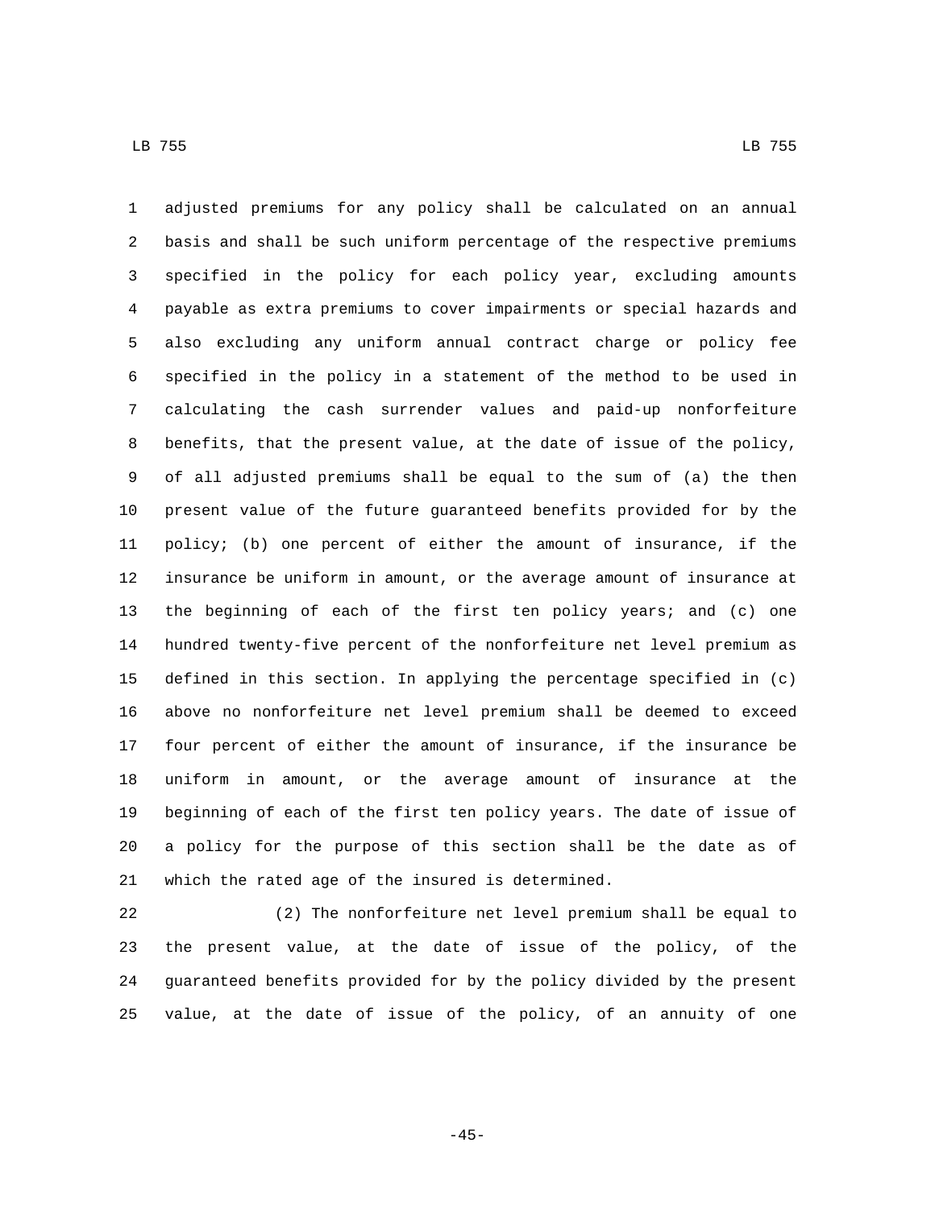adjusted premiums for any policy shall be calculated on an annual basis and shall be such uniform percentage of the respective premiums specified in the policy for each policy year, excluding amounts payable as extra premiums to cover impairments or special hazards and also excluding any uniform annual contract charge or policy fee specified in the policy in a statement of the method to be used in calculating the cash surrender values and paid-up nonforfeiture benefits, that the present value, at the date of issue of the policy, of all adjusted premiums shall be equal to the sum of (a) the then present value of the future guaranteed benefits provided for by the policy; (b) one percent of either the amount of insurance, if the insurance be uniform in amount, or the average amount of insurance at the beginning of each of the first ten policy years; and (c) one hundred twenty-five percent of the nonforfeiture net level premium as defined in this section. In applying the percentage specified in (c) above no nonforfeiture net level premium shall be deemed to exceed four percent of either the amount of insurance, if the insurance be uniform in amount, or the average amount of insurance at the beginning of each of the first ten policy years. The date of issue of a policy for the purpose of this section shall be the date as of which the rated age of the insured is determined.

(2) The nonforfeiture net level premium shall be equal to the present value, at the date of issue of the policy, of the guaranteed benefits provided for by the policy divided by the present value, at the date of issue of the policy, of an annuity of one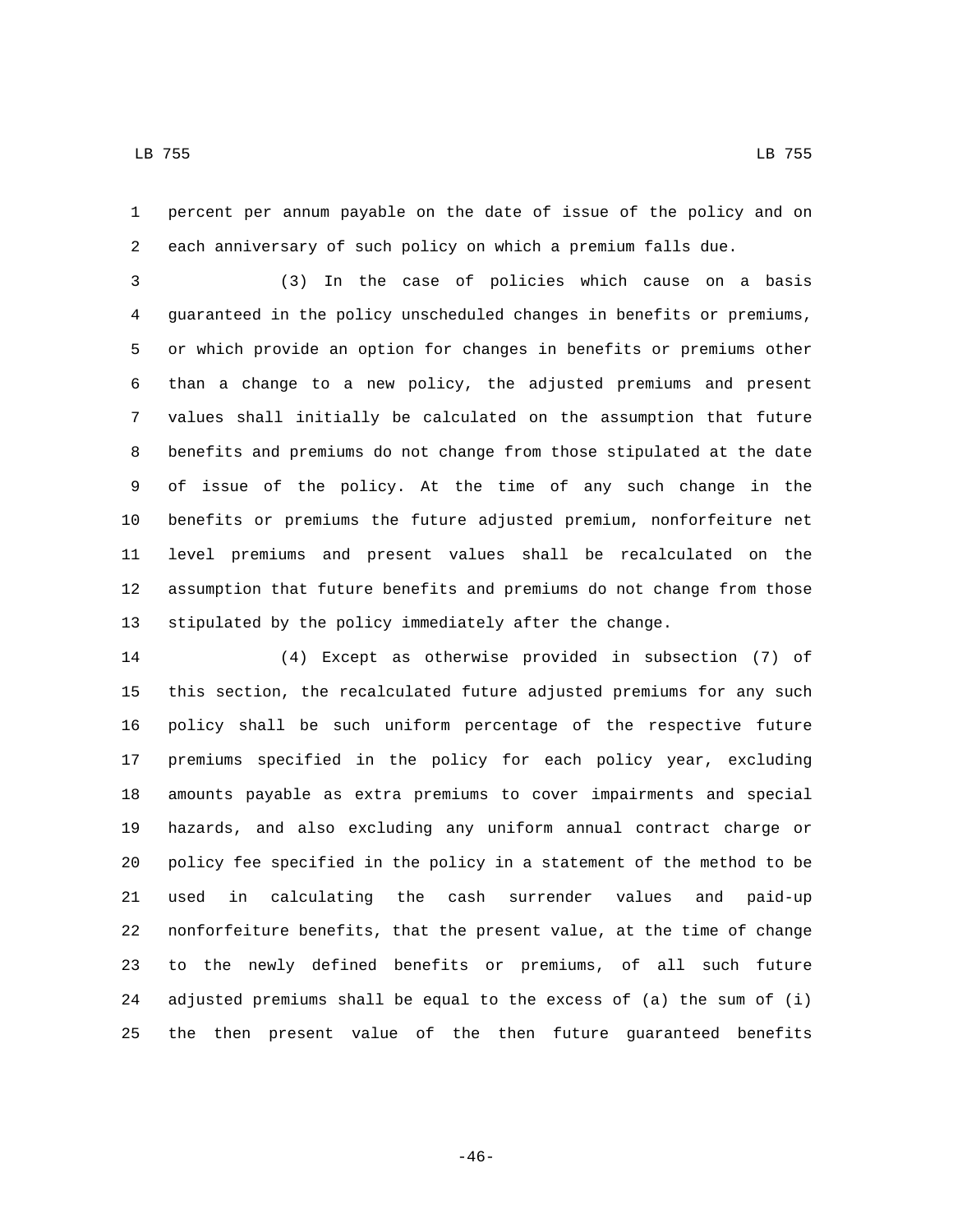percent per annum payable on the date of issue of the policy and on each anniversary of such policy on which a premium falls due.

(3) In the case of policies which cause on a basis guaranteed in the policy unscheduled changes in benefits or premiums, or which provide an option for changes in benefits or premiums other than a change to a new policy, the adjusted premiums and present values shall initially be calculated on the assumption that future benefits and premiums do not change from those stipulated at the date of issue of the policy. At the time of any such change in the benefits or premiums the future adjusted premium, nonforfeiture net level premiums and present values shall be recalculated on the assumption that future benefits and premiums do not change from those stipulated by the policy immediately after the change.

(4) Except as otherwise provided in subsection (7) of this section, the recalculated future adjusted premiums for any such policy shall be such uniform percentage of the respective future premiums specified in the policy for each policy year, excluding amounts payable as extra premiums to cover impairments and special hazards, and also excluding any uniform annual contract charge or policy fee specified in the policy in a statement of the method to be used in calculating the cash surrender values and paid-up nonforfeiture benefits, that the present value, at the time of change to the newly defined benefits or premiums, of all such future adjusted premiums shall be equal to the excess of (a) the sum of (i) the then present value of the then future guaranteed benefits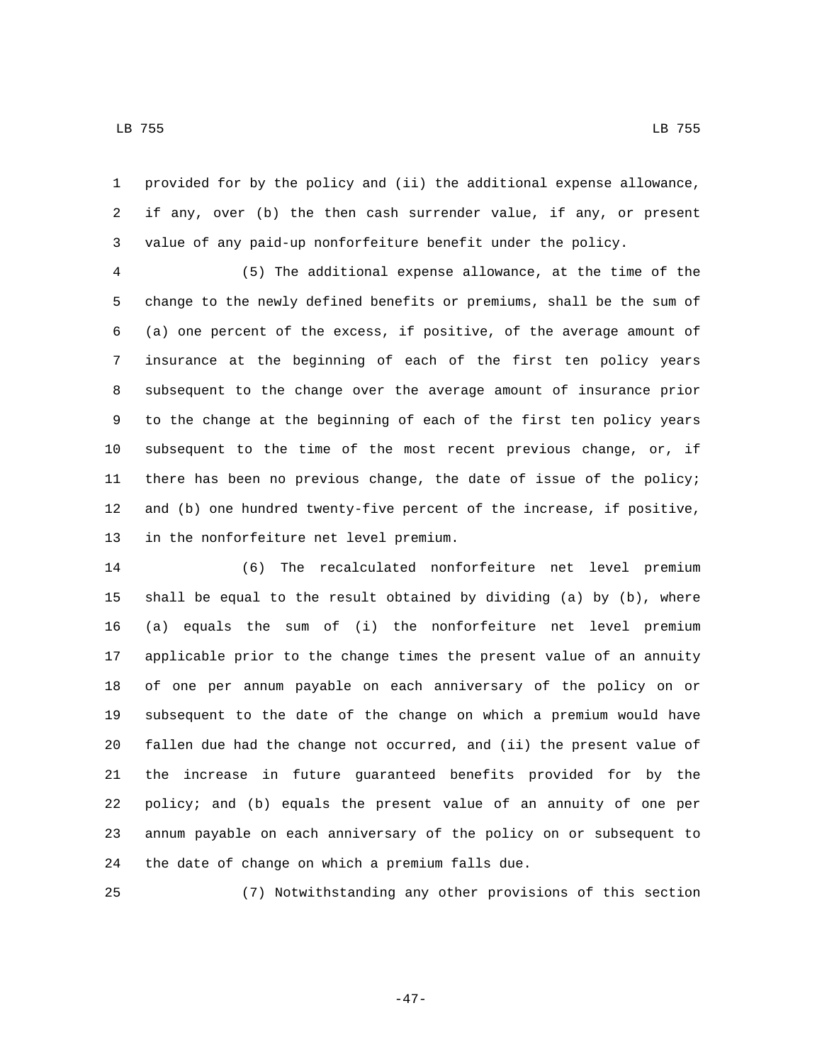provided for by the policy and (ii) the additional expense allowance, if any, over (b) the then cash surrender value, if any, or present value of any paid-up nonforfeiture benefit under the policy.

(5) The additional expense allowance, at the time of the change to the newly defined benefits or premiums, shall be the sum of (a) one percent of the excess, if positive, of the average amount of insurance at the beginning of each of the first ten policy years subsequent to the change over the average amount of insurance prior to the change at the beginning of each of the first ten policy years subsequent to the time of the most recent previous change, or, if there has been no previous change, the date of issue of the policy; and (b) one hundred twenty-five percent of the increase, if positive, in the nonforfeiture net level premium.

(6) The recalculated nonforfeiture net level premium shall be equal to the result obtained by dividing (a) by (b), where (a) equals the sum of (i) the nonforfeiture net level premium applicable prior to the change times the present value of an annuity of one per annum payable on each anniversary of the policy on or subsequent to the date of the change on which a premium would have fallen due had the change not occurred, and (ii) the present value of the increase in future guaranteed benefits provided for by the policy; and (b) equals the present value of an annuity of one per annum payable on each anniversary of the policy on or subsequent to the date of change on which a premium falls due.

(7) Notwithstanding any other provisions of this section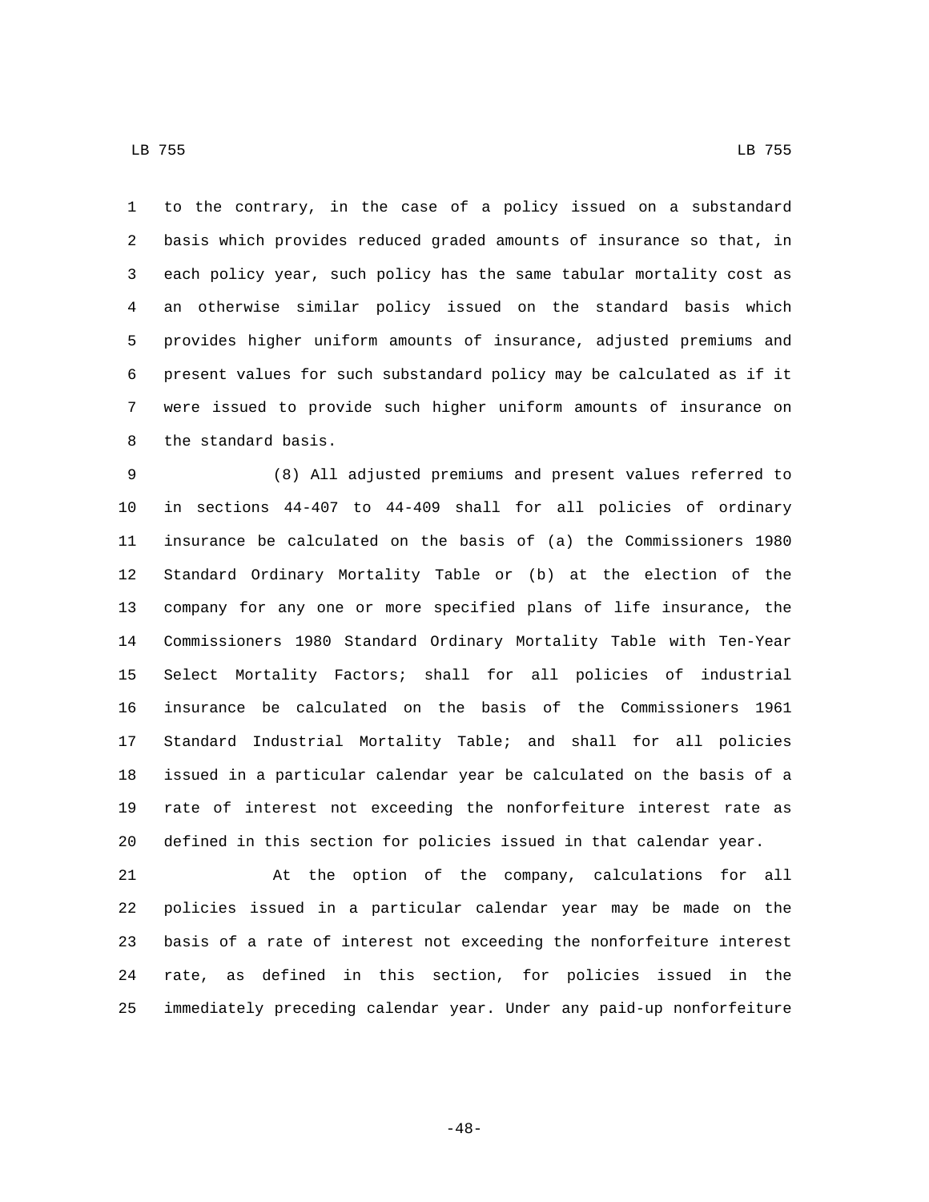to the contrary, in the case of a policy issued on a substandard basis which provides reduced graded amounts of insurance so that, in each policy year, such policy has the same tabular mortality cost as an otherwise similar policy issued on the standard basis which provides higher uniform amounts of insurance, adjusted premiums and present values for such substandard policy may be calculated as if it were issued to provide such higher uniform amounts of insurance on the standard basis.

(8) All adjusted premiums and present values referred to in sections 44-407 to 44-409 shall for all policies of ordinary insurance be calculated on the basis of (a) the Commissioners 1980 Standard Ordinary Mortality Table or (b) at the election of the company for any one or more specified plans of life insurance, the Commissioners 1980 Standard Ordinary Mortality Table with Ten-Year Select Mortality Factors; shall for all policies of industrial insurance be calculated on the basis of the Commissioners 1961 Standard Industrial Mortality Table; and shall for all policies issued in a particular calendar year be calculated on the basis of a rate of interest not exceeding the nonforfeiture interest rate as defined in this section for policies issued in that calendar year.

At the option of the company, calculations for all policies issued in a particular calendar year may be made on the basis of a rate of interest not exceeding the nonforfeiture interest rate, as defined in this section, for policies issued in the immediately preceding calendar year. Under any paid-up nonforfeiture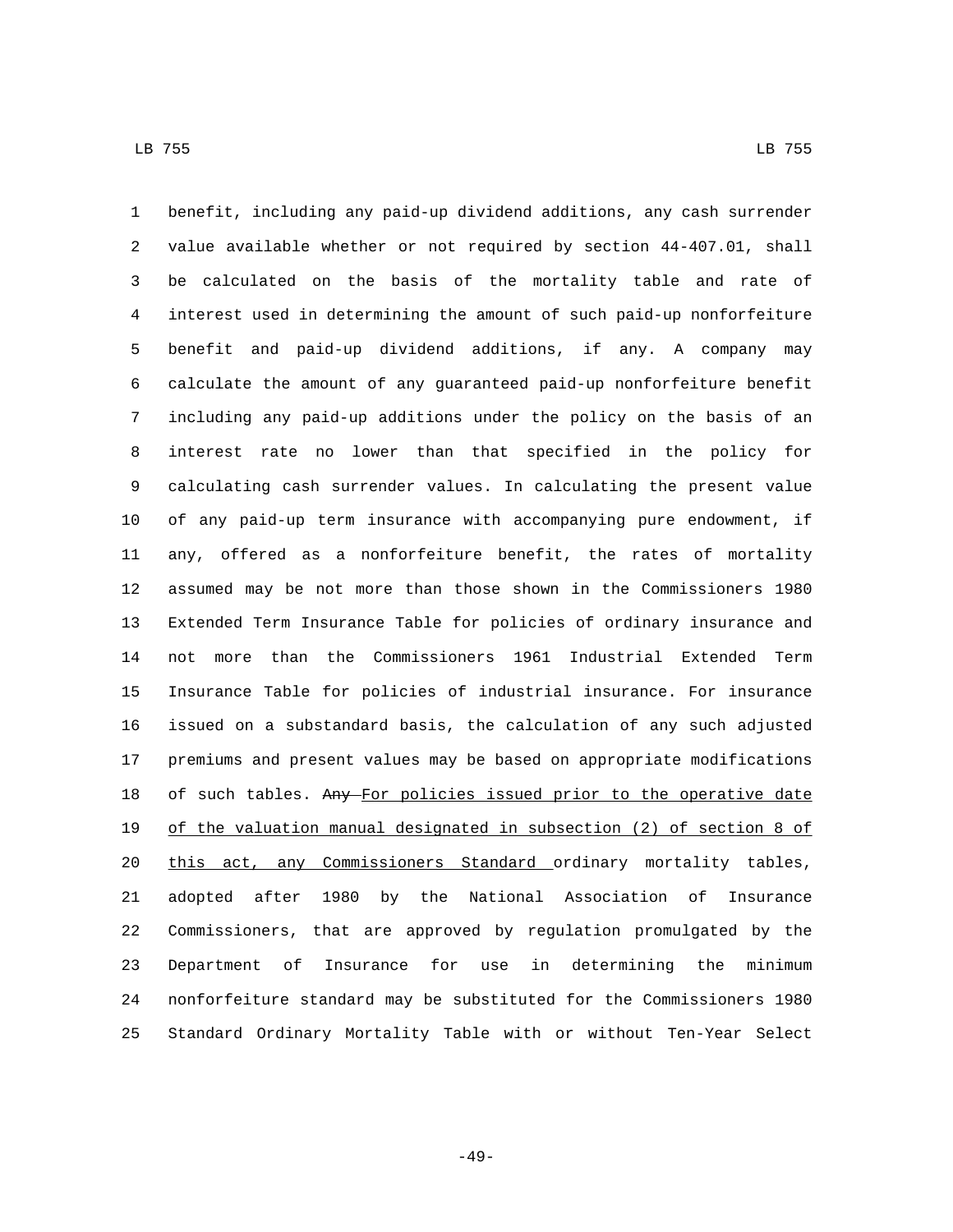benefit, including any paid-up dividend additions, any cash surrender value available whether or not required by section 44-407.01, shall be calculated on the basis of the mortality table and rate of interest used in determining the amount of such paid-up nonforfeiture benefit and paid-up dividend additions, if any. A company may calculate the amount of any guaranteed paid-up nonforfeiture benefit including any paid-up additions under the policy on the basis of an interest rate no lower than that specified in the policy for calculating cash surrender values. In calculating the present value of any paid-up term insurance with accompanying pure endowment, if any, offered as a nonforfeiture benefit, the rates of mortality assumed may be not more than those shown in the Commissioners 1980 Extended Term Insurance Table for policies of ordinary insurance and not more than the Commissioners 1961 Industrial Extended Term Insurance Table for policies of industrial insurance. For insurance issued on a substandard basis, the calculation of any such adjusted premiums and present values may be based on appropriate modifications of such tables. ~~Any~~ For policies issued prior to the operative date of the valuation manual designated in subsection (2) of section 8 of this act, any Commissioners Standard ordinary mortality tables, adopted after 1980 by the National Association of Insurance Commissioners, that are approved by regulation promulgated by the Department of Insurance for use in determining the minimum nonforfeiture standard may be substituted for the Commissioners 1980 Standard Ordinary Mortality Table with or without Ten-Year Select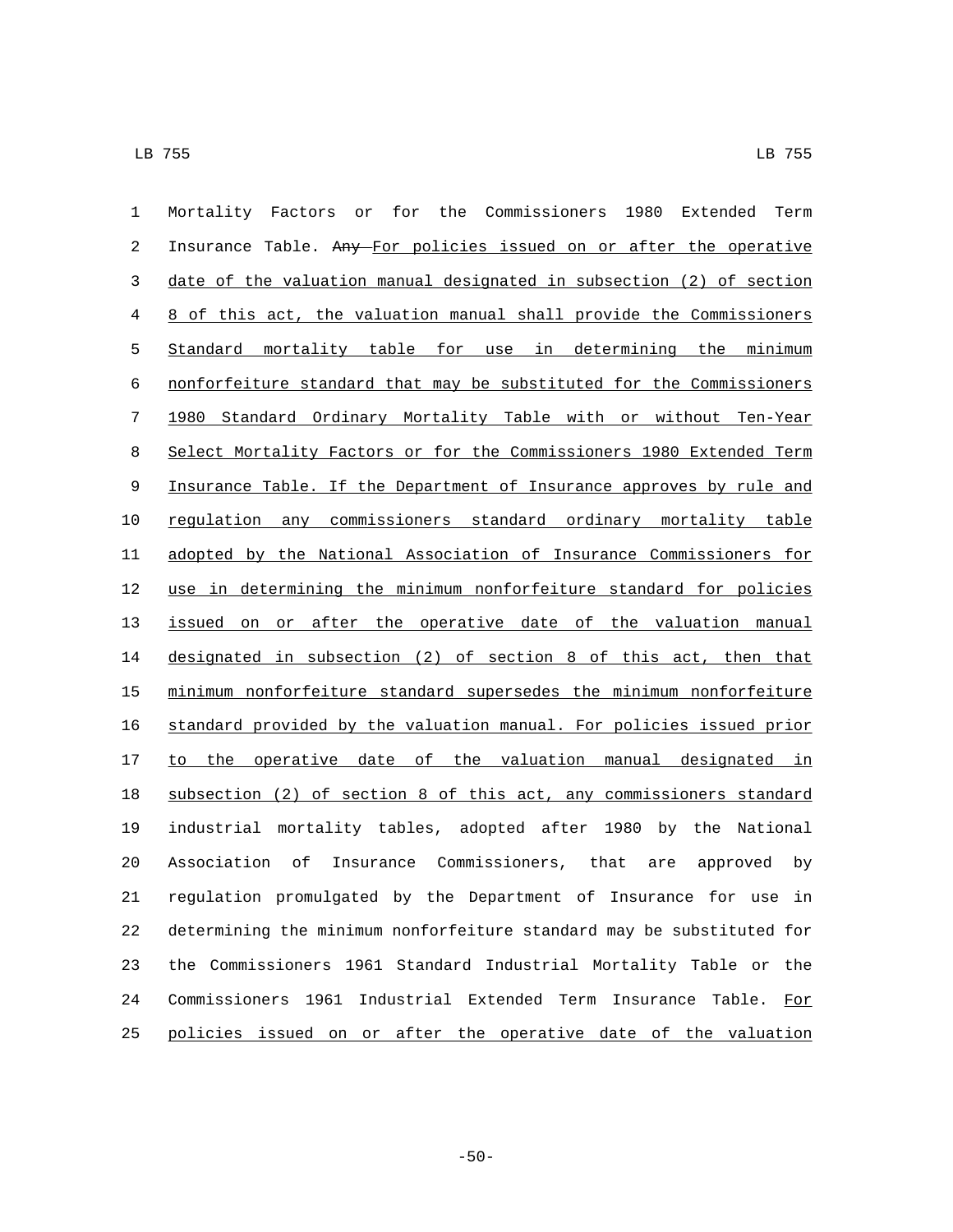Mortality Factors or for the Commissioners 1980 Extended Term Insurance Table. ~~Any~~ For policies issued on or after the operative date of the valuation manual designated in subsection (2) of section 8 of this act, the valuation manual shall provide the Commissioners Standard mortality table for use in determining the minimum nonforfeiture standard that may be substituted for the Commissioners 1980 Standard Ordinary Mortality Table with or without Ten-Year Select Mortality Factors or for the Commissioners 1980 Extended Term Insurance Table. If the Department of Insurance approves by rule and regulation any commissioners standard ordinary mortality table adopted by the National Association of Insurance Commissioners for use in determining the minimum nonforfeiture standard for policies issued on or after the operative date of the valuation manual designated in subsection (2) of section 8 of this act, then that minimum nonforfeiture standard supersedes the minimum nonforfeiture standard provided by the valuation manual. For policies issued prior to the operative date of the valuation manual designated in subsection (2) of section 8 of this act, any commissioners standard industrial mortality tables, adopted after 1980 by the National Association of Insurance Commissioners, that are approved by regulation promulgated by the Department of Insurance for use in determining the minimum nonforfeiture standard may be substituted for the Commissioners 1961 Standard Industrial Mortality Table or the Commissioners 1961 Industrial Extended Term Insurance Table. For policies issued on or after the operative date of the valuation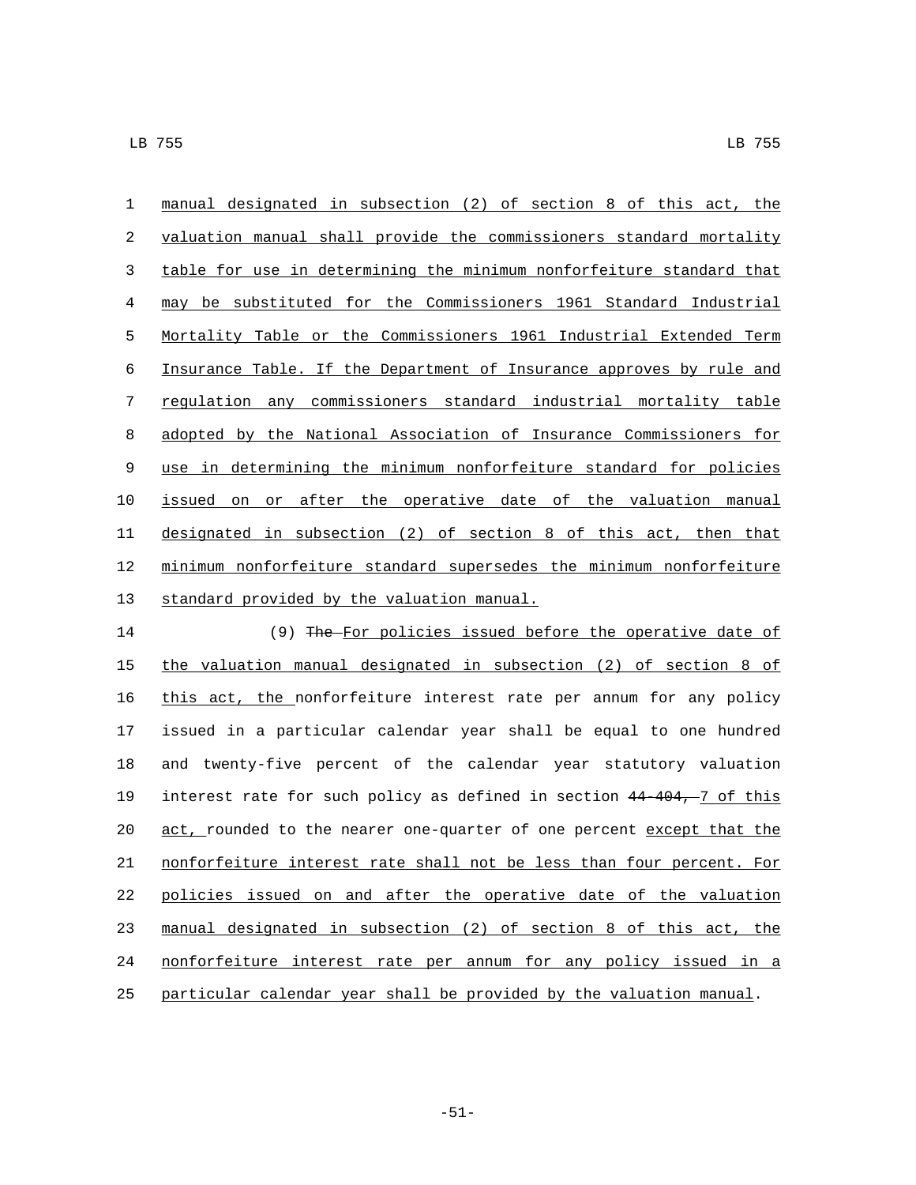manual designated in subsection (2) of section 8 of this act, the valuation manual shall provide the commissioners standard mortality table for use in determining the minimum nonforfeiture standard that may be substituted for the Commissioners 1961 Standard Industrial Mortality Table or the Commissioners 1961 Industrial Extended Term Insurance Table. If the Department of Insurance approves by rule and regulation any commissioners standard industrial mortality table adopted by the National Association of Insurance Commissioners for use in determining the minimum nonforfeiture standard for policies issued on or after the operative date of the valuation manual designated in subsection (2) of section 8 of this act, then that minimum nonforfeiture standard supersedes the minimum nonforfeiture standard provided by the valuation manual.

(9) ~~The~~ For policies issued before the operative date of the valuation manual designated in subsection (2) of section 8 of this act, the nonforfeiture interest rate per annum for any policy issued in a particular calendar year shall be equal to one hundred and twenty-five percent of the calendar year statutory valuation interest rate for such policy as defined in section ~~44-404,~~ 7 of this act, rounded to the nearer one-quarter of one percent except that the nonforfeiture interest rate shall not be less than four percent. For policies issued on and after the operative date of the valuation manual designated in subsection (2) of section 8 of this act, the nonforfeiture interest rate per annum for any policy issued in a particular calendar year shall be provided by the valuation manual.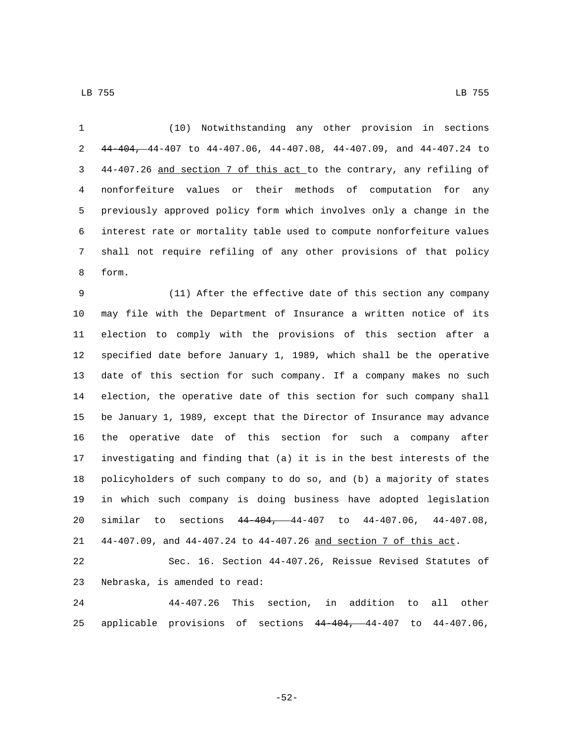(10) Notwithstanding any other provision in sections ~~44-404,~~ 44-407 to 44-407.06, 44-407.08, 44-407.09, and 44-407.24 to 44-407.26 <u>and section 7 of this act</u> to the contrary, any refiling of nonforfeiture values or their methods of computation for any previously approved policy form which involves only a change in the interest rate or mortality table used to compute nonforfeiture values shall not require refiling of any other provisions of that policy form.

(11) After the effective date of this section any company may file with the Department of Insurance a written notice of its election to comply with the provisions of this section after a specified date before January 1, 1989, which shall be the operative date of this section for such company. If a company makes no such election, the operative date of this section for such company shall be January 1, 1989, except that the Director of Insurance may advance the operative date of this section for such a company after investigating and finding that (a) it is in the best interests of the policyholders of such company to do so, and (b) a majority of states in which such company is doing business have adopted legislation similar to sections ~~44-404,~~ 44-407 to 44-407.06, 44-407.08, 44-407.09, and 44-407.24 to 44-407.26 <u>and section 7 of this act</u>.

Sec. 16. Section 44-407.26, Reissue Revised Statutes of Nebraska, is amended to read:

44-407.26 This section, in addition to all other applicable provisions of sections ~~44-404,~~ 44-407 to 44-407.06,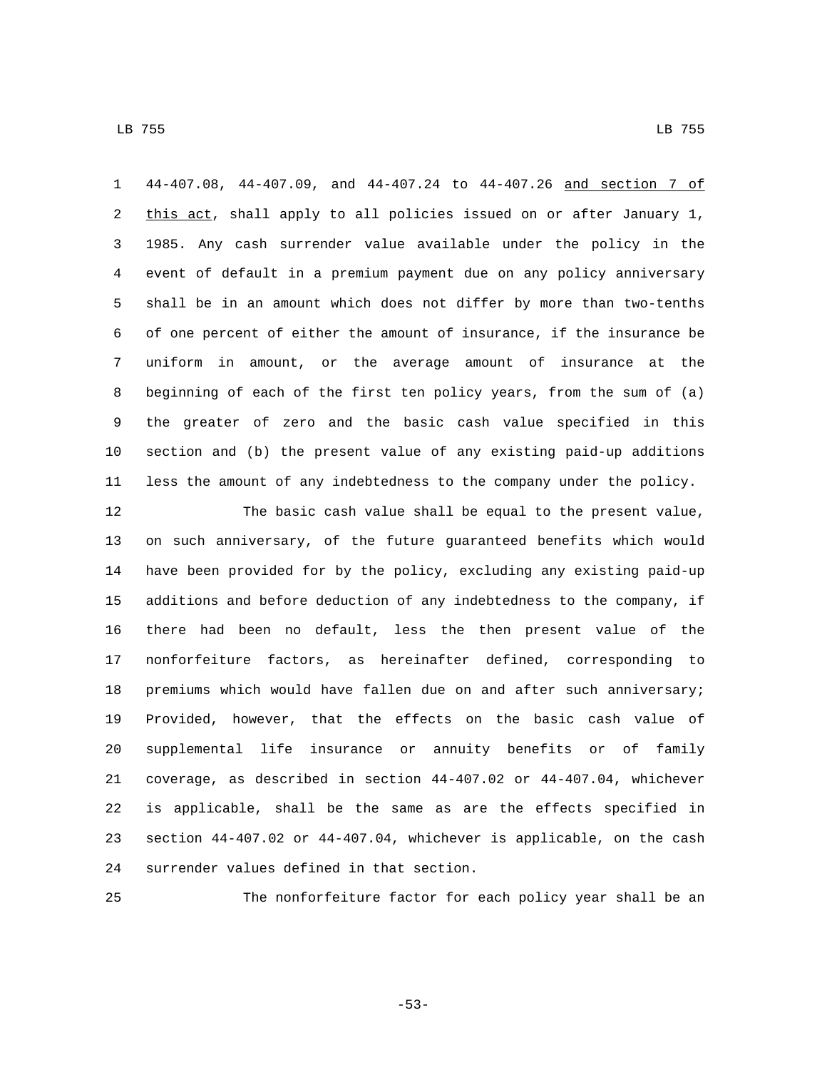44-407.08, 44-407.09, and 44-407.24 to 44-407.26 <u>and section 7 of this act</u>, shall apply to all policies issued on or after January 1, 1985. Any cash surrender value available under the policy in the event of default in a premium payment due on any policy anniversary shall be in an amount which does not differ by more than two-tenths of one percent of either the amount of insurance, if the insurance be uniform in amount, or the average amount of insurance at the beginning of each of the first ten policy years, from the sum of (a) the greater of zero and the basic cash value specified in this section and (b) the present value of any existing paid-up additions less the amount of any indebtedness to the company under the policy.

The basic cash value shall be equal to the present value, on such anniversary, of the future guaranteed benefits which would have been provided for by the policy, excluding any existing paid-up additions and before deduction of any indebtedness to the company, if there had been no default, less the then present value of the nonforfeiture factors, as hereinafter defined, corresponding to premiums which would have fallen due on and after such anniversary; Provided, however, that the effects on the basic cash value of supplemental life insurance or annuity benefits or of family coverage, as described in section 44-407.02 or 44-407.04, whichever is applicable, shall be the same as are the effects specified in section 44-407.02 or 44-407.04, whichever is applicable, on the cash surrender values defined in that section.

The nonforfeiture factor for each policy year shall be an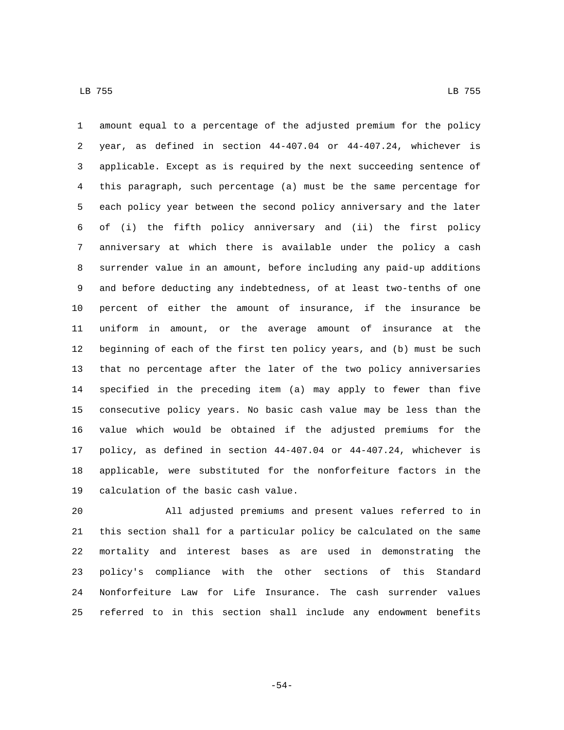amount equal to a percentage of the adjusted premium for the policy year, as defined in section 44-407.04 or 44-407.24, whichever is applicable. Except as is required by the next succeeding sentence of this paragraph, such percentage (a) must be the same percentage for each policy year between the second policy anniversary and the later of (i) the fifth policy anniversary and (ii) the first policy anniversary at which there is available under the policy a cash surrender value in an amount, before including any paid-up additions and before deducting any indebtedness, of at least two-tenths of one percent of either the amount of insurance, if the insurance be uniform in amount, or the average amount of insurance at the beginning of each of the first ten policy years, and (b) must be such that no percentage after the later of the two policy anniversaries specified in the preceding item (a) may apply to fewer than five consecutive policy years. No basic cash value may be less than the value which would be obtained if the adjusted premiums for the policy, as defined in section 44-407.04 or 44-407.24, whichever is applicable, were substituted for the nonforfeiture factors in the calculation of the basic cash value.

All adjusted premiums and present values referred to in this section shall for a particular policy be calculated on the same mortality and interest bases as are used in demonstrating the policy's compliance with the other sections of this Standard Nonforfeiture Law for Life Insurance. The cash surrender values referred to in this section shall include any endowment benefits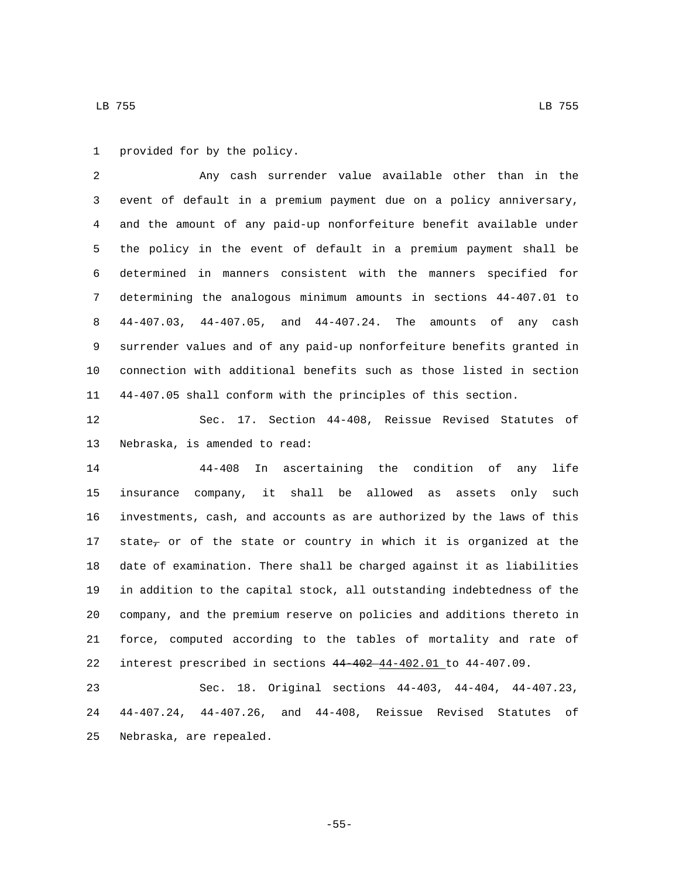provided for by the policy.

Any cash surrender value available other than in the event of default in a premium payment due on a policy anniversary, and the amount of any paid-up nonforfeiture benefit available under the policy in the event of default in a premium payment shall be determined in manners consistent with the manners specified for determining the analogous minimum amounts in sections 44-407.01 to 44-407.03, 44-407.05, and 44-407.24. The amounts of any cash surrender values and of any paid-up nonforfeiture benefits granted in connection with additional benefits such as those listed in section 44-407.05 shall conform with the principles of this section.

Sec. 17. Section 44-408, Reissue Revised Statutes of Nebraska, is amended to read:

44-408 In ascertaining the condition of any life insurance company, it shall be allowed as assets only such investments, cash, and accounts as are authorized by the laws of this state~~,~~ or of the state or country in which it is organized at the date of examination. There shall be charged against it as liabilities in addition to the capital stock, all outstanding indebtedness of the company, and the premium reserve on policies and additions thereto in force, computed according to the tables of mortality and rate of interest prescribed in sections ~~44-402~~ <u>44-402.01</u> to 44-407.09.

Sec. 18. Original sections 44-403, 44-404, 44-407.23, 44-407.24, 44-407.26, and 44-408, Reissue Revised Statutes of Nebraska, are repealed.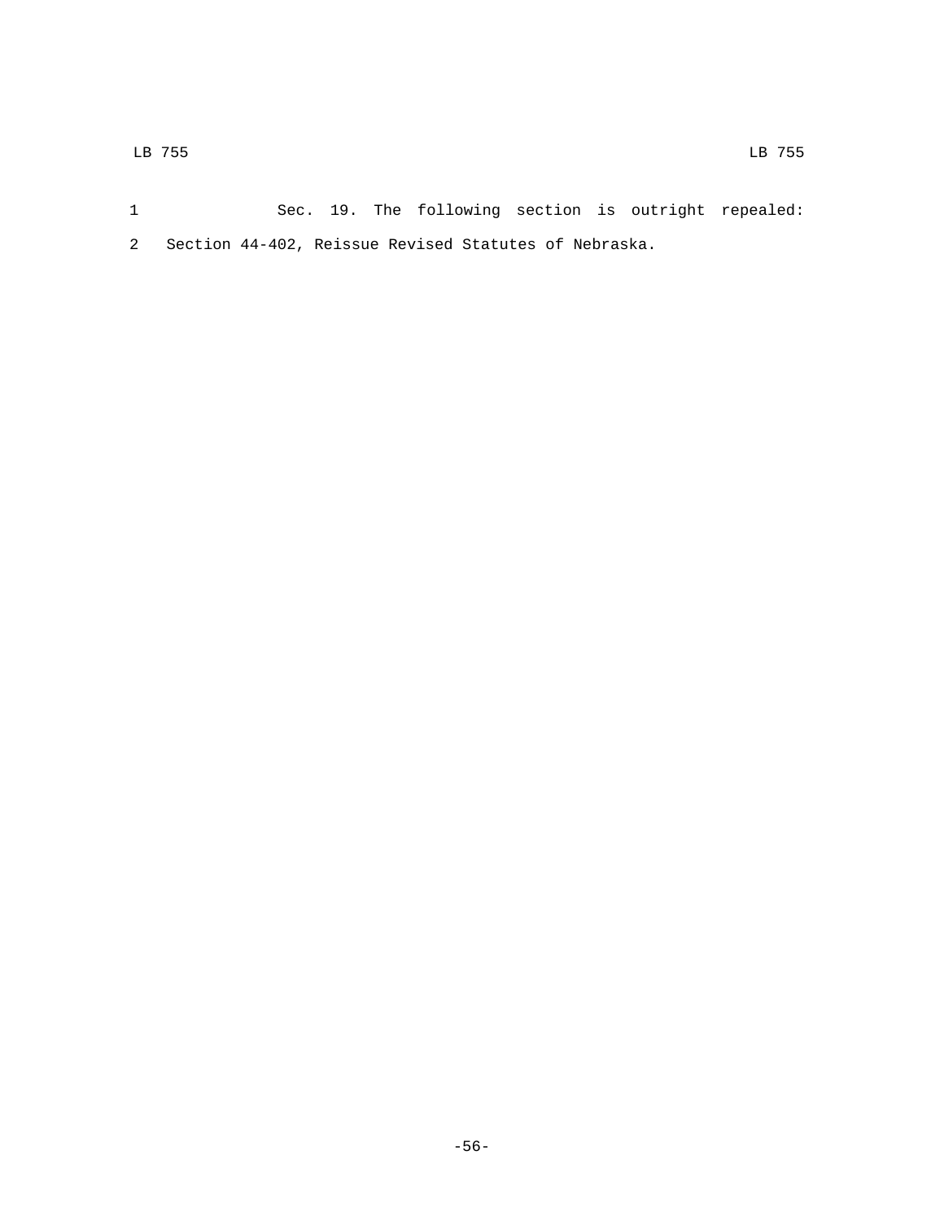Sec. 19. The following section is outright repealed: Section 44-402, Reissue Revised Statutes of Nebraska.